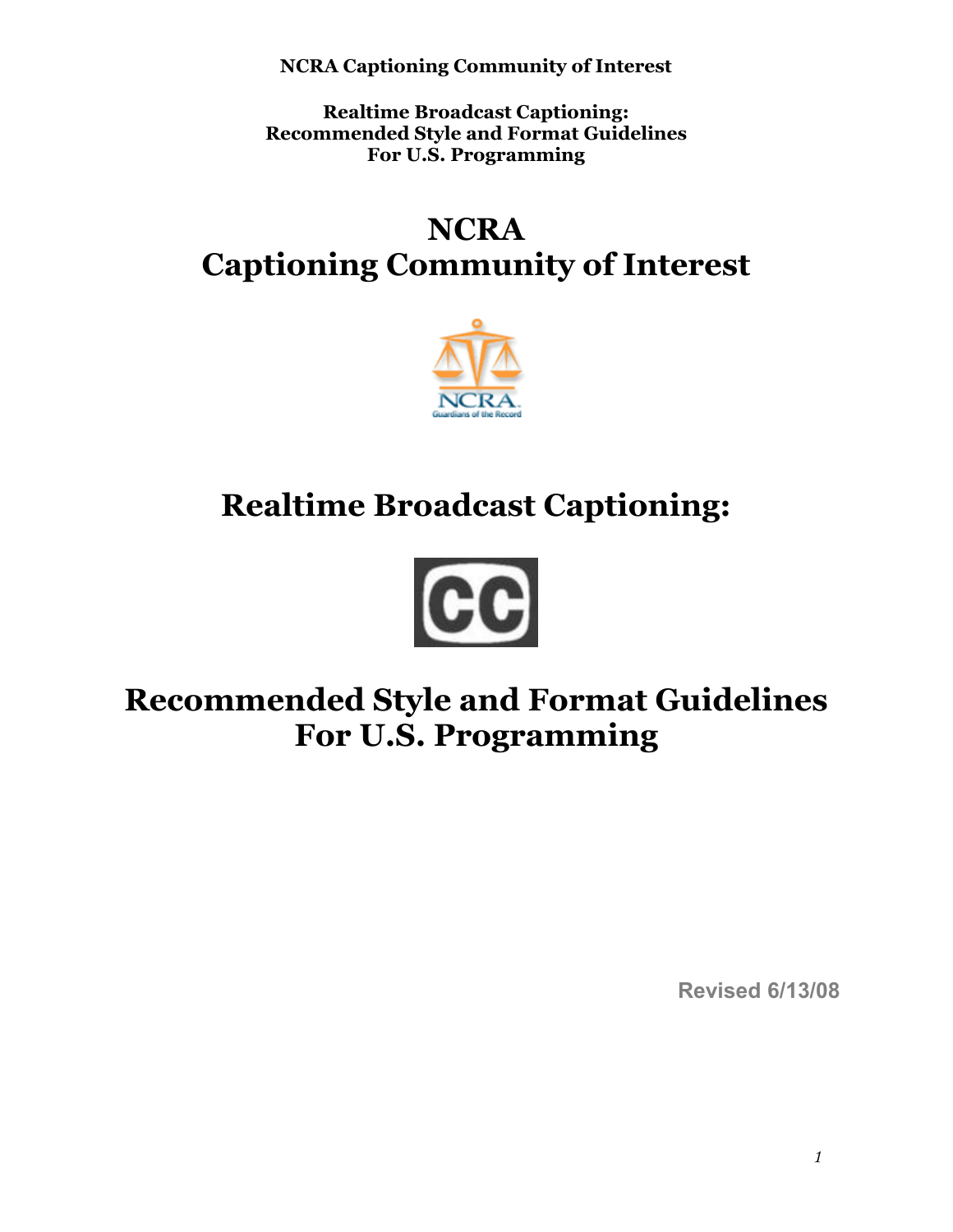# NCRA Captioning Community of Interest

# Realtime Broadcast Captioning:

# Recommended Style and Format Guidelines For U.S. Programming

Revised 6/13/08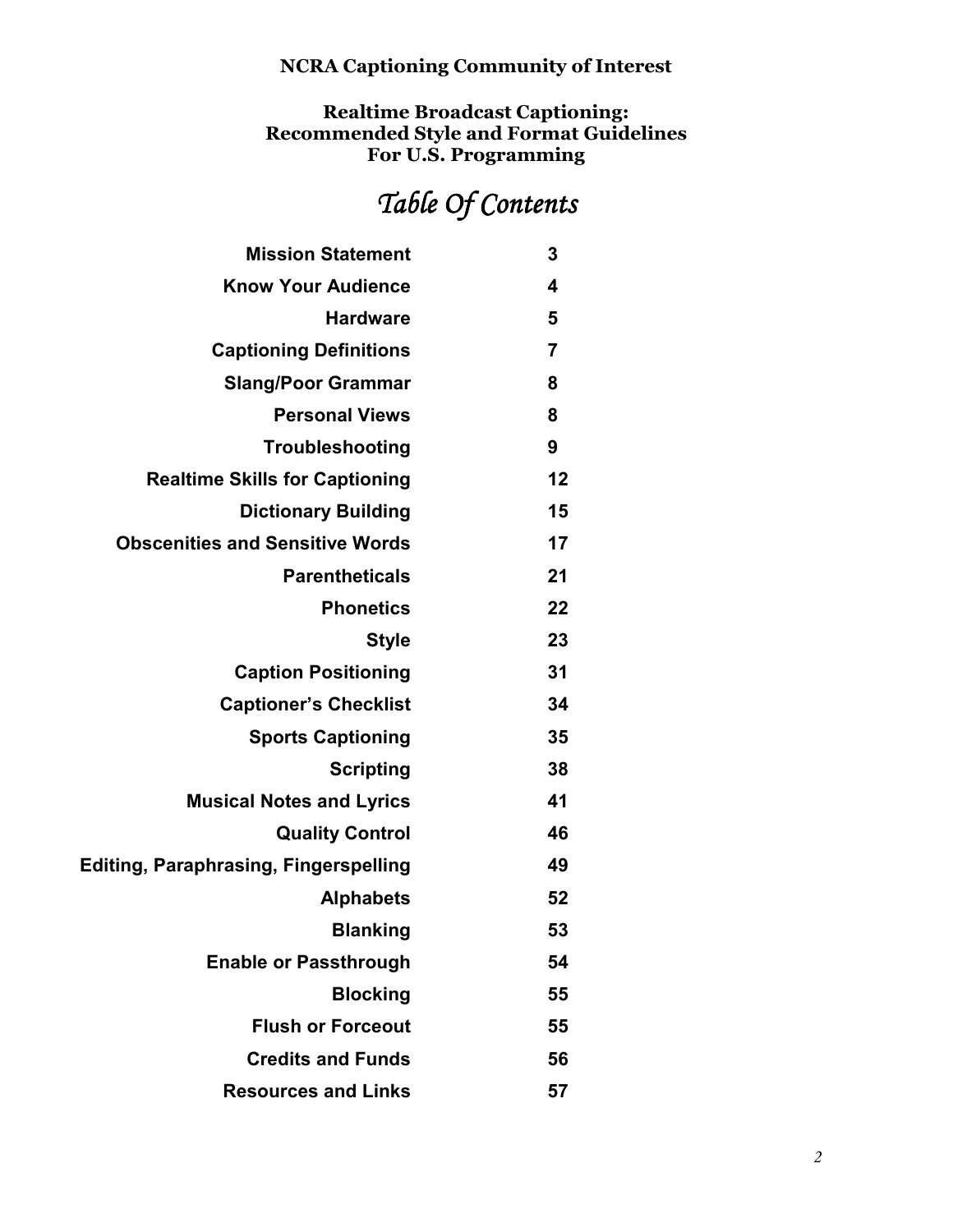**NCRA Captioning Community of Interest**

**Realtime Broadcast Captioning:**
**Recommended Style and Format Guidelines**
**For U.S. Programming**

# *Table Of Contents*

| Section | Page |
|---|---|
| **Mission Statement** | **3** |
| **Know Your Audience** | **4** |
| **Hardware** | **5** |
| **Captioning Definitions** | **7** |
| **Slang/Poor Grammar** | **8** |
| **Personal Views** | **8** |
| **Troubleshooting** | **9** |
| **Realtime Skills for Captioning** | **12** |
| **Dictionary Building** | **15** |
| **Obscenities and Sensitive Words** | **17** |
| **Parentheticals** | **21** |
| **Phonetics** | **22** |
| **Style** | **23** |
| **Caption Positioning** | **31** |
| **Captioner's Checklist** | **34** |
| **Sports Captioning** | **35** |
| **Scripting** | **38** |
| **Musical Notes and Lyrics** | **41** |
| **Quality Control** | **46** |
| **Editing, Paraphrasing, Fingerspelling** | **49** |
| **Alphabets** | **52** |
| **Blanking** | **53** |
| **Enable or Passthrough** | **54** |
| **Blocking** | **55** |
| **Flush or Forceout** | **55** |
| **Credits and Funds** | **56** |
| **Resources and Links** | **57** |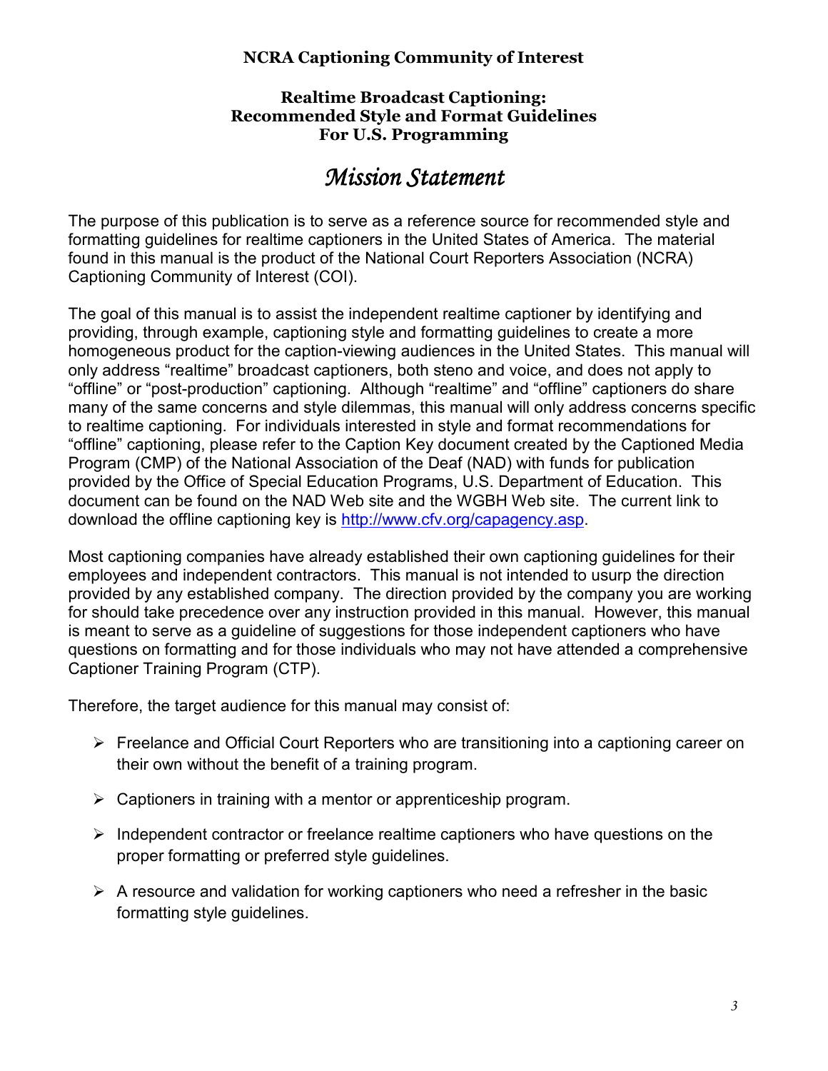**NCRA Captioning Community of Interest**

**Realtime Broadcast Captioning:**
**Recommended Style and Format Guidelines**
**For U.S. Programming**

# *Mission Statement*

The purpose of this publication is to serve as a reference source for recommended style and formatting guidelines for realtime captioners in the United States of America. The material found in this manual is the product of the National Court Reporters Association (NCRA) Captioning Community of Interest (COI).

The goal of this manual is to assist the independent realtime captioner by identifying and providing, through example, captioning style and formatting guidelines to create a more homogeneous product for the caption-viewing audiences in the United States. This manual will only address "realtime" broadcast captioners, both steno and voice, and does not apply to "offline" or "post-production" captioning. Although "realtime" and "offline" captioners do share many of the same concerns and style dilemmas, this manual will only address concerns specific to realtime captioning. For individuals interested in style and format recommendations for "offline" captioning, please refer to the Caption Key document created by the Captioned Media Program (CMP) of the National Association of the Deaf (NAD) with funds for publication provided by the Office of Special Education Programs, U.S. Department of Education. This document can be found on the NAD Web site and the WGBH Web site. The current link to download the offline captioning key is http://www.cfv.org/capagency.asp.

Most captioning companies have already established their own captioning guidelines for their employees and independent contractors. This manual is not intended to usurp the direction provided by any established company. The direction provided by the company you are working for should take precedence over any instruction provided in this manual. However, this manual is meant to serve as a guideline of suggestions for those independent captioners who have questions on formatting and for those individuals who may not have attended a comprehensive Captioner Training Program (CTP).

Therefore, the target audience for this manual may consist of:

- Freelance and Official Court Reporters who are transitioning into a captioning career on their own without the benefit of a training program.
- Captioners in training with a mentor or apprenticeship program.
- Independent contractor or freelance realtime captioners who have questions on the proper formatting or preferred style guidelines.
- A resource and validation for working captioners who need a refresher in the basic formatting style guidelines.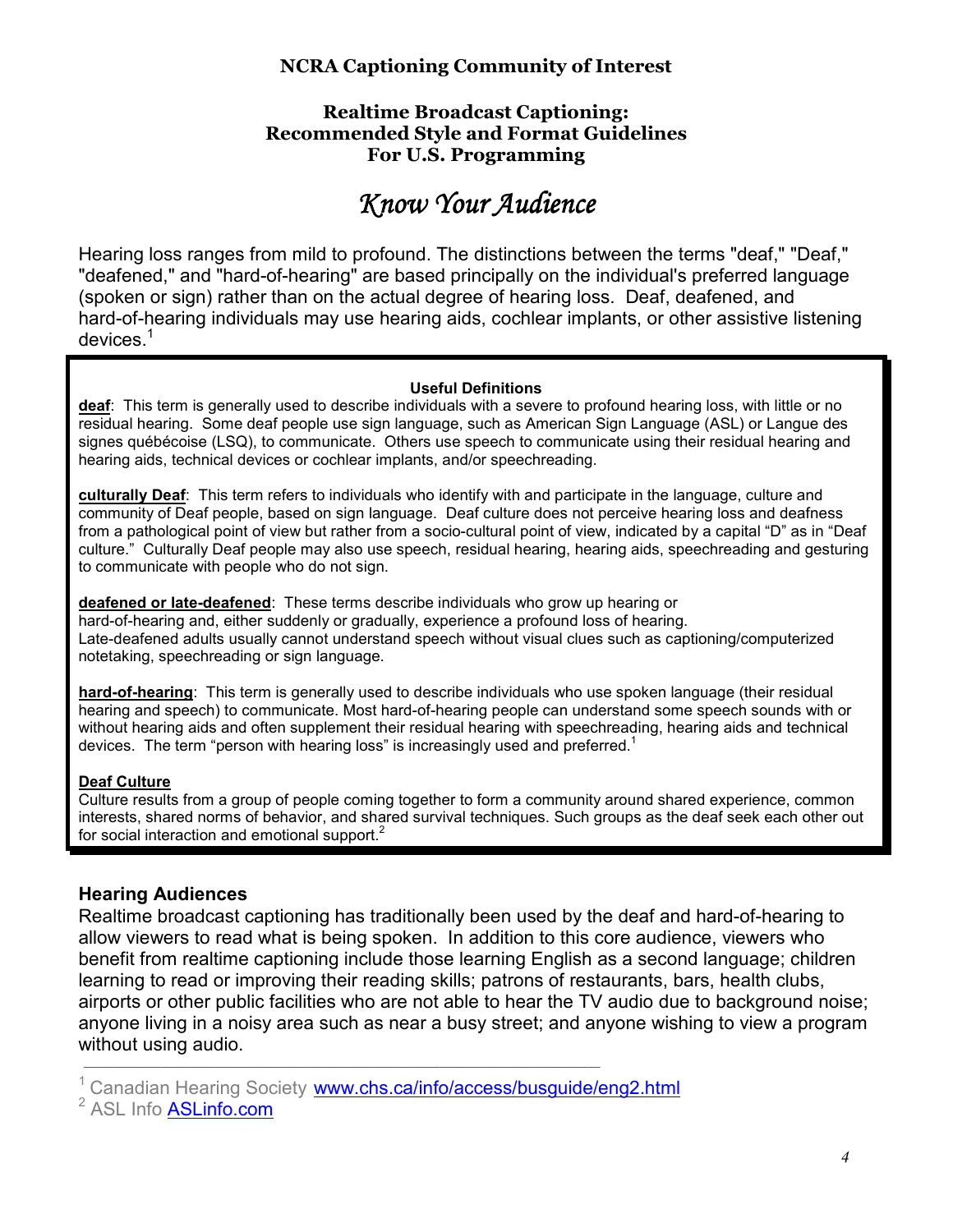**NCRA Captioning Community of Interest**

**Realtime Broadcast Captioning:**
**Recommended Style and Format Guidelines**
**For U.S. Programming**

# *Know Your Audience*

Hearing loss ranges from mild to profound. The distinctions between the terms "deaf," "Deaf," "deafened," and "hard-of-hearing" are based principally on the individual's preferred language (spoken or sign) rather than on the actual degree of hearing loss. Deaf, deafened, and hard-of-hearing individuals may use hearing aids, cochlear implants, or other assistive listening devices.[1]

**Useful Definitions**

**deaf**: This term is generally used to describe individuals with a severe to profound hearing loss, with little or no residual hearing. Some deaf people use sign language, such as American Sign Language (ASL) or Langue des signes québécoise (LSQ), to communicate. Others use speech to communicate using their residual hearing and hearing aids, technical devices or cochlear implants, and/or speechreading.

**culturally Deaf**: This term refers to individuals who identify with and participate in the language, culture and community of Deaf people, based on sign language. Deaf culture does not perceive hearing loss and deafness from a pathological point of view but rather from a socio-cultural point of view, indicated by a capital "D" as in "Deaf culture." Culturally Deaf people may also use speech, residual hearing, hearing aids, speechreading and gesturing to communicate with people who do not sign.

**deafened or late-deafened**: These terms describe individuals who grow up hearing or hard-of-hearing and, either suddenly or gradually, experience a profound loss of hearing. Late-deafened adults usually cannot understand speech without visual clues such as captioning/computerized notetaking, speechreading or sign language.

**hard-of-hearing**: This term is generally used to describe individuals who use spoken language (their residual hearing and speech) to communicate. Most hard-of-hearing people can understand some speech sounds with or without hearing aids and often supplement their residual hearing with speechreading, hearing aids and technical devices. The term "person with hearing loss" is increasingly used and preferred.[1]

**Deaf Culture**

Culture results from a group of people coming together to form a community around shared experience, common interests, shared norms of behavior, and shared survival techniques. Such groups as the deaf seek each other out for social interaction and emotional support.[2]

## Hearing Audiences

Realtime broadcast captioning has traditionally been used by the deaf and hard-of-hearing to allow viewers to read what is being spoken. In addition to this core audience, viewers who benefit from realtime captioning include those learning English as a second language; children learning to read or improving their reading skills; patrons of restaurants, bars, health clubs, airports or other public facilities who are not able to hear the TV audio due to background noise; anyone living in a noisy area such as near a busy street; and anyone wishing to view a program without using audio.

---

[1] Canadian Hearing Society www.chs.ca/info/access/busguide/eng2.html

[2] ASL Info ASLinfo.com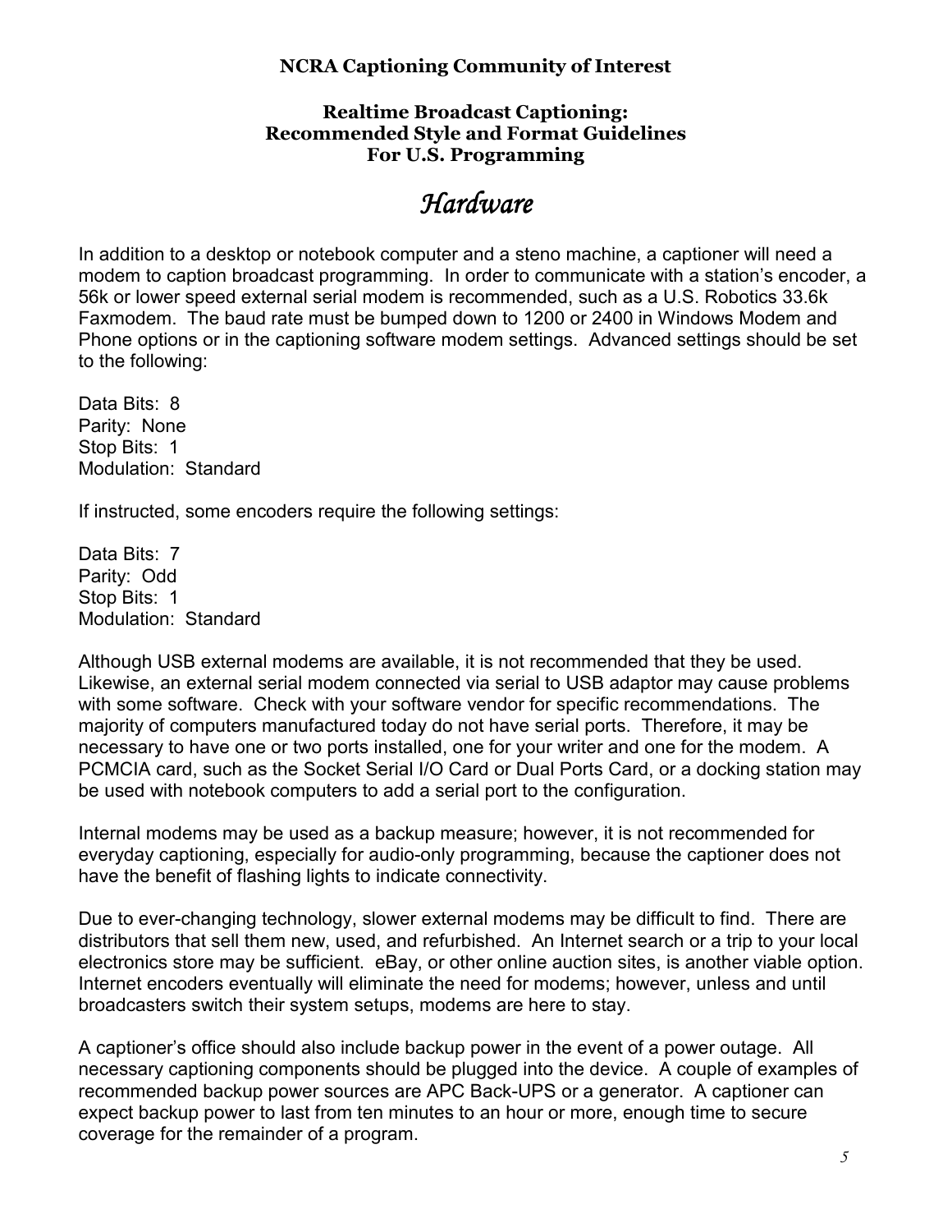**NCRA Captioning Community of Interest**

**Realtime Broadcast Captioning:**
**Recommended Style and Format Guidelines**
**For U.S. Programming**

# *Hardware*

In addition to a desktop or notebook computer and a steno machine, a captioner will need a modem to caption broadcast programming. In order to communicate with a station's encoder, a 56k or lower speed external serial modem is recommended, such as a U.S. Robotics 33.6k Faxmodem. The baud rate must be bumped down to 1200 or 2400 in Windows Modem and Phone options or in the captioning software modem settings. Advanced settings should be set to the following:

Data Bits: 8
Parity: None
Stop Bits: 1
Modulation: Standard

If instructed, some encoders require the following settings:

Data Bits: 7
Parity: Odd
Stop Bits: 1
Modulation: Standard

Although USB external modems are available, it is not recommended that they be used. Likewise, an external serial modem connected via serial to USB adaptor may cause problems with some software. Check with your software vendor for specific recommendations. The majority of computers manufactured today do not have serial ports. Therefore, it may be necessary to have one or two ports installed, one for your writer and one for the modem. A PCMCIA card, such as the Socket Serial I/O Card or Dual Ports Card, or a docking station may be used with notebook computers to add a serial port to the configuration.

Internal modems may be used as a backup measure; however, it is not recommended for everyday captioning, especially for audio-only programming, because the captioner does not have the benefit of flashing lights to indicate connectivity.

Due to ever-changing technology, slower external modems may be difficult to find. There are distributors that sell them new, used, and refurbished. An Internet search or a trip to your local electronics store may be sufficient. eBay, or other online auction sites, is another viable option. Internet encoders eventually will eliminate the need for modems; however, unless and until broadcasters switch their system setups, modems are here to stay.

A captioner's office should also include backup power in the event of a power outage. All necessary captioning components should be plugged into the device. A couple of examples of recommended backup power sources are APC Back-UPS or a generator. A captioner can expect backup power to last from ten minutes to an hour or more, enough time to secure coverage for the remainder of a program.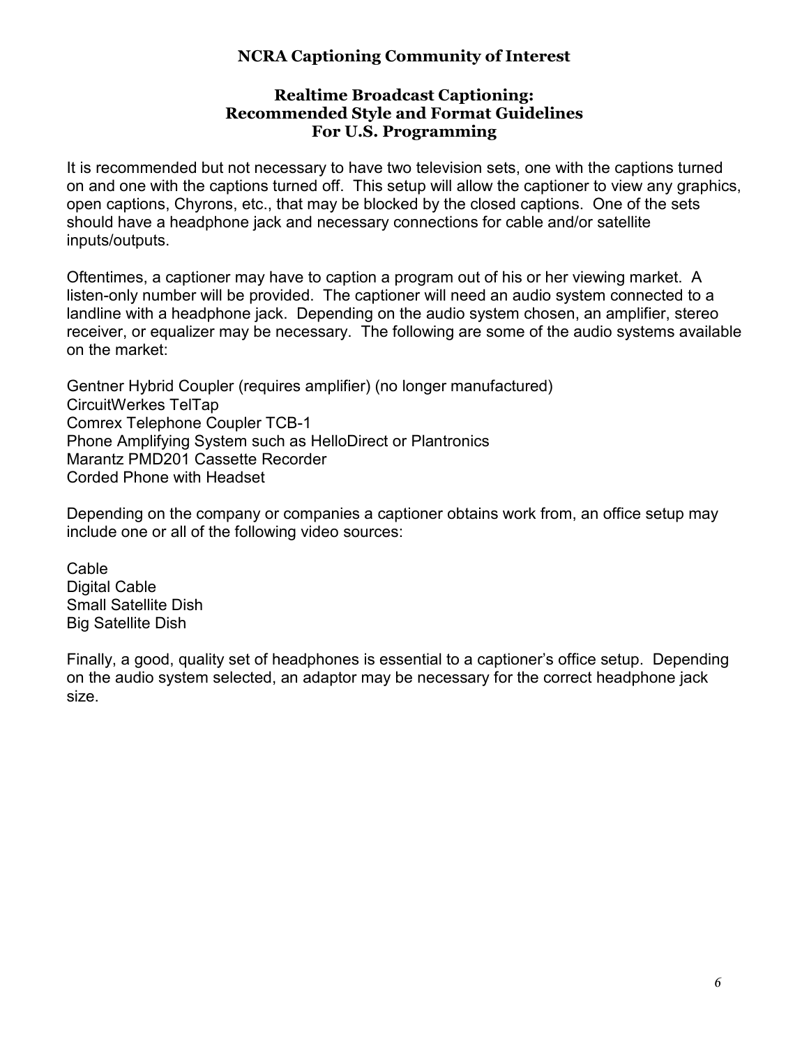**NCRA Captioning Community of Interest**

**Realtime Broadcast Captioning:
Recommended Style and Format Guidelines
For U.S. Programming**

It is recommended but not necessary to have two television sets, one with the captions turned on and one with the captions turned off. This setup will allow the captioner to view any graphics, open captions, Chyrons, etc., that may be blocked by the closed captions. One of the sets should have a headphone jack and necessary connections for cable and/or satellite inputs/outputs.

Oftentimes, a captioner may have to caption a program out of his or her viewing market. A listen-only number will be provided. The captioner will need an audio system connected to a landline with a headphone jack. Depending on the audio system chosen, an amplifier, stereo receiver, or equalizer may be necessary. The following are some of the audio systems available on the market:

Gentner Hybrid Coupler (requires amplifier) (no longer manufactured)
CircuitWerkes TelTap
Comrex Telephone Coupler TCB-1
Phone Amplifying System such as HelloDirect or Plantronics
Marantz PMD201 Cassette Recorder
Corded Phone with Headset

Depending on the company or companies a captioner obtains work from, an office setup may include one or all of the following video sources:

Cable
Digital Cable
Small Satellite Dish
Big Satellite Dish

Finally, a good, quality set of headphones is essential to a captioner's office setup. Depending on the audio system selected, an adaptor may be necessary for the correct headphone jack size.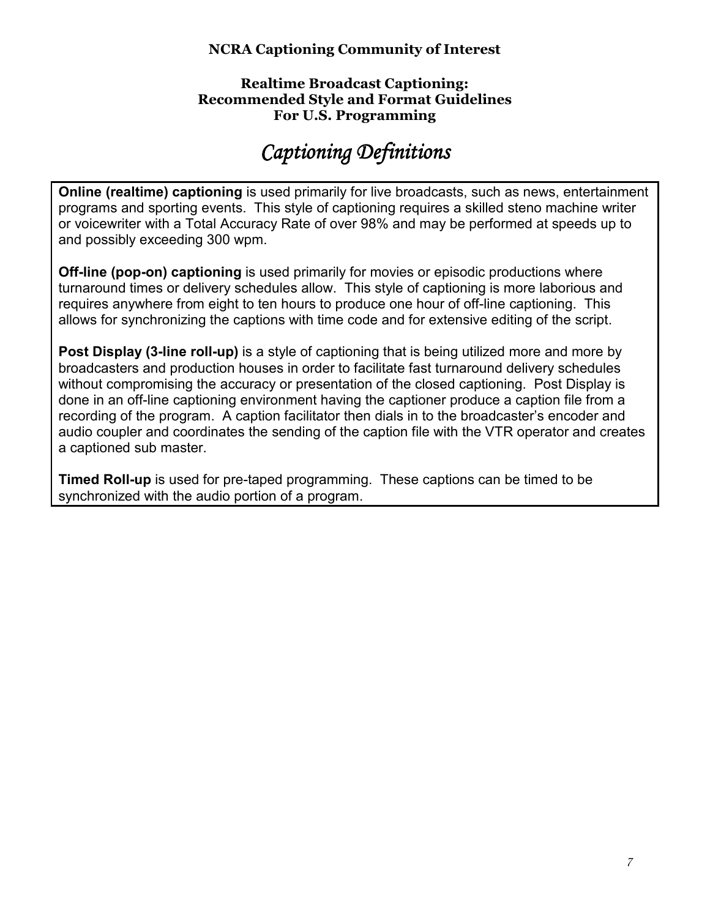**NCRA Captioning Community of Interest**

**Realtime Broadcast Captioning:**
**Recommended Style and Format Guidelines**
**For U.S. Programming**

# *Captioning Definitions*

**Online (realtime) captioning** is used primarily for live broadcasts, such as news, entertainment programs and sporting events. This style of captioning requires a skilled steno machine writer or voicewriter with a Total Accuracy Rate of over 98% and may be performed at speeds up to and possibly exceeding 300 wpm.

**Off-line (pop-on) captioning** is used primarily for movies or episodic productions where turnaround times or delivery schedules allow. This style of captioning is more laborious and requires anywhere from eight to ten hours to produce one hour of off-line captioning. This allows for synchronizing the captions with time code and for extensive editing of the script.

**Post Display (3-line roll-up)** is a style of captioning that is being utilized more and more by broadcasters and production houses in order to facilitate fast turnaround delivery schedules without compromising the accuracy or presentation of the closed captioning. Post Display is done in an off-line captioning environment having the captioner produce a caption file from a recording of the program. A caption facilitator then dials in to the broadcaster's encoder and audio coupler and coordinates the sending of the caption file with the VTR operator and creates a captioned sub master.

**Timed Roll-up** is used for pre-taped programming. These captions can be timed to be synchronized with the audio portion of a program.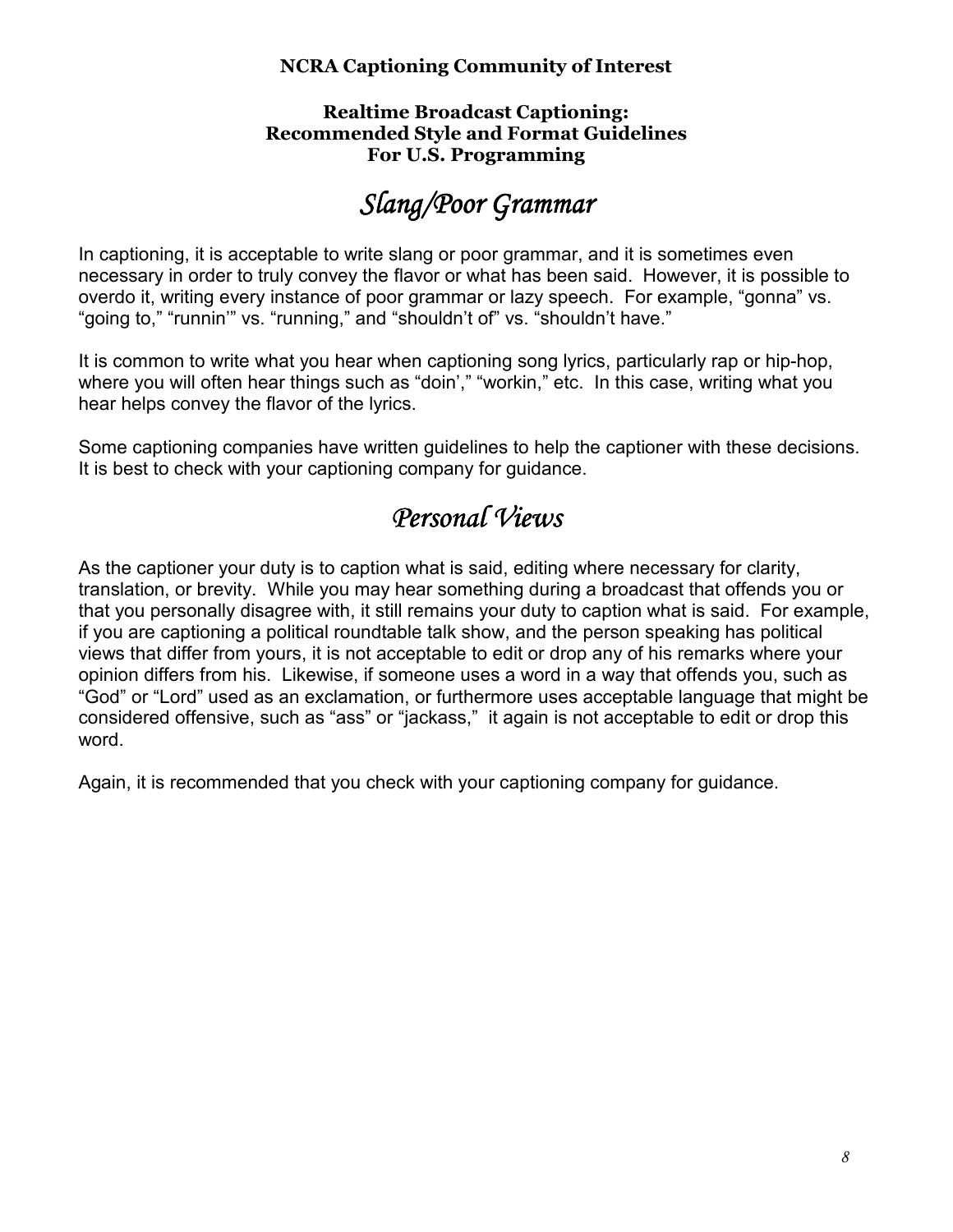# Slang/Poor Grammar

In captioning, it is acceptable to write slang or poor grammar, and it is sometimes even necessary in order to truly convey the flavor or what has been said. However, it is possible to overdo it, writing every instance of poor grammar or lazy speech. For example, "gonna" vs. "going to," "runnin'" vs. "running," and "shouldn't of" vs. "shouldn't have."

It is common to write what you hear when captioning song lyrics, particularly rap or hip-hop, where you will often hear things such as "doin'," "workin," etc. In this case, writing what you hear helps convey the flavor of the lyrics.

Some captioning companies have written guidelines to help the captioner with these decisions. It is best to check with your captioning company for guidance.

# Personal Views

As the captioner your duty is to caption what is said, editing where necessary for clarity, translation, or brevity. While you may hear something during a broadcast that offends you or that you personally disagree with, it still remains your duty to caption what is said. For example, if you are captioning a political roundtable talk show, and the person speaking has political views that differ from yours, it is not acceptable to edit or drop any of his remarks where your opinion differs from his. Likewise, if someone uses a word in a way that offends you, such as "God" or "Lord" used as an exclamation, or furthermore uses acceptable language that might be considered offensive, such as "ass" or "jackass," it again is not acceptable to edit or drop this word.

Again, it is recommended that you check with your captioning company for guidance.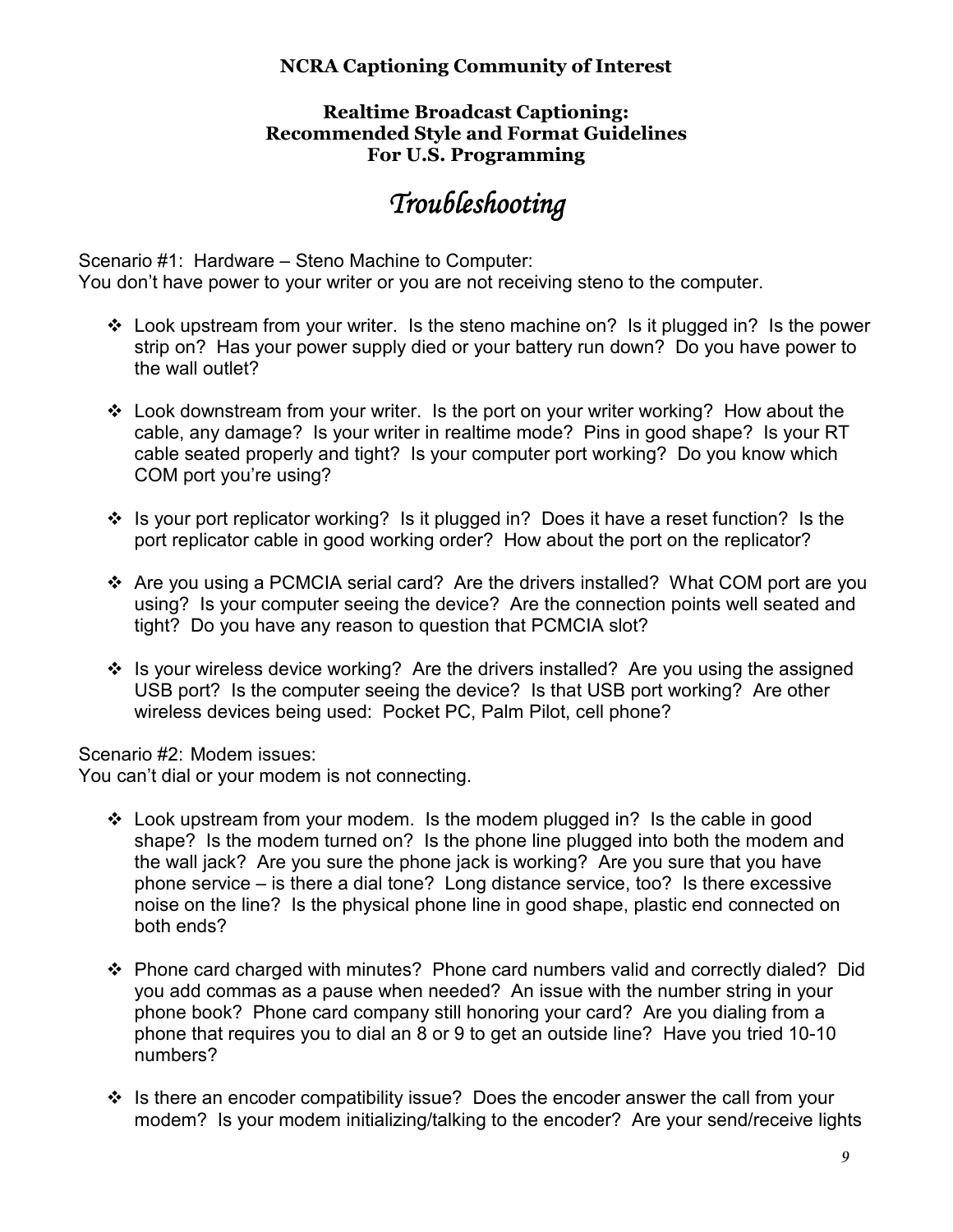**NCRA Captioning Community of Interest**

**Realtime Broadcast Captioning:**
**Recommended Style and Format Guidelines**
**For U.S. Programming**

# *Troubleshooting*

Scenario #1: Hardware – Steno Machine to Computer:
You don't have power to your writer or you are not receiving steno to the computer.

- Look upstream from your writer. Is the steno machine on? Is it plugged in? Is the power strip on? Has your power supply died or your battery run down? Do you have power to the wall outlet?

- Look downstream from your writer. Is the port on your writer working? How about the cable, any damage? Is your writer in realtime mode? Pins in good shape? Is your RT cable seated properly and tight? Is your computer port working? Do you know which COM port you're using?

- Is your port replicator working? Is it plugged in? Does it have a reset function? Is the port replicator cable in good working order? How about the port on the replicator?

- Are you using a PCMCIA serial card? Are the drivers installed? What COM port are you using? Is your computer seeing the device? Are the connection points well seated and tight? Do you have any reason to question that PCMCIA slot?

- Is your wireless device working? Are the drivers installed? Are you using the assigned USB port? Is the computer seeing the device? Is that USB port working? Are other wireless devices being used: Pocket PC, Palm Pilot, cell phone?

Scenario #2: Modem issues:
You can't dial or your modem is not connecting.

- Look upstream from your modem. Is the modem plugged in? Is the cable in good shape? Is the modem turned on? Is the phone line plugged into both the modem and the wall jack? Are you sure the phone jack is working? Are you sure that you have phone service – is there a dial tone? Long distance service, too? Is there excessive noise on the line? Is the physical phone line in good shape, plastic end connected on both ends?

- Phone card charged with minutes? Phone card numbers valid and correctly dialed? Did you add commas as a pause when needed? An issue with the number string in your phone book? Phone card company still honoring your card? Are you dialing from a phone that requires you to dial an 8 or 9 to get an outside line? Have you tried 10-10 numbers?

- Is there an encoder compatibility issue? Does the encoder answer the call from your modem? Is your modem initializing/talking to the encoder? Are your send/receive lights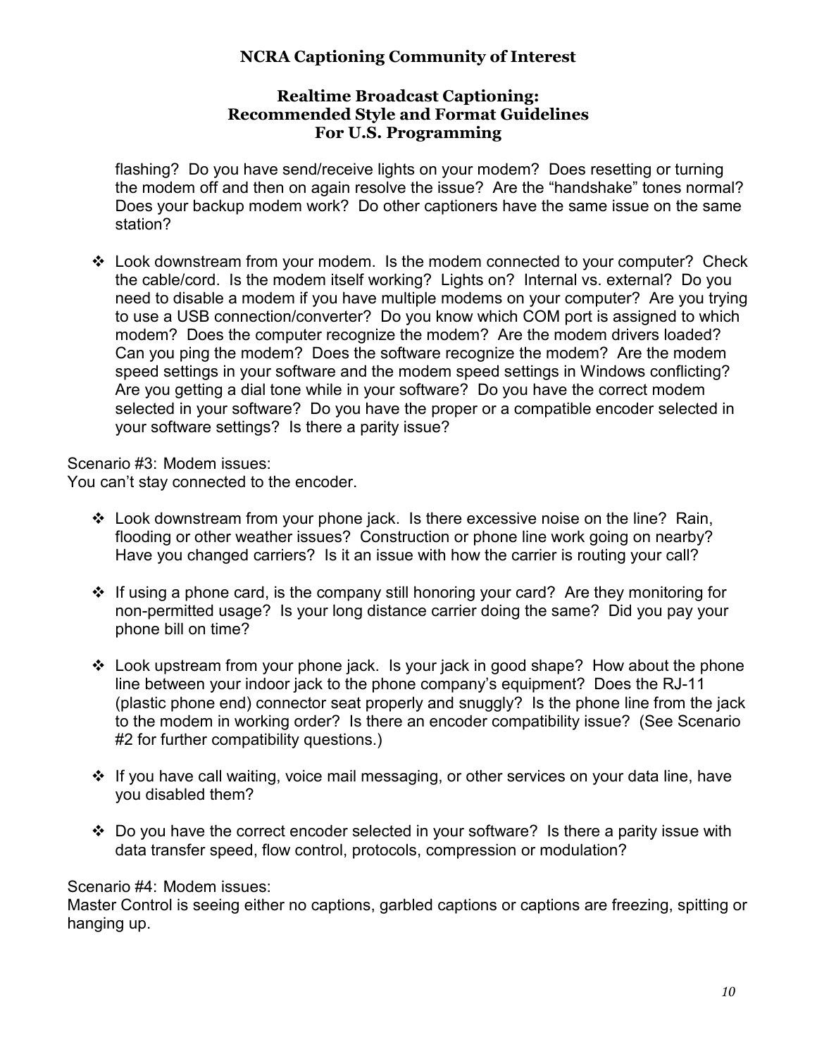flashing? Do you have send/receive lights on your modem? Does resetting or turning the modem off and then on again resolve the issue? Are the "handshake" tones normal? Does your backup modem work? Do other captioners have the same issue on the same station?

- Look downstream from your modem. Is the modem connected to your computer? Check the cable/cord. Is the modem itself working? Lights on? Internal vs. external? Do you need to disable a modem if you have multiple modems on your computer? Are you trying to use a USB connection/converter? Do you know which COM port is assigned to which modem? Does the computer recognize the modem? Are the modem drivers loaded? Can you ping the modem? Does the software recognize the modem? Are the modem speed settings in your software and the modem speed settings in Windows conflicting? Are you getting a dial tone while in your software? Do you have the correct modem selected in your software? Do you have the proper or a compatible encoder selected in your software settings? Is there a parity issue?

Scenario #3: Modem issues:
You can't stay connected to the encoder.

- Look downstream from your phone jack. Is there excessive noise on the line? Rain, flooding or other weather issues? Construction or phone line work going on nearby? Have you changed carriers? Is it an issue with how the carrier is routing your call?

- If using a phone card, is the company still honoring your card? Are they monitoring for non-permitted usage? Is your long distance carrier doing the same? Did you pay your phone bill on time?

- Look upstream from your phone jack. Is your jack in good shape? How about the phone line between your indoor jack to the phone company's equipment? Does the RJ-11 (plastic phone end) connector seat properly and snuggly? Is the phone line from the jack to the modem in working order? Is there an encoder compatibility issue? (See Scenario #2 for further compatibility questions.)

- If you have call waiting, voice mail messaging, or other services on your data line, have you disabled them?

- Do you have the correct encoder selected in your software? Is there a parity issue with data transfer speed, flow control, protocols, compression or modulation?

Scenario #4: Modem issues:
Master Control is seeing either no captions, garbled captions or captions are freezing, spitting or hanging up.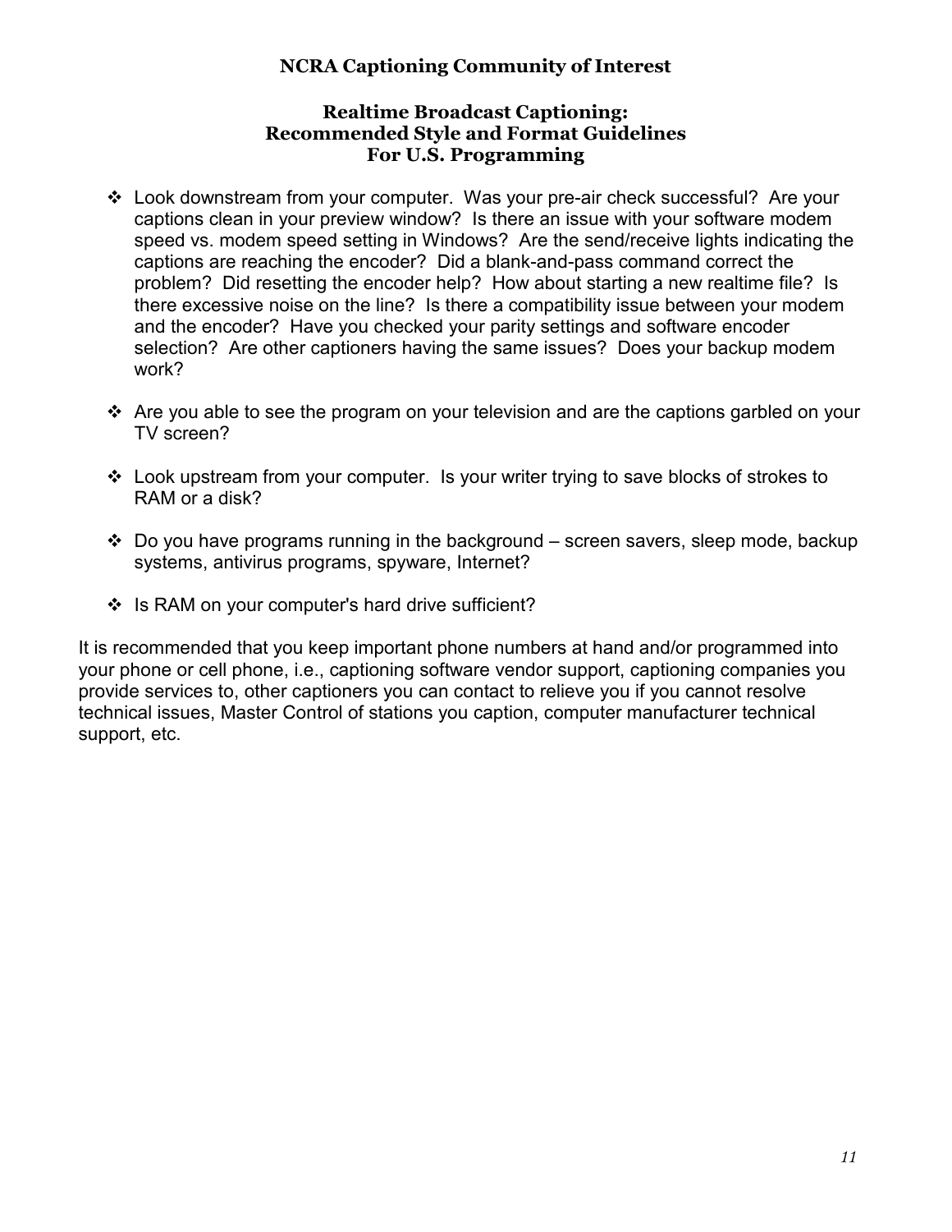- Look downstream from your computer. Was your pre-air check successful? Are your captions clean in your preview window? Is there an issue with your software modem speed vs. modem speed setting in Windows? Are the send/receive lights indicating the captions are reaching the encoder? Did a blank-and-pass command correct the problem? Did resetting the encoder help? How about starting a new realtime file? Is there excessive noise on the line? Is there a compatibility issue between your modem and the encoder? Have you checked your parity settings and software encoder selection? Are other captioners having the same issues? Does your backup modem work?

- Are you able to see the program on your television and are the captions garbled on your TV screen?

- Look upstream from your computer. Is your writer trying to save blocks of strokes to RAM or a disk?

- Do you have programs running in the background – screen savers, sleep mode, backup systems, antivirus programs, spyware, Internet?

- Is RAM on your computer's hard drive sufficient?

It is recommended that you keep important phone numbers at hand and/or programmed into your phone or cell phone, i.e., captioning software vendor support, captioning companies you provide services to, other captioners you can contact to relieve you if you cannot resolve technical issues, Master Control of stations you caption, computer manufacturer technical support, etc.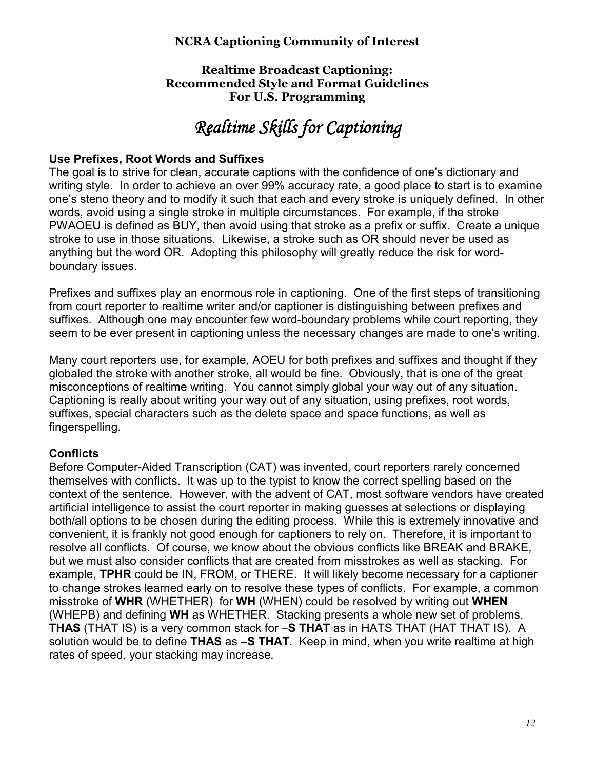**NCRA Captioning Community of Interest**

**Realtime Broadcast Captioning: Recommended Style and Format Guidelines For U.S. Programming**

# *Realtime Skills for Captioning*

### Use Prefixes, Root Words and Suffixes

The goal is to strive for clean, accurate captions with the confidence of one's dictionary and writing style. In order to achieve an over 99% accuracy rate, a good place to start is to examine one's steno theory and to modify it such that each and every stroke is uniquely defined. In other words, avoid using a single stroke in multiple circumstances. For example, if the stroke PWAOEU is defined as BUY, then avoid using that stroke as a prefix or suffix. Create a unique stroke to use in those situations. Likewise, a stroke such as OR should never be used as anything but the word OR. Adopting this philosophy will greatly reduce the risk for word-boundary issues.

Prefixes and suffixes play an enormous role in captioning. One of the first steps of transitioning from court reporter to realtime writer and/or captioner is distinguishing between prefixes and suffixes. Although one may encounter few word-boundary problems while court reporting, they seem to be ever present in captioning unless the necessary changes are made to one's writing.

Many court reporters use, for example, AOEU for both prefixes and suffixes and thought if they globaled the stroke with another stroke, all would be fine. Obviously, that is one of the great misconceptions of realtime writing. You cannot simply global your way out of any situation. Captioning is really about writing your way out of any situation, using prefixes, root words, suffixes, special characters such as the delete space and space functions, as well as fingerspelling.

### Conflicts

Before Computer-Aided Transcription (CAT) was invented, court reporters rarely concerned themselves with conflicts. It was up to the typist to know the correct spelling based on the context of the sentence. However, with the advent of CAT, most software vendors have created artificial intelligence to assist the court reporter in making guesses at selections or displaying both/all options to be chosen during the editing process. While this is extremely innovative and convenient, it is frankly not good enough for captioners to rely on. Therefore, it is important to resolve all conflicts. Of course, we know about the obvious conflicts like BREAK and BRAKE, but we must also consider conflicts that are created from misstrokes as well as stacking. For example, **TPHR** could be IN, FROM, or THERE. It will likely become necessary for a captioner to change strokes learned early on to resolve these types of conflicts. For example, a common misstroke of **WHR** (WHETHER) for **WH** (WHEN) could be resolved by writing out **WHEN** (WHEPB) and defining **WH** as WHETHER. Stacking presents a whole new set of problems. **THAS** (THAT IS) is a very common stack for –**S THAT** as in HATS THAT (HAT THAT IS). A solution would be to define **THAS** as –**S THAT**. Keep in mind, when you write realtime at high rates of speed, your stacking may increase.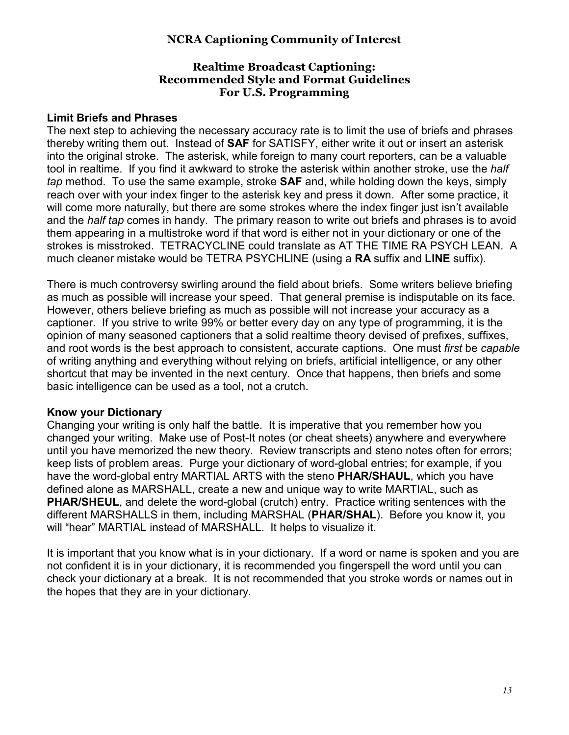**NCRA Captioning Community of Interest**

**Realtime Broadcast Captioning:**
**Recommended Style and Format Guidelines**
**For U.S. Programming**

### Limit Briefs and Phrases

The next step to achieving the necessary accuracy rate is to limit the use of briefs and phrases thereby writing them out. Instead of **SAF** for SATISFY, either write it out or insert an asterisk into the original stroke. The asterisk, while foreign to many court reporters, can be a valuable tool in realtime. If you find it awkward to stroke the asterisk within another stroke, use the *half tap* method. To use the same example, stroke **SAF** and, while holding down the keys, simply reach over with your index finger to the asterisk key and press it down. After some practice, it will come more naturally, but there are some strokes where the index finger just isn't available and the *half tap* comes in handy. The primary reason to write out briefs and phrases is to avoid them appearing in a multistroke word if that word is either not in your dictionary or one of the strokes is misstroked. TETRACYCLINE could translate as AT THE TIME RA PSYCH LEAN. A much cleaner mistake would be TETRA PSYCHLINE (using a **RA** suffix and **LINE** suffix).

There is much controversy swirling around the field about briefs. Some writers believe briefing as much as possible will increase your speed. That general premise is indisputable on its face. However, others believe briefing as much as possible will not increase your accuracy as a captioner. If you strive to write 99% or better every day on any type of programming, it is the opinion of many seasoned captioners that a solid realtime theory devised of prefixes, suffixes, and root words is the best approach to consistent, accurate captions. One must *first* be *capable* of writing anything and everything without relying on briefs, artificial intelligence, or any other shortcut that may be invented in the next century. Once that happens, then briefs and some basic intelligence can be used as a tool, not a crutch.

### Know your Dictionary

Changing your writing is only half the battle. It is imperative that you remember how you changed your writing. Make use of Post-It notes (or cheat sheets) anywhere and everywhere until you have memorized the new theory. Review transcripts and steno notes often for errors; keep lists of problem areas. Purge your dictionary of word-global entries; for example, if you have the word-global entry MARTIAL ARTS with the steno **PHAR/SHAUL**, which you have defined alone as MARSHALL, create a new and unique way to write MARTIAL, such as **PHAR/SHEUL**, and delete the word-global (crutch) entry. Practice writing sentences with the different MARSHALLS in them, including MARSHAL (**PHAR/SHAL**). Before you know it, you will "hear" MARTIAL instead of MARSHALL. It helps to visualize it.

It is important that you know what is in your dictionary. If a word or name is spoken and you are not confident it is in your dictionary, it is recommended you fingerspell the word until you can check your dictionary at a break. It is not recommended that you stroke words or names out in the hopes that they are in your dictionary.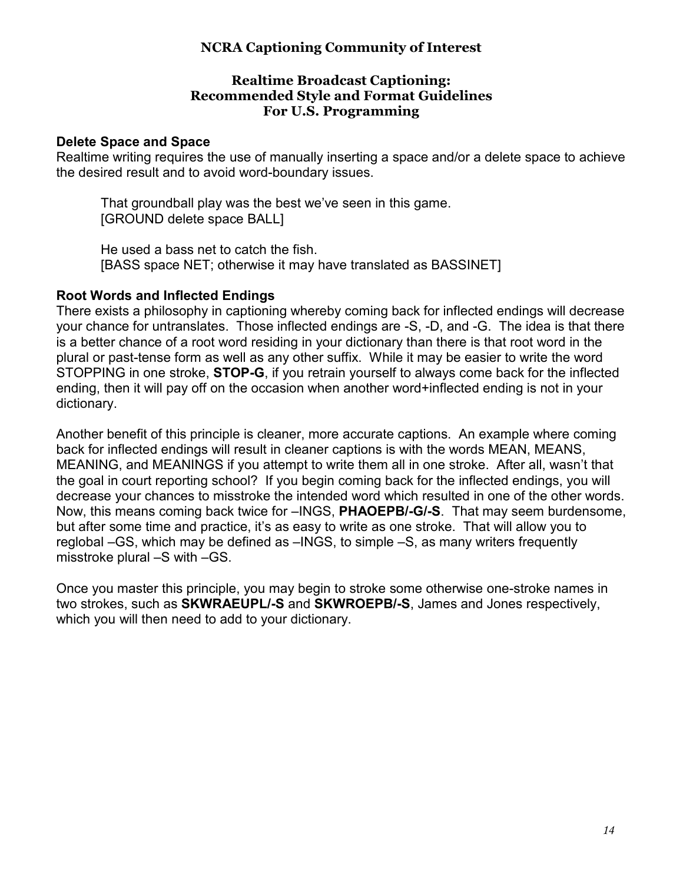# NCRA Captioning Community of Interest

## Realtime Broadcast Captioning: Recommended Style and Format Guidelines For U.S. Programming

### Delete Space and Space

Realtime writing requires the use of manually inserting a space and/or a delete space to achieve the desired result and to avoid word-boundary issues.

> That groundball play was the best we've seen in this game.
> [GROUND delete space BALL]
>
> He used a bass net to catch the fish.
> [BASS space NET; otherwise it may have translated as BASSINET]

### Root Words and Inflected Endings

There exists a philosophy in captioning whereby coming back for inflected endings will decrease your chance for untranslates. Those inflected endings are -S, -D, and -G. The idea is that there is a better chance of a root word residing in your dictionary than there is that root word in the plural or past-tense form as well as any other suffix. While it may be easier to write the word STOPPING in one stroke, **STOP-G**, if you retrain yourself to always come back for the inflected ending, then it will pay off on the occasion when another word+inflected ending is not in your dictionary.

Another benefit of this principle is cleaner, more accurate captions. An example where coming back for inflected endings will result in cleaner captions is with the words MEAN, MEANS, MEANING, and MEANINGS if you attempt to write them all in one stroke. After all, wasn't that the goal in court reporting school? If you begin coming back for the inflected endings, you will decrease your chances to misstroke the intended word which resulted in one of the other words. Now, this means coming back twice for –INGS, **PHAOEPB/-G/-S**. That may seem burdensome, but after some time and practice, it's as easy to write as one stroke. That will allow you to reglobal –GS, which may be defined as –INGS, to simple –S, as many writers frequently misstroke plural –S with –GS.

Once you master this principle, you may begin to stroke some otherwise one-stroke names in two strokes, such as **SKWRAEUPL/-S** and **SKWROEPB/-S**, James and Jones respectively, which you will then need to add to your dictionary.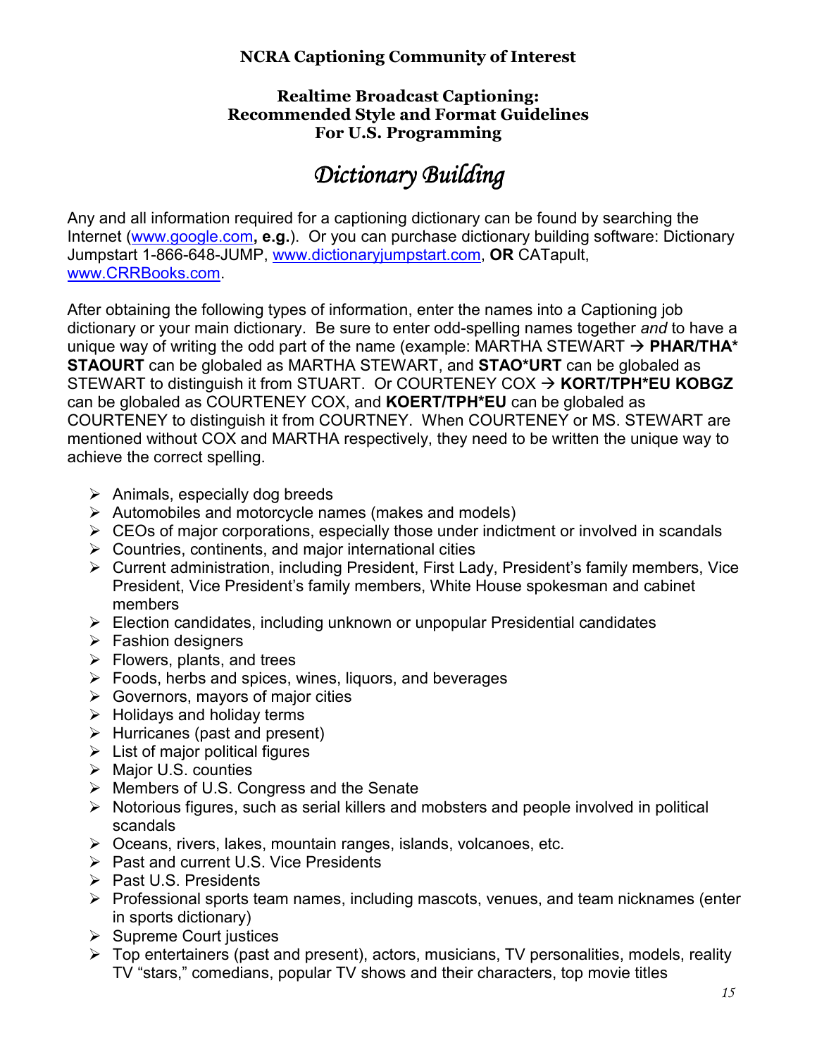**NCRA Captioning Community of Interest**

**Realtime Broadcast Captioning:**
**Recommended Style and Format Guidelines**
**For U.S. Programming**

# *Dictionary Building*

Any and all information required for a captioning dictionary can be found by searching the Internet (www.google.com**, e.g.**). Or you can purchase dictionary building software: Dictionary Jumpstart 1-866-648-JUMP, www.dictionaryjumpstart.com, **OR** CATapult, www.CRRBooks.com.

After obtaining the following types of information, enter the names into a Captioning job dictionary or your main dictionary. Be sure to enter odd-spelling names together *and* to have a unique way of writing the odd part of the name (example: MARTHA STEWART → **PHAR/THA* STAOURT** can be globaled as MARTHA STEWART, and **STAO*URT** can be globaled as STEWART to distinguish it from STUART. Or COURTENEY COX → **KORT/TPH*EU KOBGZ** can be globaled as COURTENEY COX, and **KOERT/TPH*EU** can be globaled as COURTENEY to distinguish it from COURTNEY. When COURTENEY or MS. STEWART are mentioned without COX and MARTHA respectively, they need to be written the unique way to achieve the correct spelling.

- Animals, especially dog breeds
- Automobiles and motorcycle names (makes and models)
- CEOs of major corporations, especially those under indictment or involved in scandals
- Countries, continents, and major international cities
- Current administration, including President, First Lady, President's family members, Vice President, Vice President's family members, White House spokesman and cabinet members
- Election candidates, including unknown or unpopular Presidential candidates
- Fashion designers
- Flowers, plants, and trees
- Foods, herbs and spices, wines, liquors, and beverages
- Governors, mayors of major cities
- Holidays and holiday terms
- Hurricanes (past and present)
- List of major political figures
- Major U.S. counties
- Members of U.S. Congress and the Senate
- Notorious figures, such as serial killers and mobsters and people involved in political scandals
- Oceans, rivers, lakes, mountain ranges, islands, volcanoes, etc.
- Past and current U.S. Vice Presidents
- Past U.S. Presidents
- Professional sports team names, including mascots, venues, and team nicknames (enter in sports dictionary)
- Supreme Court justices
- Top entertainers (past and present), actors, musicians, TV personalities, models, reality TV "stars," comedians, popular TV shows and their characters, top movie titles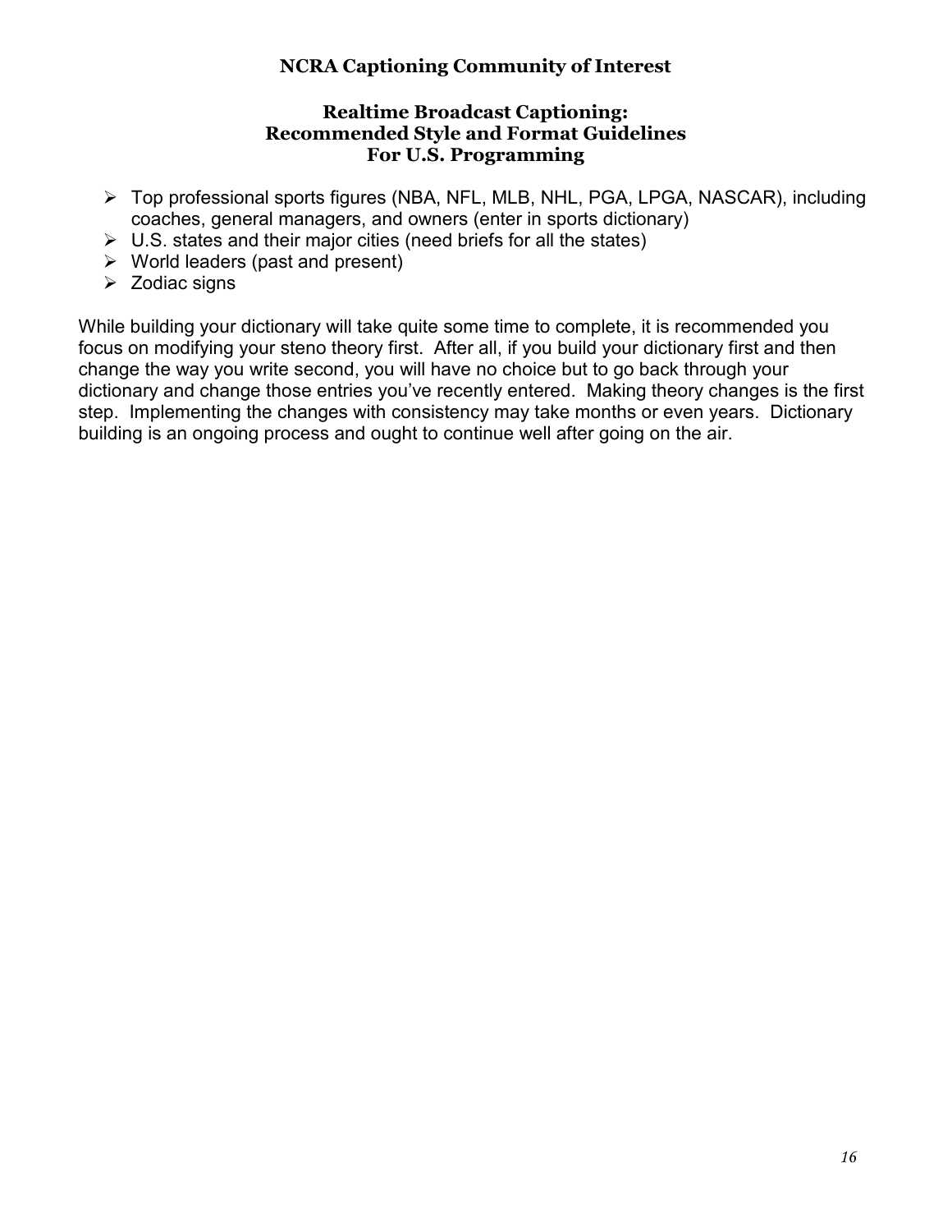- Top professional sports figures (NBA, NFL, MLB, NHL, PGA, LPGA, NASCAR), including coaches, general managers, and owners (enter in sports dictionary)
- U.S. states and their major cities (need briefs for all the states)
- World leaders (past and present)
- Zodiac signs

While building your dictionary will take quite some time to complete, it is recommended you focus on modifying your steno theory first. After all, if you build your dictionary first and then change the way you write second, you will have no choice but to go back through your dictionary and change those entries you've recently entered. Making theory changes is the first step. Implementing the changes with consistency may take months or even years. Dictionary building is an ongoing process and ought to continue well after going on the air.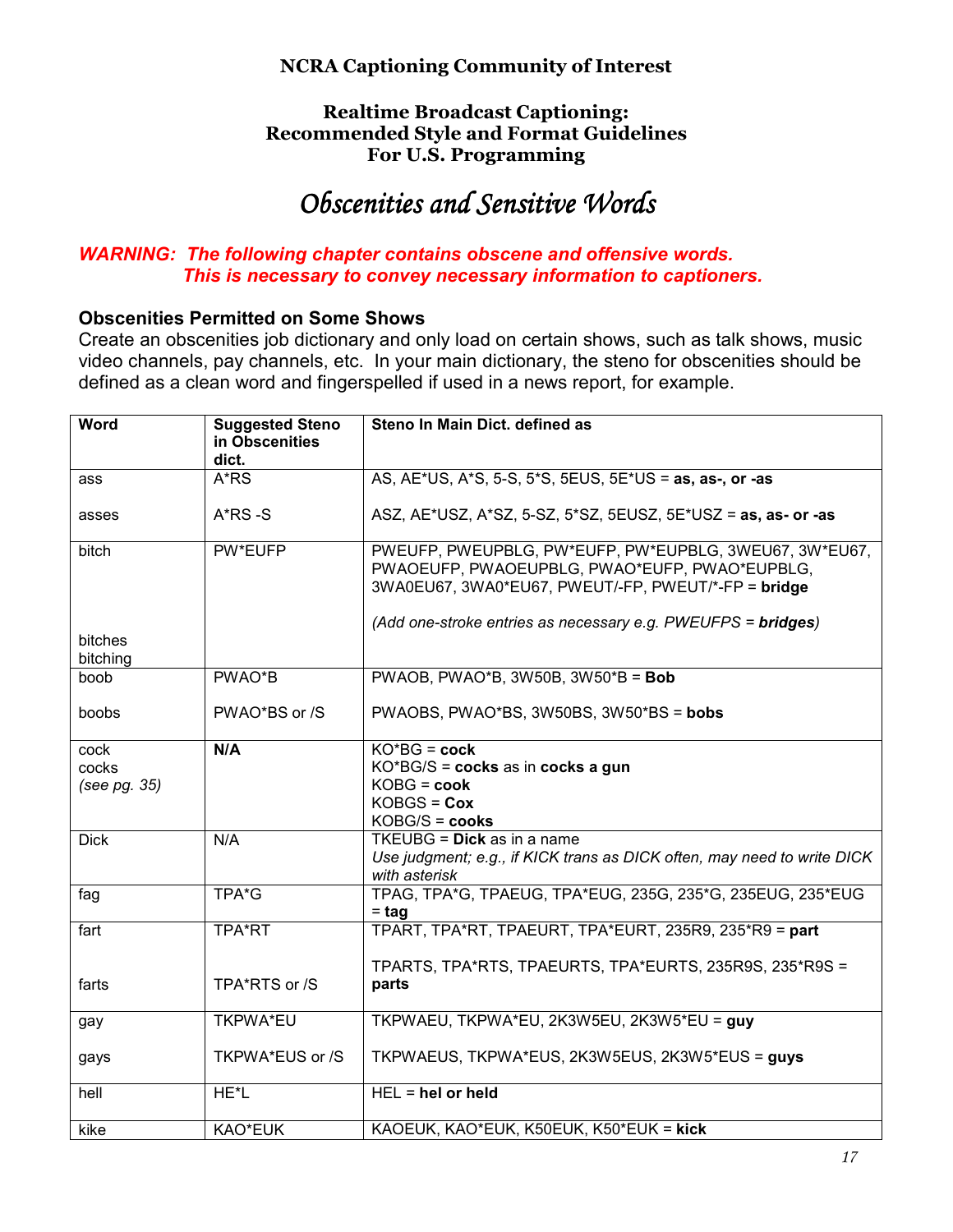**NCRA Captioning Community of Interest**

**Realtime Broadcast Captioning: Recommended Style and Format Guidelines For U.S. Programming**

# *Obscenities and Sensitive Words*

***WARNING: The following chapter contains obscene and offensive words. This is necessary to convey necessary information to captioners.***

### Obscenities Permitted on Some Shows

Create an obscenities job dictionary and only load on certain shows, such as talk shows, music video channels, pay channels, etc. In your main dictionary, the steno for obscenities should be defined as a clean word and fingerspelled if used in a news report, for example.

| Word | Suggested Steno in Obscenities dict. | Steno In Main Dict. defined as |
|---|---|---|
| ass<br><br>asses | A*RS<br><br>A*RS -S | AS, AE*US, A*S, 5-S, 5*S, 5EUS, 5E*US = **as, as-, or -as**<br><br>ASZ, AE*USZ, A*SZ, 5-SZ, 5*SZ, 5EUSZ, 5E*USZ = **as, as- or -as** |
| bitch<br><br>bitches<br>bitching | PW*EUFP | PWEUFP, PWEUPBLG, PW*EUFP, PW*EUPBLG, 3WEU67, 3W*EU67, PWAOEUFP, PWAOEUPBLG, PWAO*EUFP, PWAO*EUPBLG, 3WA0EU67, 3WA0*EU67, PWEUT/-FP, PWEUT/*-FP = **bridge**<br><br>*(Add one-stroke entries as necessary e.g. PWEUFPS =* ***bridges****)* |
| boob<br><br>boobs | PWAO*B<br><br>PWAO*BS or /S | PWAOB, PWAO*B, 3W50B, 3W50*B = **Bob**<br><br>PWAOBS, PWAO*BS, 3W50BS, 3W50*BS = **bobs** |
| cock<br>cocks<br>*(see pg. 35)* | **N/A** | KO*BG = **cock**<br>KO*BG/S = **cocks** as in **cocks a gun**<br>KOBG = **cook**<br>KOBGS = **Cox**<br>KOBG/S = **cooks** |
| Dick | N/A | TKEUBG = **Dick** as in a name<br>*Use judgment; e.g., if KICK trans as DICK often, may need to write DICK with asterisk* |
| fag | TPA*G | TPAG, TPA*G, TPAEUG, TPA*EUG, 235G, 235*G, 235EUG, 235*EUG = **tag** |
| fart<br><br>farts | TPA*RT<br><br>TPA*RTS or /S | TPART, TPA*RT, TPAEURT, TPA*EURT, 235R9, 235*R9 = **part**<br><br>TPARTS, TPA*RTS, TPAEURTS, TPA*EURTS, 235R9S, 235*R9S = **parts** |
| gay<br><br>gays | TKPWA*EU<br><br>TKPWA*EUS or /S | TKPWAEU, TKPWA*EU, 2K3W5EU, 2K3W5*EU = **guy**<br><br>TKPWAEUS, TKPWA*EUS, 2K3W5EUS, 2K3W5*EUS = **guys** |
| hell | HE*L | HEL = **hel or held** |
| kike | KAO*EUK | KAOEUK, KAO*EUK, K50EUK, K50*EUK = **kick** |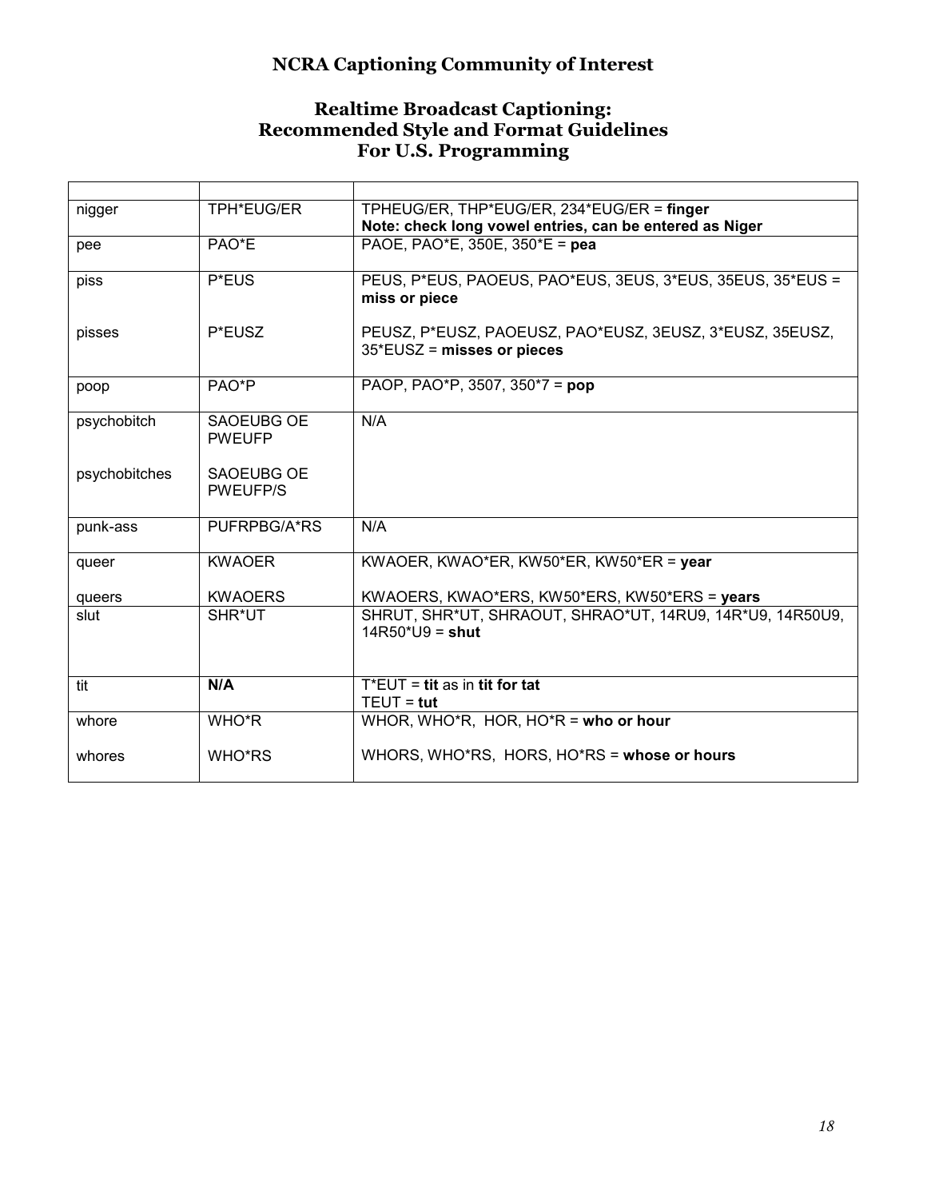# NCRA Captioning Community of Interest

## Realtime Broadcast Captioning: Recommended Style and Format Guidelines For U.S. Programming

| | | |
|---|---|---|
| nigger | TPH*EUG/ER | TPHEUG/ER, THP*EUG/ER, 234*EUG/ER = **finger**<br>**Note: check long vowel entries, can be entered as Niger** |
| pee | PAO*E | PAOE, PAO*E, 350E, 350*E = **pea** |
| piss<br><br>pisses | P*EUS<br><br>P*EUSZ | PEUS, P*EUS, PAOEUS, PAO*EUS, 3EUS, 3*EUS, 35EUS, 35*EUS = **miss or piece**<br><br>PEUSZ, P*EUSZ, PAOEUSZ, PAO*EUSZ, 3EUSZ, 3*EUSZ, 35EUSZ, 35*EUSZ = **misses or pieces** |
| poop | PAO*P | PAOP, PAO*P, 3507, 350*7 = **pop** |
| psychobitch<br><br>psychobitches | SAOEUBG OE PWEUFP<br><br>SAOEUBG OE PWEUFP/S | N/A |
| punk-ass | PUFRPBG/A*RS | N/A |
| queer<br><br>queers | KWAOER<br><br>KWAOERS | KWAOER, KWAO*ER, KW50*ER, KW50*ER = **year**<br><br>KWAOERS, KWAO*ERS, KW50*ERS, KW50*ERS = **years** |
| slut | SHR*UT | SHRUT, SHR*UT, SHRAOUT, SHRAO*UT, 14RU9, 14R*U9, 14R50U9, 14R50*U9 = **shut** |
| tit | **N/A** | T*EUT = **tit** as in **tit for tat**<br>TEUT = **tut** |
| whore<br><br>whores | WHO*R<br><br>WHO*RS | WHOR, WHO*R, HOR, HO*R = **who or hour**<br><br>WHORS, WHO*RS, HORS, HO*RS = **whose or hours** |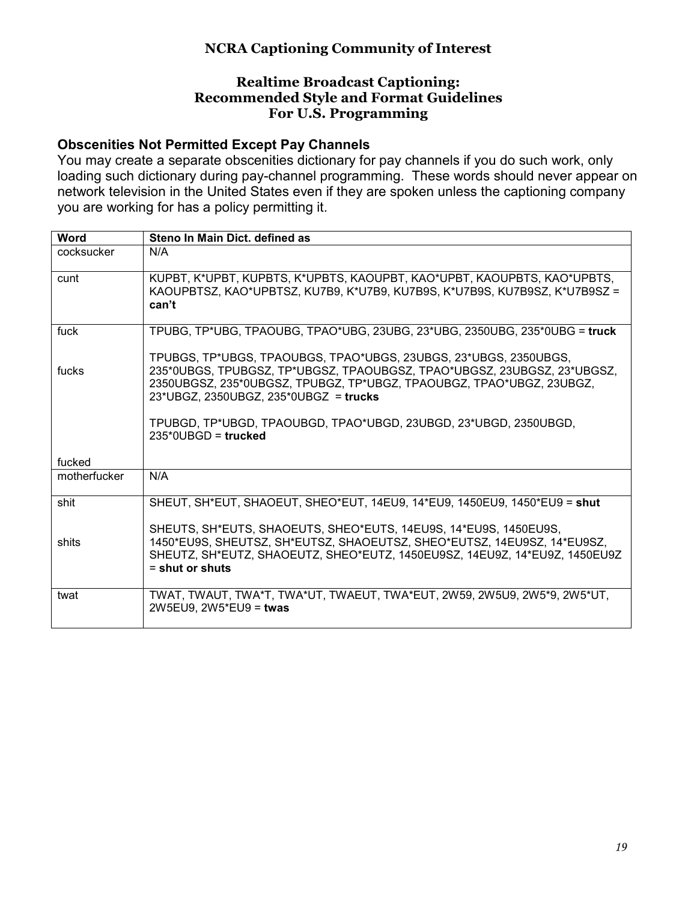**NCRA Captioning Community of Interest**

**Realtime Broadcast Captioning:**
**Recommended Style and Format Guidelines**
**For U.S. Programming**

### Obscenities Not Permitted Except Pay Channels

You may create a separate obscenities dictionary for pay channels if you do such work, only loading such dictionary during pay-channel programming. These words should never appear on network television in the United States even if they are spoken unless the captioning company you are working for has a policy permitting it.

| Word | Steno In Main Dict. defined as |
|---|---|
| cocksucker | N/A |
| cunt | KUPBT, K*UPBT, KUPBTS, K*UPBTS, KAOUPBT, KAO*UPBT, KAOUPBTS, KAO*UPBTS, KAOUPBTSZ, KAO*UPBTSZ, KU7B9, K*U7B9, KU7B9S, K*U7B9S, KU7B9SZ, K*U7B9SZ = **can't** |
| fuck | TPUBG, TP*UBG, TPAOUBG, TPAO*UBG, 23UBG, 23*UBG, 2350UBG, 235*0UBG = **truck** |
| fucks | TPUBGS, TP*UBGS, TPAOUBGS, TPAO*UBGS, 23UBGS, 23*UBGS, 2350UBGS, 235*0UBGS, TPUBGSZ, TP*UBGSZ, TPAOUBGSZ, TPAO*UBGSZ, 23UBGSZ, 23*UBGSZ, 2350UBGSZ, 235*0UBGSZ, TPUBGZ, TP*UBGZ, TPAOUBGZ, TPAO*UBGZ, 23UBGZ, 23*UBGZ, 2350UBGZ, 235*0UBGZ = **trucks** |
| fucked | TPUBGD, TP*UBGD, TPAOUBGD, TPAO*UBGD, 23UBGD, 23*UBGD, 2350UBGD, 235*0UBGD = **trucked** |
| motherfucker | N/A |
| shit | SHEUT, SH*EUT, SHAOEUT, SHEO*EUT, 14EU9, 14*EU9, 1450EU9, 1450*EU9 = **shut** |
| shits | SHEUTS, SH*EUTS, SHAOEUTS, SHEO*EUTS, 14EU9S, 14*EU9S, 1450EU9S, 1450*EU9S, SHEUTSZ, SH*EUTSZ, SHAOEUTSZ, SHEO*EUTSZ, 14EU9SZ, 14*EU9SZ, SHEUTZ, SH*EUTZ, SHAOEUTZ, SHEO*EUTZ, 1450EU9SZ, 14EU9Z, 14*EU9Z, 1450EU9Z = **shut or shuts** |
| twat | TWAT, TWAUT, TWA*T, TWA*UT, TWAEUT, TWA*EUT, 2W59, 2W5U9, 2W5*9, 2W5*UT, 2W5EU9, 2W5*EU9 = **twas** |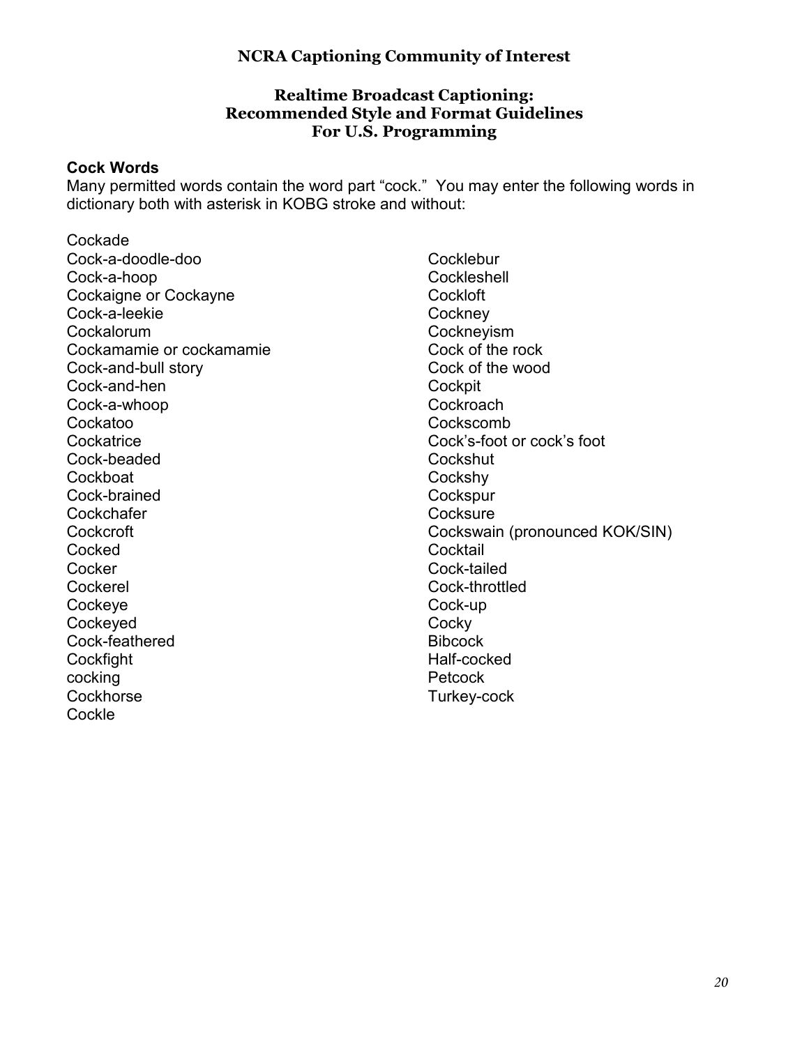**NCRA Captioning Community of Interest**

**Realtime Broadcast Captioning:**
**Recommended Style and Format Guidelines**
**For U.S. Programming**

### Cock Words

Many permitted words contain the word part "cock." You may enter the following words in dictionary both with asterisk in KOBG stroke and without:

Cockade
Cock-a-doodle-doo
Cock-a-hoop
Cockaigne or Cockayne
Cock-a-leekie
Cockalorum
Cockamamie or cockamamie
Cock-and-bull story
Cock-and-hen
Cock-a-whoop
Cockatoo
Cockatrice
Cock-beaded
Cockboat
Cock-brained
Cockchafer
Cockcroft
Cocked
Cocker
Cockerel
Cockeye
Cockeyed
Cock-feathered
Cockfight
cocking
Cockhorse
Cockle
Cocklebur
Cockleshell
Cockloft
Cockney
Cockneyism
Cock of the rock
Cock of the wood
Cockpit
Cockroach
Cockscomb
Cock's-foot or cock's foot
Cockshut
Cockshy
Cockspur
Cocksure
Cockswain (pronounced KOK/SIN)
Cocktail
Cock-tailed
Cock-throttled
Cock-up
Cocky
Bibcock
Half-cocked
Petcock
Turkey-cock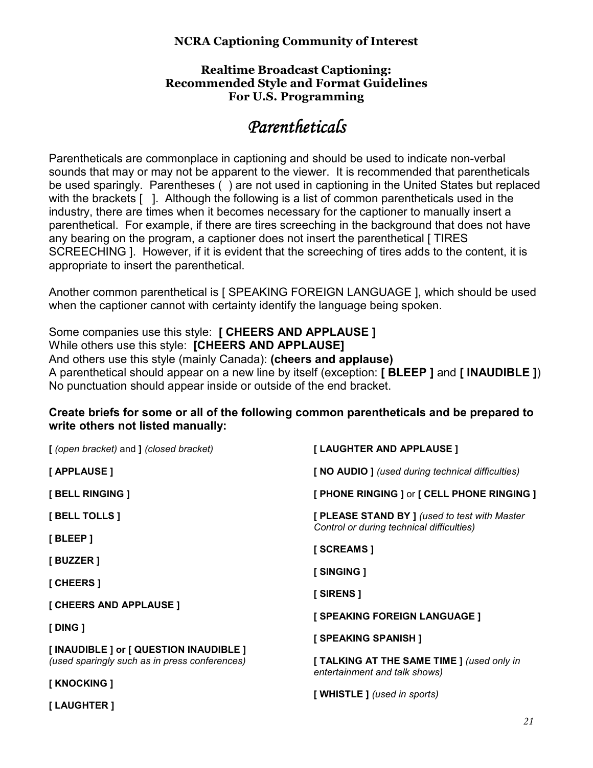**NCRA Captioning Community of Interest**

**Realtime Broadcast Captioning:**
**Recommended Style and Format Guidelines**
**For U.S. Programming**

# *Parentheticals*

Parentheticals are commonplace in captioning and should be used to indicate non-verbal sounds that may or may not be apparent to the viewer. It is recommended that parentheticals be used sparingly. Parentheses ( ) are not used in captioning in the United States but replaced with the brackets [ ]. Although the following is a list of common parentheticals used in the industry, there are times when it becomes necessary for the captioner to manually insert a parenthetical. For example, if there are tires screeching in the background that does not have any bearing on the program, a captioner does not insert the parenthetical [ TIRES SCREECHING ]. However, if it is evident that the screeching of tires adds to the content, it is appropriate to insert the parenthetical.

Another common parenthetical is [ SPEAKING FOREIGN LANGUAGE ], which should be used when the captioner cannot with certainty identify the language being spoken.

Some companies use this style: **[ CHEERS AND APPLAUSE ]**
While others use this style: **[CHEERS AND APPLAUSE]**
And others use this style (mainly Canada): **(cheers and applause)**
A parenthetical should appear on a new line by itself (exception: **[ BLEEP ]** and **[ INAUDIBLE ]**)
No punctuation should appear inside or outside of the end bracket.

**Create briefs for some or all of the following common parentheticals and be prepared to write others not listed manually:**

**[** *(open bracket)* and **]** *(closed bracket)*

**[ APPLAUSE ]**

**[ BELL RINGING ]**

**[ BELL TOLLS ]**

**[ BLEEP ]**

**[ BUZZER ]**

**[ CHEERS ]**

**[ CHEERS AND APPLAUSE ]**

**[ DING ]**

**[ INAUDIBLE ] or [ QUESTION INAUDIBLE ]**
*(used sparingly such as in press conferences)*

**[ KNOCKING ]**

**[ LAUGHTER ]**

**[ LAUGHTER AND APPLAUSE ]**

**[ NO AUDIO ]** *(used during technical difficulties)*

**[ PHONE RINGING ]** or **[ CELL PHONE RINGING ]**

**[ PLEASE STAND BY ]** *(used to test with Master Control or during technical difficulties)*

**[ SCREAMS ]**

**[ SINGING ]**

**[ SIRENS ]**

**[ SPEAKING FOREIGN LANGUAGE ]**

**[ SPEAKING SPANISH ]**

**[ TALKING AT THE SAME TIME ]** *(used only in entertainment and talk shows)*

**[ WHISTLE ]** *(used in sports)*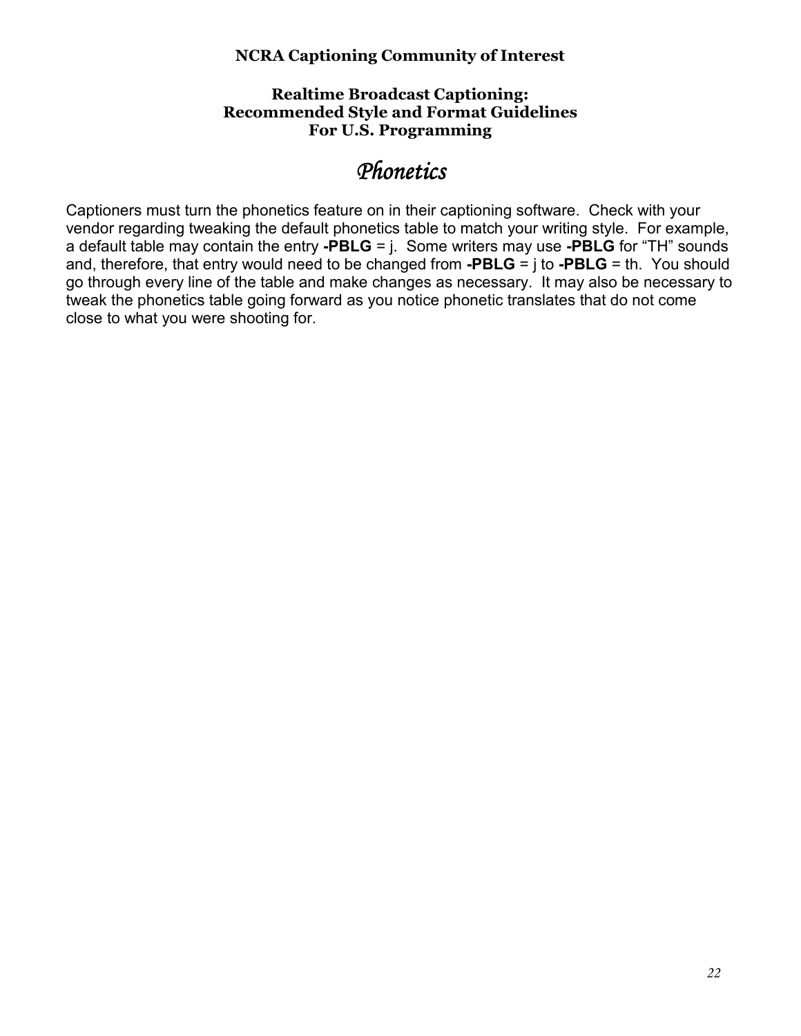# Phonetics

Captioners must turn the phonetics feature on in their captioning software. Check with your vendor regarding tweaking the default phonetics table to match your writing style. For example, a default table may contain the entry **-PBLG** = j. Some writers may use **-PBLG** for "TH" sounds and, therefore, that entry would need to be changed from **-PBLG** = j to **-PBLG** = th. You should go through every line of the table and make changes as necessary. It may also be necessary to tweak the phonetics table going forward as you notice phonetic translates that do not come close to what you were shooting for.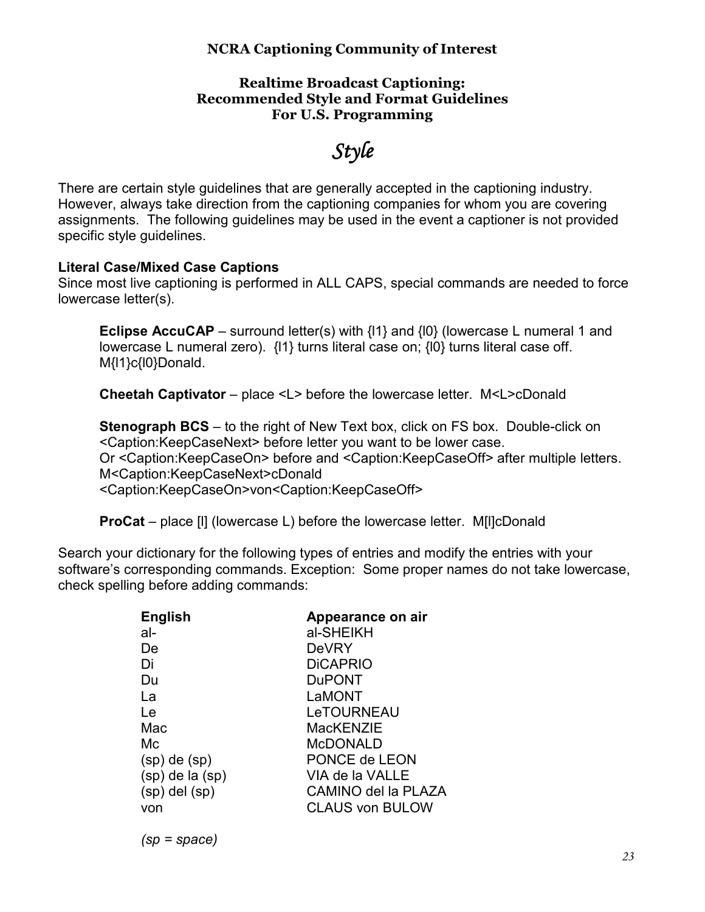**NCRA Captioning Community of Interest**

**Realtime Broadcast Captioning:**
**Recommended Style and Format Guidelines**
**For U.S. Programming**

# *Style*

There are certain style guidelines that are generally accepted in the captioning industry. However, always take direction from the captioning companies for whom you are covering assignments. The following guidelines may be used in the event a captioner is not provided specific style guidelines.

### Literal Case/Mixed Case Captions

Since most live captioning is performed in ALL CAPS, special commands are needed to force lowercase letter(s).

**Eclipse AccuCAP** – surround letter(s) with {l1} and {l0} (lowercase L numeral 1 and lowercase L numeral zero). {l1} turns literal case on; {l0} turns literal case off. M{l1}c{l0}Donald.

**Cheetah Captivator** – place <L> before the lowercase letter. M<L>cDonald

**Stenograph BCS** – to the right of New Text box, click on FS box. Double-click on <Caption:KeepCaseNext> before letter you want to be lower case.
Or <Caption:KeepCaseOn> before and <Caption:KeepCaseOff> after multiple letters.
M<Caption:KeepCaseNext>cDonald
<Caption:KeepCaseOn>von<Caption:KeepCaseOff>

**ProCat** – place [l] (lowercase L) before the lowercase letter. M[l]cDonald

Search your dictionary for the following types of entries and modify the entries with your software's corresponding commands. Exception: Some proper names do not take lowercase, check spelling before adding commands:

| English | Appearance on air |
|---|---|
| al- | al-SHEIKH |
| De | DeVRY |
| Di | DiCAPRIO |
| Du | DuPONT |
| La | LaMONT |
| Le | LeTOURNEAU |
| Mac | MacKENZIE |
| Mc | McDONALD |
| (sp) de (sp) | PONCE de LEON |
| (sp) de la (sp) | VIA de la VALLE |
| (sp) del (sp) | CAMINO del la PLAZA |
| von | CLAUS von BULOW |

*(sp = space)*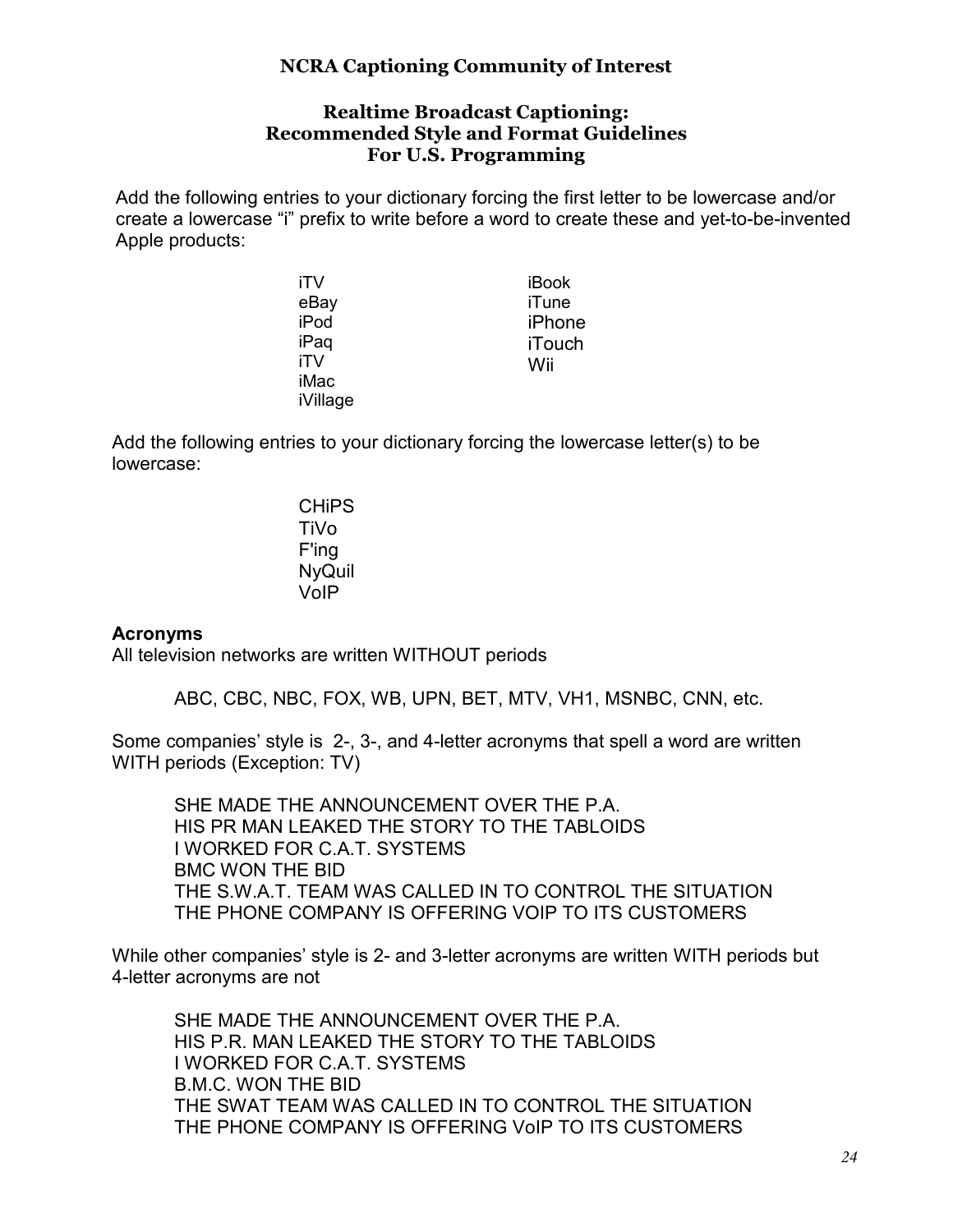**NCRA Captioning Community of Interest**

**Realtime Broadcast Captioning:**
**Recommended Style and Format Guidelines**
**For U.S. Programming**

Add the following entries to your dictionary forcing the first letter to be lowercase and/or create a lowercase "i" prefix to write before a word to create these and yet-to-be-invented Apple products:

- iTV
- eBay
- iPod
- iPaq
- iTV
- iMac
- iVillage
- iBook
- iTune
- iPhone
- iTouch
- Wii

Add the following entries to your dictionary forcing the lowercase letter(s) to be lowercase:

- CHiPS
- TiVo
- F'ing
- NyQuil
- VoIP

**Acronyms**

All television networks are written WITHOUT periods

ABC, CBC, NBC, FOX, WB, UPN, BET, MTV, VH1, MSNBC, CNN, etc.

Some companies' style is 2-, 3-, and 4-letter acronyms that spell a word are written WITH periods (Exception: TV)

SHE MADE THE ANNOUNCEMENT OVER THE P.A.
HIS PR MAN LEAKED THE STORY TO THE TABLOIDS
I WORKED FOR C.A.T. SYSTEMS
BMC WON THE BID
THE S.W.A.T. TEAM WAS CALLED IN TO CONTROL THE SITUATION
THE PHONE COMPANY IS OFFERING VOIP TO ITS CUSTOMERS

While other companies' style is 2- and 3-letter acronyms are written WITH periods but 4-letter acronyms are not

SHE MADE THE ANNOUNCEMENT OVER THE P.A.
HIS P.R. MAN LEAKED THE STORY TO THE TABLOIDS
I WORKED FOR C.A.T. SYSTEMS
B.M.C. WON THE BID
THE SWAT TEAM WAS CALLED IN TO CONTROL THE SITUATION
THE PHONE COMPANY IS OFFERING VoIP TO ITS CUSTOMERS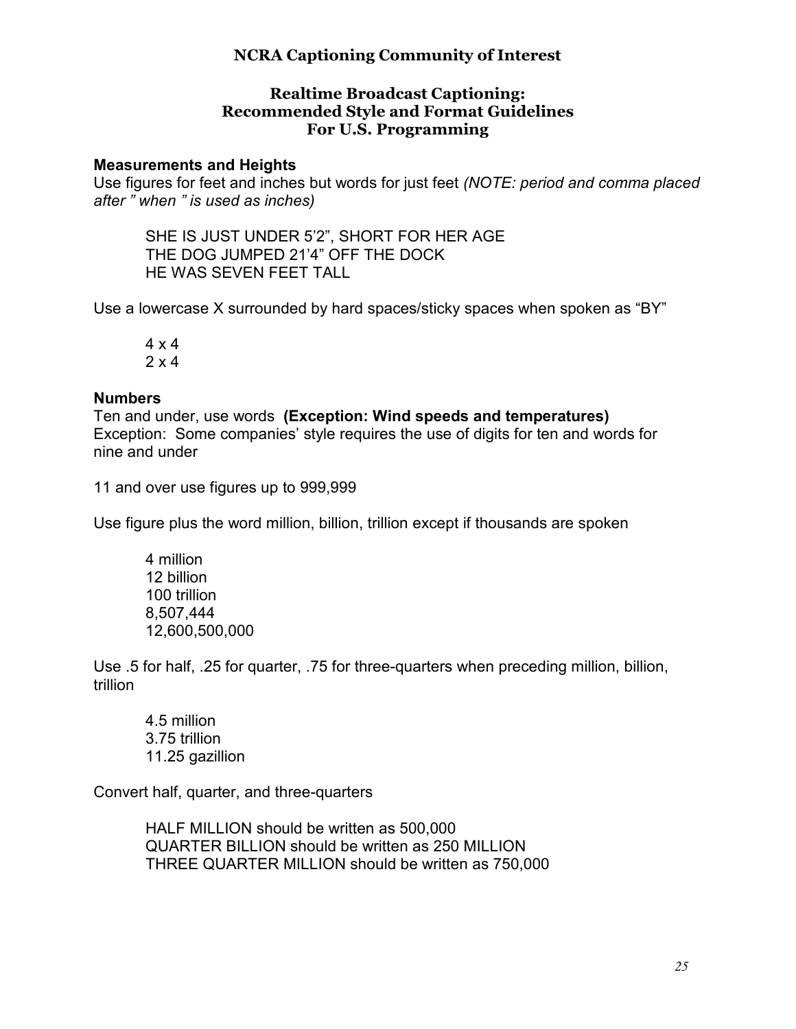**NCRA Captioning Community of Interest**

**Realtime Broadcast Captioning:**
**Recommended Style and Format Guidelines**
**For U.S. Programming**

**Measurements and Heights**

Use figures for feet and inches but words for just feet *(NOTE: period and comma placed after ” when ” is used as inches)*

> SHE IS JUST UNDER 5’2”, SHORT FOR HER AGE
> THE DOG JUMPED 21’4” OFF THE DOCK
> HE WAS SEVEN FEET TALL

Use a lowercase X surrounded by hard spaces/sticky spaces when spoken as “BY”

> 4 x 4
> 2 x 4

**Numbers**

Ten and under, use words **(Exception: Wind speeds and temperatures)**
Exception: Some companies’ style requires the use of digits for ten and words for nine and under

11 and over use figures up to 999,999

Use figure plus the word million, billion, trillion except if thousands are spoken

> 4 million
> 12 billion
> 100 trillion
> 8,507,444
> 12,600,500,000

Use .5 for half, .25 for quarter, .75 for three-quarters when preceding million, billion, trillion

> 4.5 million
> 3.75 trillion
> 11.25 gazillion

Convert half, quarter, and three-quarters

> HALF MILLION should be written as 500,000
> QUARTER BILLION should be written as 250 MILLION
> THREE QUARTER MILLION should be written as 750,000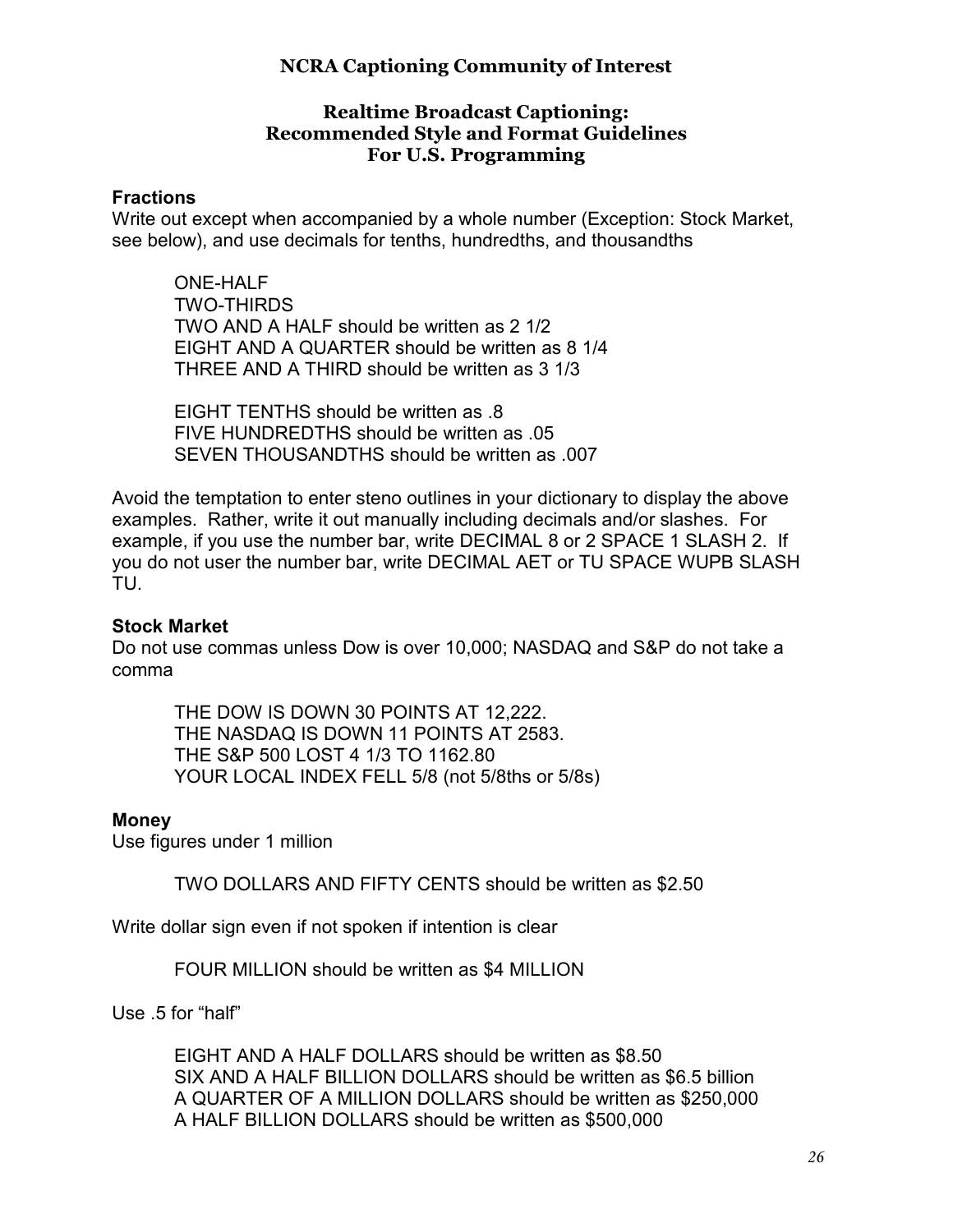**NCRA Captioning Community of Interest**

**Realtime Broadcast Captioning:**
**Recommended Style and Format Guidelines**
**For U.S. Programming**

### Fractions

Write out except when accompanied by a whole number (Exception: Stock Market, see below), and use decimals for tenths, hundredths, and thousandths

> ONE-HALF
> TWO-THIRDS
> TWO AND A HALF should be written as 2 1/2
> EIGHT AND A QUARTER should be written as 8 1/4
> THREE AND A THIRD should be written as 3 1/3
>
> EIGHT TENTHS should be written as .8
> FIVE HUNDREDTHS should be written as .05
> SEVEN THOUSANDTHS should be written as .007

Avoid the temptation to enter steno outlines in your dictionary to display the above examples. Rather, write it out manually including decimals and/or slashes. For example, if you use the number bar, write DECIMAL 8 or 2 SPACE 1 SLASH 2. If you do not user the number bar, write DECIMAL AET or TU SPACE WUPB SLASH TU.

### Stock Market

Do not use commas unless Dow is over 10,000; NASDAQ and S&P do not take a comma

> THE DOW IS DOWN 30 POINTS AT 12,222.
> THE NASDAQ IS DOWN 11 POINTS AT 2583.
> THE S&P 500 LOST 4 1/3 TO 1162.80
> YOUR LOCAL INDEX FELL 5/8 (not 5/8ths or 5/8s)

### Money

Use figures under 1 million

> TWO DOLLARS AND FIFTY CENTS should be written as $2.50

Write dollar sign even if not spoken if intention is clear

> FOUR MILLION should be written as $4 MILLION

Use .5 for "half"

> EIGHT AND A HALF DOLLARS should be written as $8.50
> SIX AND A HALF BILLION DOLLARS should be written as $6.5 billion
> A QUARTER OF A MILLION DOLLARS should be written as $250,000
> A HALF BILLION DOLLARS should be written as $500,000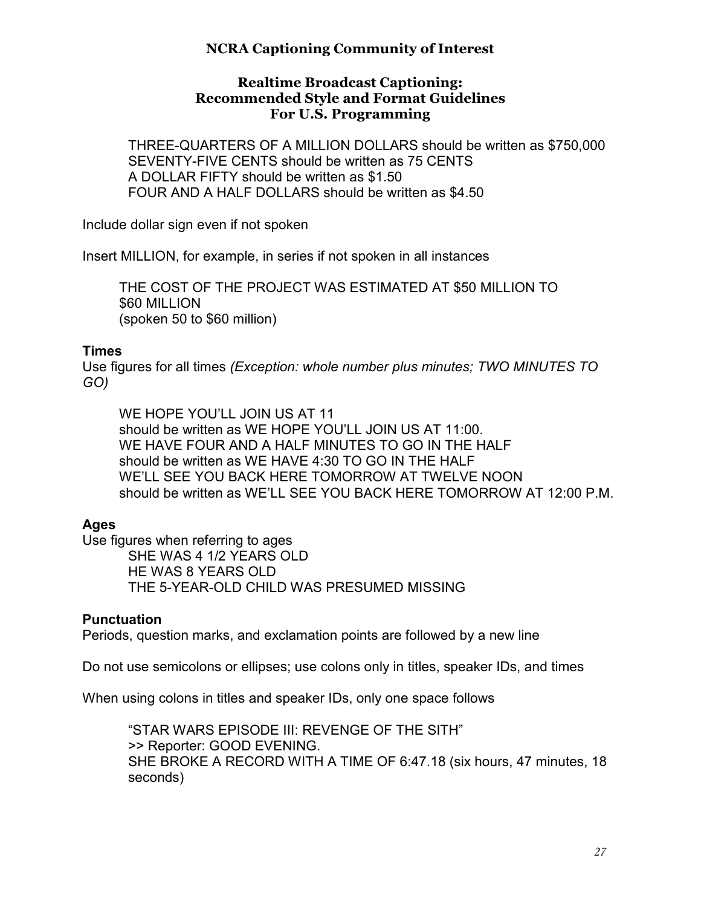THREE-QUARTERS OF A MILLION DOLLARS should be written as $750,000
SEVENTY-FIVE CENTS should be written as 75 CENTS
A DOLLAR FIFTY should be written as $1.50
FOUR AND A HALF DOLLARS should be written as $4.50

Include dollar sign even if not spoken

Insert MILLION, for example, in series if not spoken in all instances

THE COST OF THE PROJECT WAS ESTIMATED AT $50 MILLION TO $60 MILLION
(spoken 50 to $60 million)

**Times**

Use figures for all times *(Exception: whole number plus minutes; TWO MINUTES TO GO)*

WE HOPE YOU'LL JOIN US AT 11
should be written as WE HOPE YOU'LL JOIN US AT 11:00.
WE HAVE FOUR AND A HALF MINUTES TO GO IN THE HALF
should be written as WE HAVE 4:30 TO GO IN THE HALF
WE'LL SEE YOU BACK HERE TOMORROW AT TWELVE NOON
should be written as WE'LL SEE YOU BACK HERE TOMORROW AT 12:00 P.M.

**Ages**

Use figures when referring to ages

SHE WAS 4 1/2 YEARS OLD
HE WAS 8 YEARS OLD
THE 5-YEAR-OLD CHILD WAS PRESUMED MISSING

**Punctuation**

Periods, question marks, and exclamation points are followed by a new line

Do not use semicolons or ellipses; use colons only in titles, speaker IDs, and times

When using colons in titles and speaker IDs, only one space follows

"STAR WARS EPISODE III: REVENGE OF THE SITH"
>> Reporter: GOOD EVENING.
SHE BROKE A RECORD WITH A TIME OF 6:47.18 (six hours, 47 minutes, 18 seconds)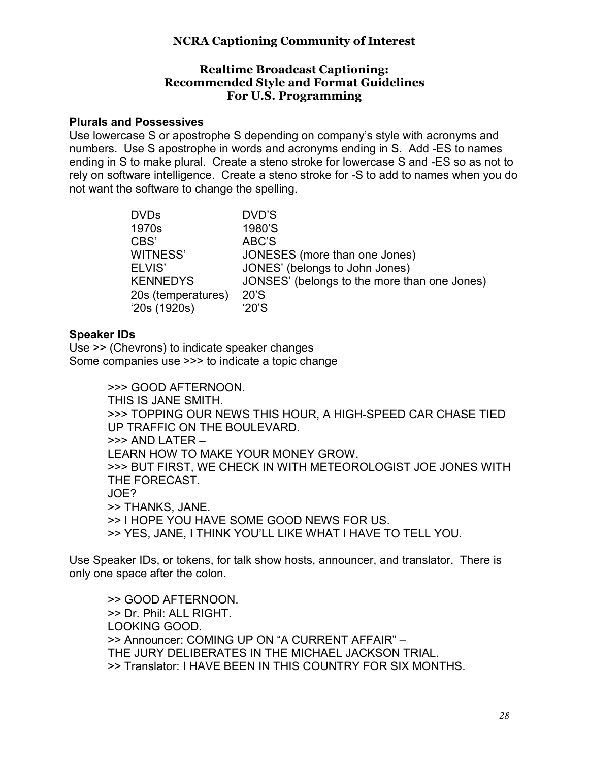**NCRA Captioning Community of Interest**

**Realtime Broadcast Captioning:**
**Recommended Style and Format Guidelines**
**For U.S. Programming**

### Plurals and Possessives

Use lowercase S or apostrophe S depending on company's style with acronyms and numbers. Use S apostrophe in words and acronyms ending in S. Add -ES to names ending in S to make plural. Create a steno stroke for lowercase S and -ES so as not to rely on software intelligence. Create a steno stroke for -S to add to names when you do not want the software to change the spelling.

| | |
|---|---|
| DVDs | DVD'S |
| 1970s | 1980'S |
| CBS' | ABC'S |
| WITNESS' | JONESES (more than one Jones) |
| ELVIS' | JONES' (belongs to John Jones) |
| KENNEDYS | JONSES' (belongs to the more than one Jones) |
| 20s (temperatures) | 20'S |
| '20s (1920s) | '20'S |

### Speaker IDs

Use >> (Chevrons) to indicate speaker changes
Some companies use >>> to indicate a topic change

>>> GOOD AFTERNOON.
THIS IS JANE SMITH.
>>> TOPPING OUR NEWS THIS HOUR, A HIGH-SPEED CAR CHASE TIED UP TRAFFIC ON THE BOULEVARD.
>>> AND LATER –
LEARN HOW TO MAKE YOUR MONEY GROW.
>>> BUT FIRST, WE CHECK IN WITH METEOROLOGIST JOE JONES WITH THE FORECAST.
JOE?
>> THANKS, JANE.
>> I HOPE YOU HAVE SOME GOOD NEWS FOR US.
>> YES, JANE, I THINK YOU'LL LIKE WHAT I HAVE TO TELL YOU.

Use Speaker IDs, or tokens, for talk show hosts, announcer, and translator. There is only one space after the colon.

>> GOOD AFTERNOON.
>> Dr. Phil: ALL RIGHT.
LOOKING GOOD.
>> Announcer: COMING UP ON "A CURRENT AFFAIR" –
THE JURY DELIBERATES IN THE MICHAEL JACKSON TRIAL.
>> Translator: I HAVE BEEN IN THIS COUNTRY FOR SIX MONTHS.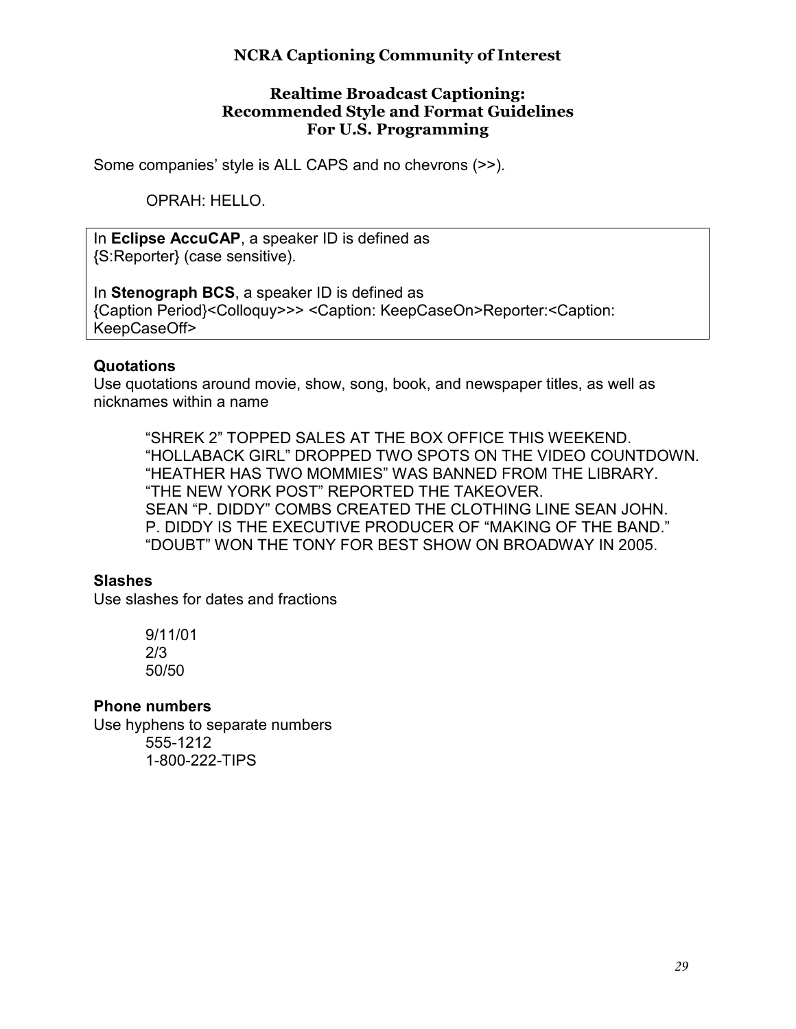**NCRA Captioning Community of Interest**

**Realtime Broadcast Captioning:**
**Recommended Style and Format Guidelines**
**For U.S. Programming**

Some companies' style is ALL CAPS and no chevrons (>>).

OPRAH: HELLO.

In **Eclipse AccuCAP**, a speaker ID is defined as
{S:Reporter} (case sensitive).

In **Stenograph BCS**, a speaker ID is defined as
{Caption Period}<Colloquy>>> <Caption: KeepCaseOn>Reporter:<Caption: KeepCaseOff>

**Quotations**
Use quotations around movie, show, song, book, and newspaper titles, as well as nicknames within a name

"SHREK 2" TOPPED SALES AT THE BOX OFFICE THIS WEEKEND.
"HOLLABACK GIRL" DROPPED TWO SPOTS ON THE VIDEO COUNTDOWN.
"HEATHER HAS TWO MOMMIES" WAS BANNED FROM THE LIBRARY.
"THE NEW YORK POST" REPORTED THE TAKEOVER.
SEAN "P. DIDDY" COMBS CREATED THE CLOTHING LINE SEAN JOHN.
P. DIDDY IS THE EXECUTIVE PRODUCER OF "MAKING OF THE BAND."
"DOUBT" WON THE TONY FOR BEST SHOW ON BROADWAY IN 2005.

**Slashes**
Use slashes for dates and fractions

9/11/01
2/3
50/50

**Phone numbers**
Use hyphens to separate numbers

555-1212
1-800-222-TIPS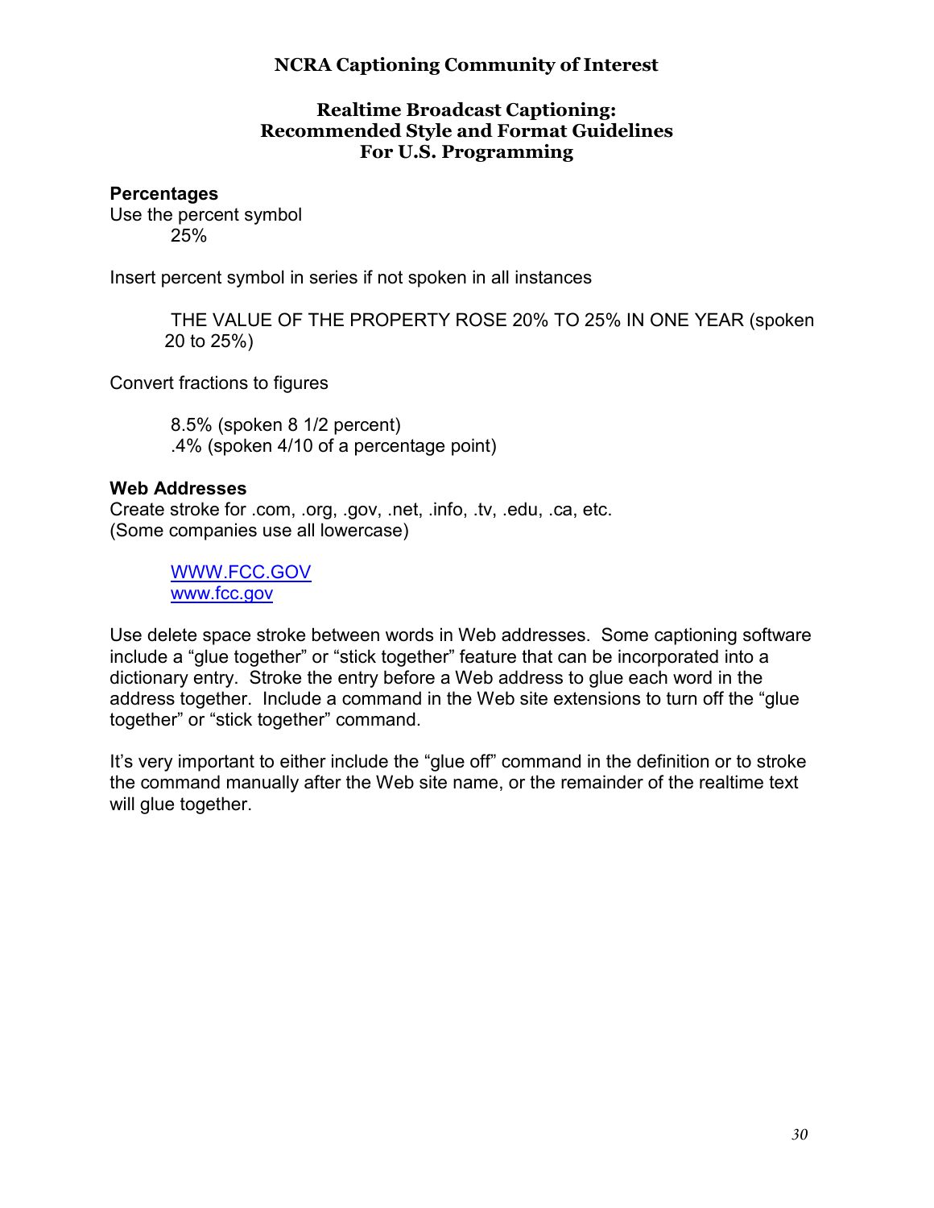**NCRA Captioning Community of Interest**

**Realtime Broadcast Captioning: Recommended Style and Format Guidelines For U.S. Programming**

**Percentages**

Use the percent symbol

25%

Insert percent symbol in series if not spoken in all instances

THE VALUE OF THE PROPERTY ROSE 20% TO 25% IN ONE YEAR (spoken 20 to 25%)

Convert fractions to figures

8.5% (spoken 8 1/2 percent)
.4% (spoken 4/10 of a percentage point)

**Web Addresses**

Create stroke for .com, .org, .gov, .net, .info, .tv, .edu, .ca, etc.
(Some companies use all lowercase)

WWW.FCC.GOV
www.fcc.gov

Use delete space stroke between words in Web addresses. Some captioning software include a "glue together" or "stick together" feature that can be incorporated into a dictionary entry. Stroke the entry before a Web address to glue each word in the address together. Include a command in the Web site extensions to turn off the "glue together" or "stick together" command.

It's very important to either include the "glue off" command in the definition or to stroke the command manually after the Web site name, or the remainder of the realtime text will glue together.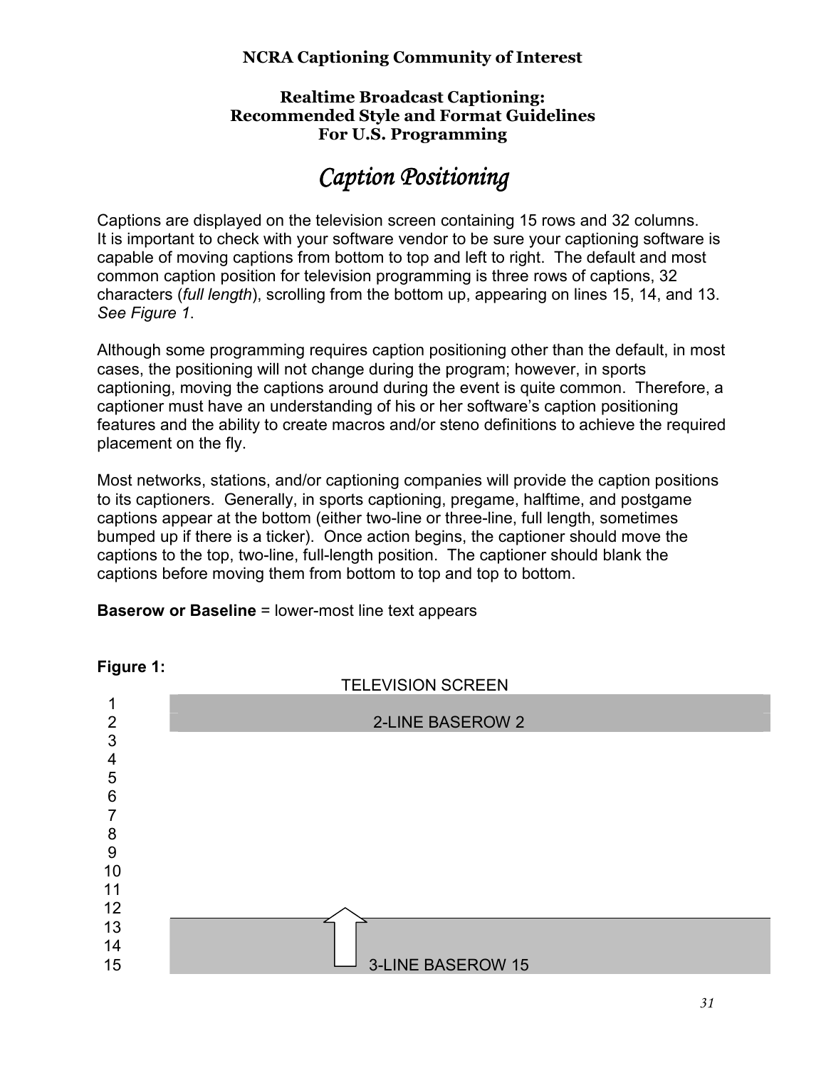**NCRA Captioning Community of Interest**

**Realtime Broadcast Captioning:**
**Recommended Style and Format Guidelines**
**For U.S. Programming**

# *Caption Positioning*

Captions are displayed on the television screen containing 15 rows and 32 columns. It is important to check with your software vendor to be sure your captioning software is capable of moving captions from bottom to top and left to right. The default and most common caption position for television programming is three rows of captions, 32 characters (*full length*), scrolling from the bottom up, appearing on lines 15, 14, and 13. *See Figure 1*.

Although some programming requires caption positioning other than the default, in most cases, the positioning will not change during the program; however, in sports captioning, moving the captions around during the event is quite common. Therefore, a captioner must have an understanding of his or her software's caption positioning features and the ability to create macros and/or steno definitions to achieve the required placement on the fly.

Most networks, stations, and/or captioning companies will provide the caption positions to its captioners. Generally, in sports captioning, pregame, halftime, and postgame captions appear at the bottom (either two-line or three-line, full length, sometimes bumped up if there is a ticker). Once action begins, the captioner should move the captions to the top, two-line, full-length position. The captioner should blank the captions before moving them from bottom to top and top to bottom.

**Baserow or Baseline** = lower-most line text appears

**Figure 1:**

TELEVISION SCREEN

| Row | |
|---|---|
| 1 | |
| 2 | 2-LINE BASEROW 2 |
| 3 | |
| 4 | |
| 5 | |
| 6 | |
| 7 | |
| 8 | |
| 9 | |
| 10 | |
| 11 | |
| 12 | |
| 13 | |
| 14 | |
| 15 | 3-LINE BASEROW 15 |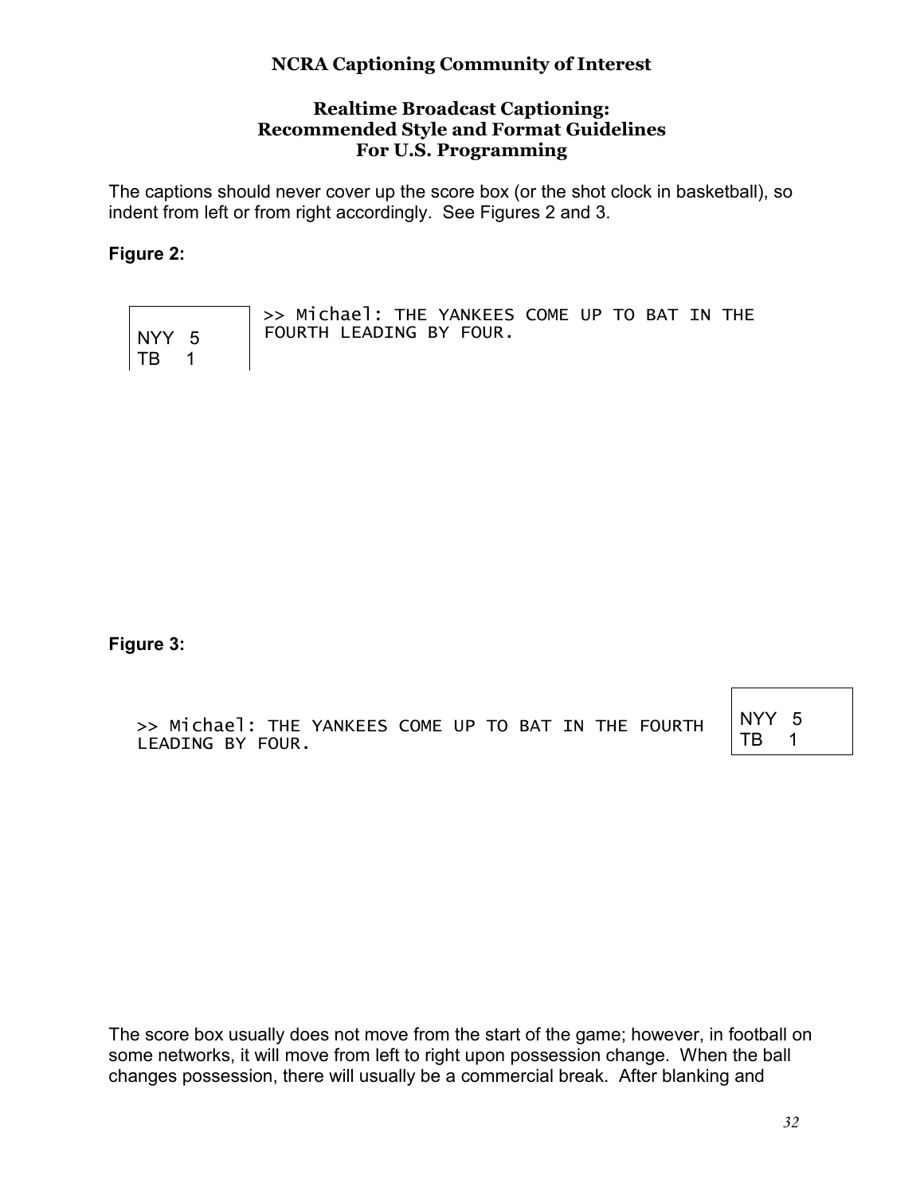The captions should never cover up the score box (or the shot clock in basketball), so indent from left or from right accordingly. See Figures 2 and 3.

**Figure 2:**

```
NYY  5     >> Michael: THE YANKEES COME UP TO BAT IN THE
TB   1     FOURTH LEADING BY FOUR.
```

**Figure 3:**

```
>> Michael: THE YANKEES COME UP TO BAT IN THE FOURTH     NYY  5
LEADING BY FOUR.                                         TB   1
```

The score box usually does not move from the start of the game; however, in football on some networks, it will move from left to right upon possession change. When the ball changes possession, there will usually be a commercial break. After blanking and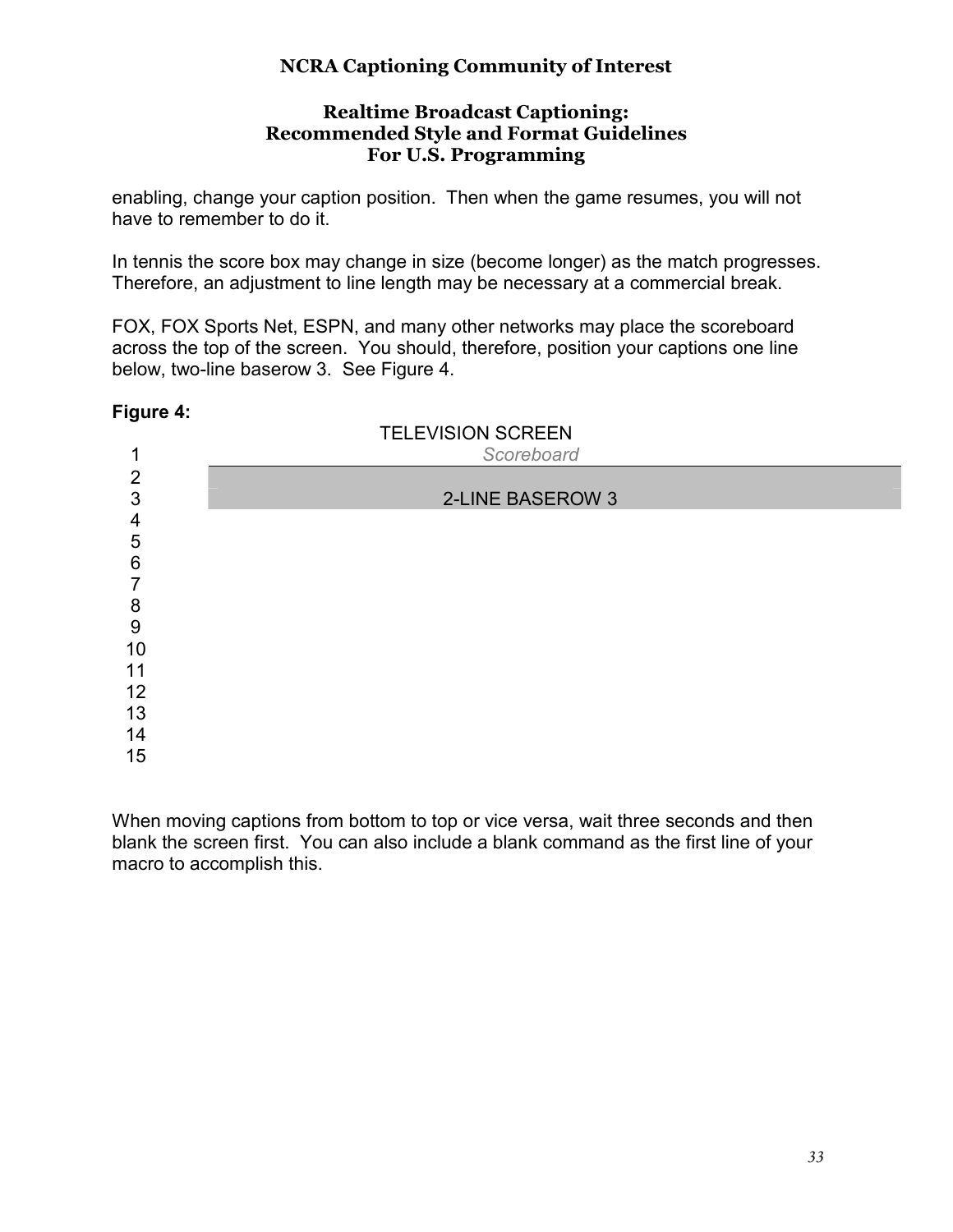enabling, change your caption position. Then when the game resumes, you will not have to remember to do it.

In tennis the score box may change in size (become longer) as the match progresses. Therefore, an adjustment to line length may be necessary at a commercial break.

FOX, FOX Sports Net, ESPN, and many other networks may place the scoreboard across the top of the screen. You should, therefore, position your captions one line below, two-line baserow 3. See Figure 4.

**Figure 4:**

| Row | TELEVISION SCREEN |
|---|---|
| 1 | *Scoreboard* |
| 2 | |
| 3 | 2-LINE BASEROW 3 |
| 4 | |
| 5 | |
| 6 | |
| 7 | |
| 8 | |
| 9 | |
| 10 | |
| 11 | |
| 12 | |
| 13 | |
| 14 | |
| 15 | |

When moving captions from bottom to top or vice versa, wait three seconds and then blank the screen first. You can also include a blank command as the first line of your macro to accomplish this.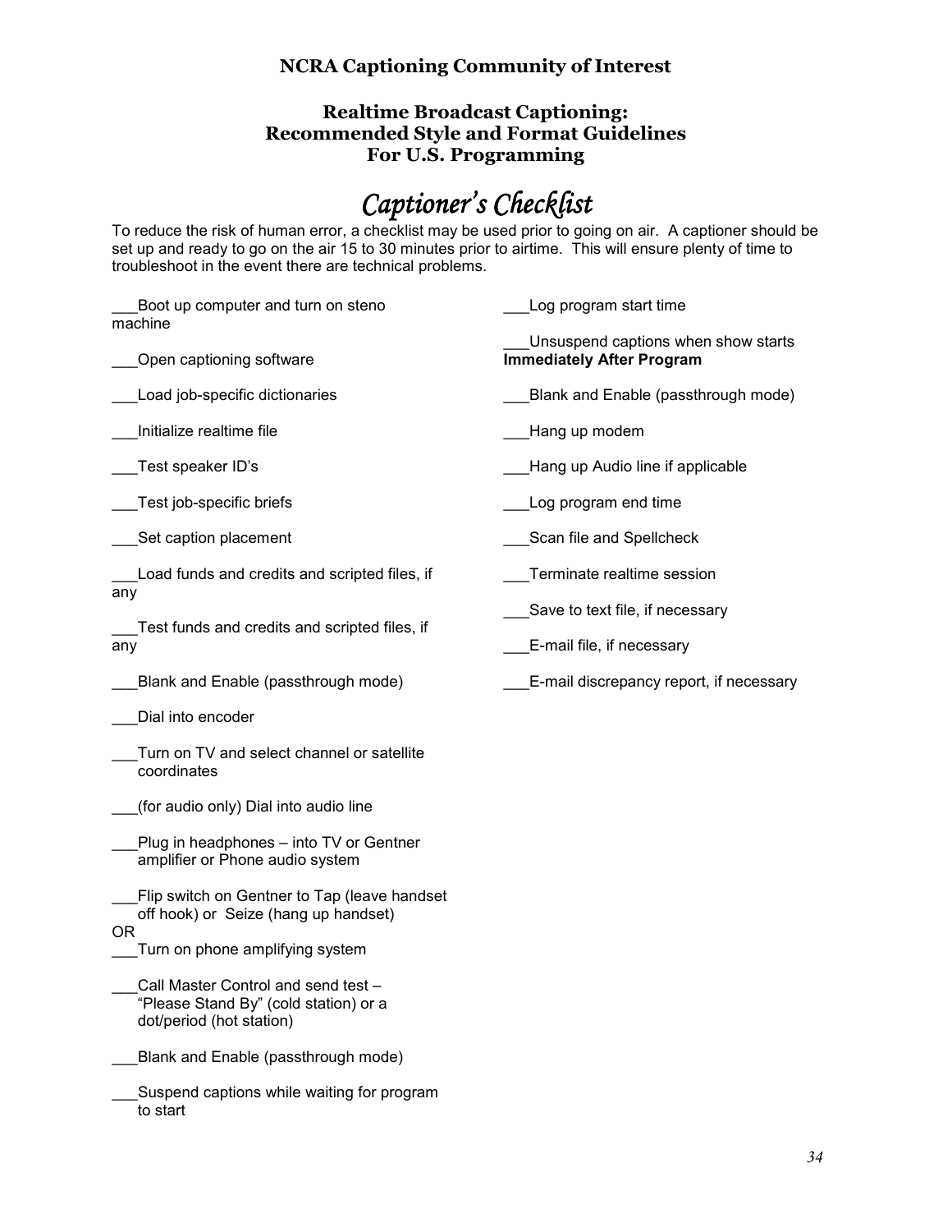**NCRA Captioning Community of Interest**

**Realtime Broadcast Captioning:**
**Recommended Style and Format Guidelines**
**For U.S. Programming**

# *Captioner's Checklist*

To reduce the risk of human error, a checklist may be used prior to going on air. A captioner should be set up and ready to go on the air 15 to 30 minutes prior to airtime. This will ensure plenty of time to troubleshoot in the event there are technical problems.

___Boot up computer and turn on steno machine

___Open captioning software

___Load job-specific dictionaries

___Initialize realtime file

___Test speaker ID's

___Test job-specific briefs

___Set caption placement

___Load funds and credits and scripted files, if any

___Test funds and credits and scripted files, if any

___Blank and Enable (passthrough mode)

___Dial into encoder

___Turn on TV and select channel or satellite coordinates

___(for audio only) Dial into audio line

___Plug in headphones – into TV or Gentner amplifier or Phone audio system

___Flip switch on Gentner to Tap (leave handset off hook) or Seize (hang up handset)

OR

___Turn on phone amplifying system

___Call Master Control and send test – "Please Stand By" (cold station) or a dot/period (hot station)

___Blank and Enable (passthrough mode)

___Suspend captions while waiting for program to start

___Log program start time

___Unsuspend captions when show starts

**Immediately After Program**

___Blank and Enable (passthrough mode)

___Hang up modem

___Hang up Audio line if applicable

___Log program end time

___Scan file and Spellcheck

___Terminate realtime session

___Save to text file, if necessary

___E-mail file, if necessary

___E-mail discrepancy report, if necessary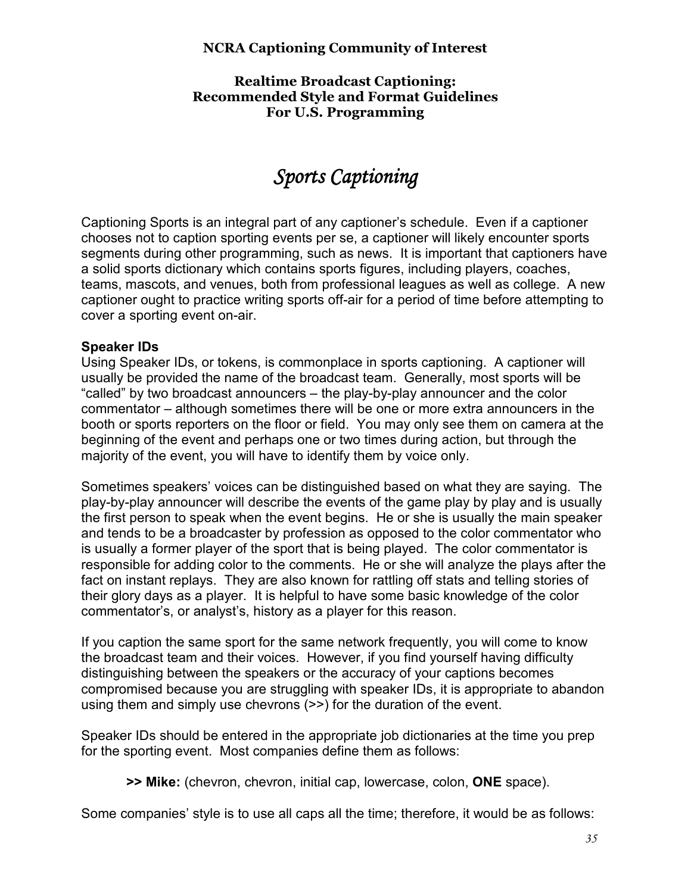# Sports Captioning

Captioning Sports is an integral part of any captioner's schedule. Even if a captioner chooses not to caption sporting events per se, a captioner will likely encounter sports segments during other programming, such as news. It is important that captioners have a solid sports dictionary which contains sports figures, including players, coaches, teams, mascots, and venues, both from professional leagues as well as college. A new captioner ought to practice writing sports off-air for a period of time before attempting to cover a sporting event on-air.

**Speaker IDs**

Using Speaker IDs, or tokens, is commonplace in sports captioning. A captioner will usually be provided the name of the broadcast team. Generally, most sports will be "called" by two broadcast announcers – the play-by-play announcer and the color commentator – although sometimes there will be one or more extra announcers in the booth or sports reporters on the floor or field. You may only see them on camera at the beginning of the event and perhaps one or two times during action, but through the majority of the event, you will have to identify them by voice only.

Sometimes speakers' voices can be distinguished based on what they are saying. The play-by-play announcer will describe the events of the game play by play and is usually the first person to speak when the event begins. He or she is usually the main speaker and tends to be a broadcaster by profession as opposed to the color commentator who is usually a former player of the sport that is being played. The color commentator is responsible for adding color to the comments. He or she will analyze the plays after the fact on instant replays. They are also known for rattling off stats and telling stories of their glory days as a player. It is helpful to have some basic knowledge of the color commentator's, or analyst's, history as a player for this reason.

If you caption the same sport for the same network frequently, you will come to know the broadcast team and their voices. However, if you find yourself having difficulty distinguishing between the speakers or the accuracy of your captions becomes compromised because you are struggling with speaker IDs, it is appropriate to abandon using them and simply use chevrons (>>) for the duration of the event.

Speaker IDs should be entered in the appropriate job dictionaries at the time you prep for the sporting event. Most companies define them as follows:

> **>> Mike:** (chevron, chevron, initial cap, lowercase, colon, **ONE** space).

Some companies' style is to use all caps all the time; therefore, it would be as follows: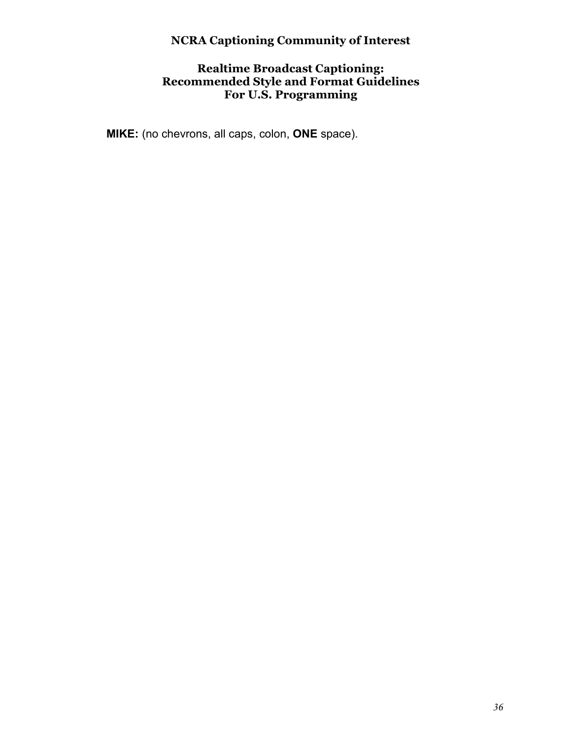**MIKE:** (no chevrons, all caps, colon, **ONE** space).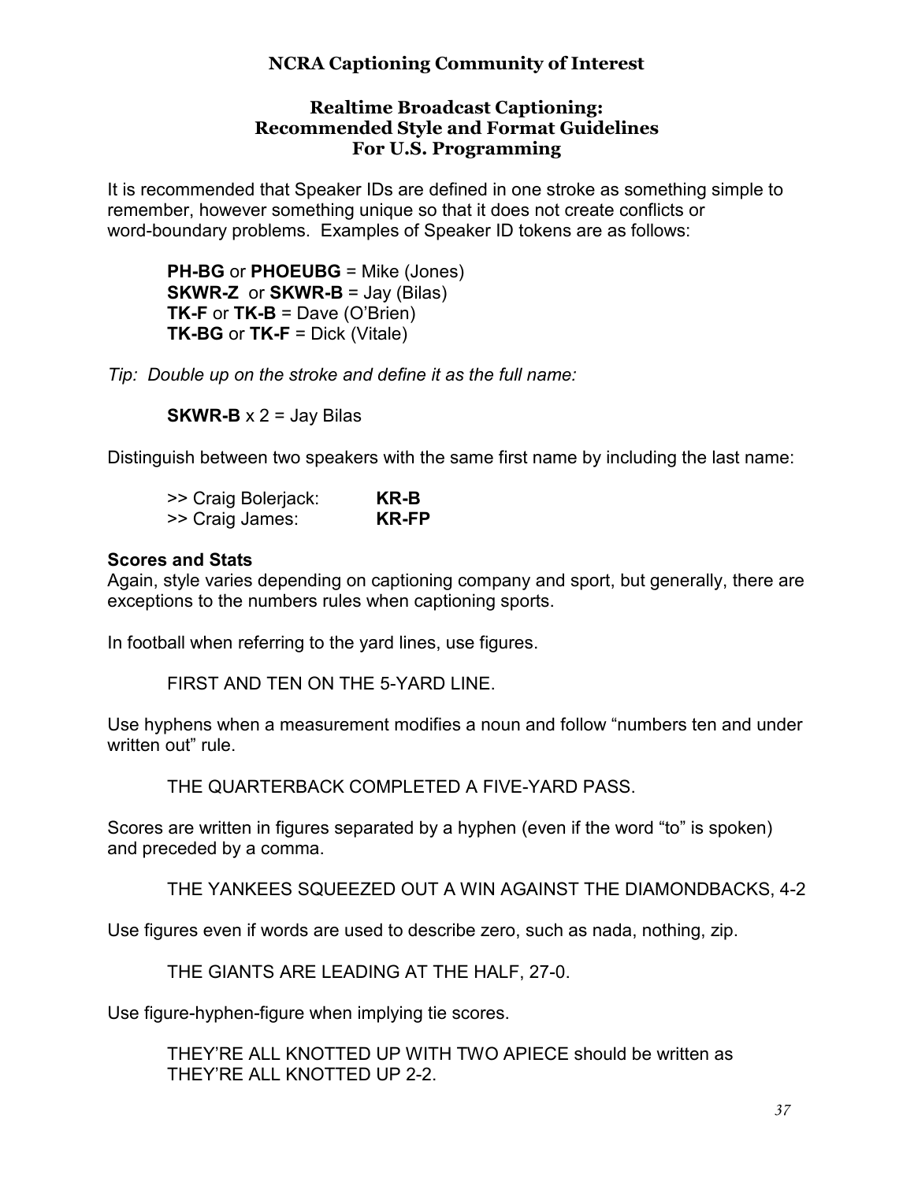**NCRA Captioning Community of Interest**

**Realtime Broadcast Captioning:**
**Recommended Style and Format Guidelines**
**For U.S. Programming**

It is recommended that Speaker IDs are defined in one stroke as something simple to remember, however something unique so that it does not create conflicts or word-boundary problems. Examples of Speaker ID tokens are as follows:

> **PH-BG** or **PHOEUBG** = Mike (Jones)
> **SKWR-Z** or **SKWR-B** = Jay (Bilas)
> **TK-F** or **TK-B** = Dave (O'Brien)
> **TK-BG** or **TK-F** = Dick (Vitale)

*Tip: Double up on the stroke and define it as the full name:*

> **SKWR-B** x 2 = Jay Bilas

Distinguish between two speakers with the same first name by including the last name:

> >> Craig Bolerjack: **KR-B**
> >> Craig James: **KR-FP**

**Scores and Stats**
Again, style varies depending on captioning company and sport, but generally, there are exceptions to the numbers rules when captioning sports.

In football when referring to the yard lines, use figures.

> FIRST AND TEN ON THE 5-YARD LINE.

Use hyphens when a measurement modifies a noun and follow "numbers ten and under written out" rule.

> THE QUARTERBACK COMPLETED A FIVE-YARD PASS.

Scores are written in figures separated by a hyphen (even if the word "to" is spoken) and preceded by a comma.

> THE YANKEES SQUEEZED OUT A WIN AGAINST THE DIAMONDBACKS, 4-2

Use figures even if words are used to describe zero, such as nada, nothing, zip.

> THE GIANTS ARE LEADING AT THE HALF, 27-0.

Use figure-hyphen-figure when implying tie scores.

> THEY'RE ALL KNOTTED UP WITH TWO APIECE should be written as THEY'RE ALL KNOTTED UP 2-2.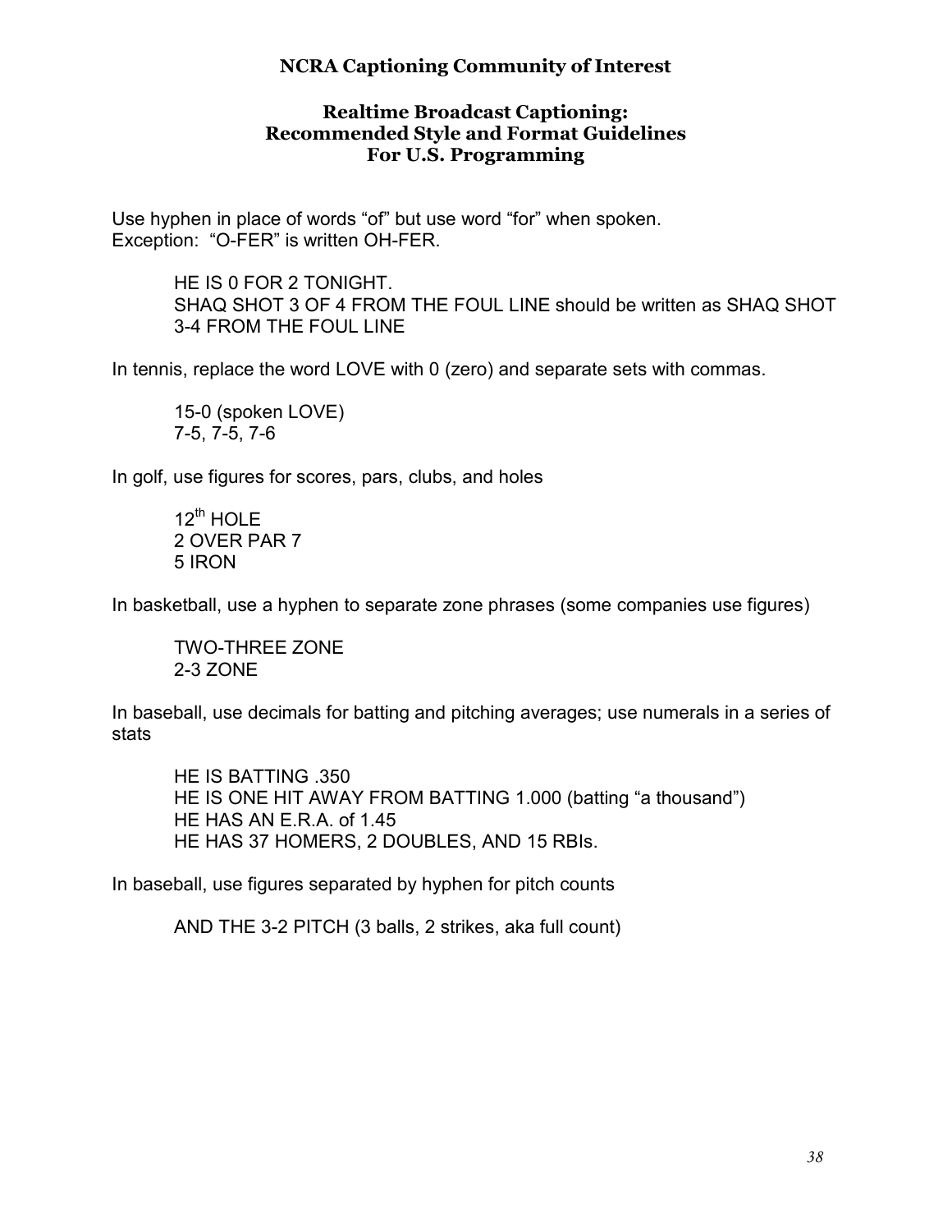Use hyphen in place of words “of” but use word “for” when spoken.
Exception: “O-FER” is written OH-FER.

> HE IS 0 FOR 2 TONIGHT.
> SHAQ SHOT 3 OF 4 FROM THE FOUL LINE should be written as SHAQ SHOT 3-4 FROM THE FOUL LINE

In tennis, replace the word LOVE with 0 (zero) and separate sets with commas.

> 15-0 (spoken LOVE)
> 7-5, 7-5, 7-6

In golf, use figures for scores, pars, clubs, and holes

> 12th HOLE
> 2 OVER PAR 7
> 5 IRON

In basketball, use a hyphen to separate zone phrases (some companies use figures)

> TWO-THREE ZONE
> 2-3 ZONE

In baseball, use decimals for batting and pitching averages; use numerals in a series of stats

> HE IS BATTING .350
> HE IS ONE HIT AWAY FROM BATTING 1.000 (batting “a thousand”)
> HE HAS AN E.R.A. of 1.45
> HE HAS 37 HOMERS, 2 DOUBLES, AND 15 RBIs.

In baseball, use figures separated by hyphen for pitch counts

> AND THE 3-2 PITCH (3 balls, 2 strikes, aka full count)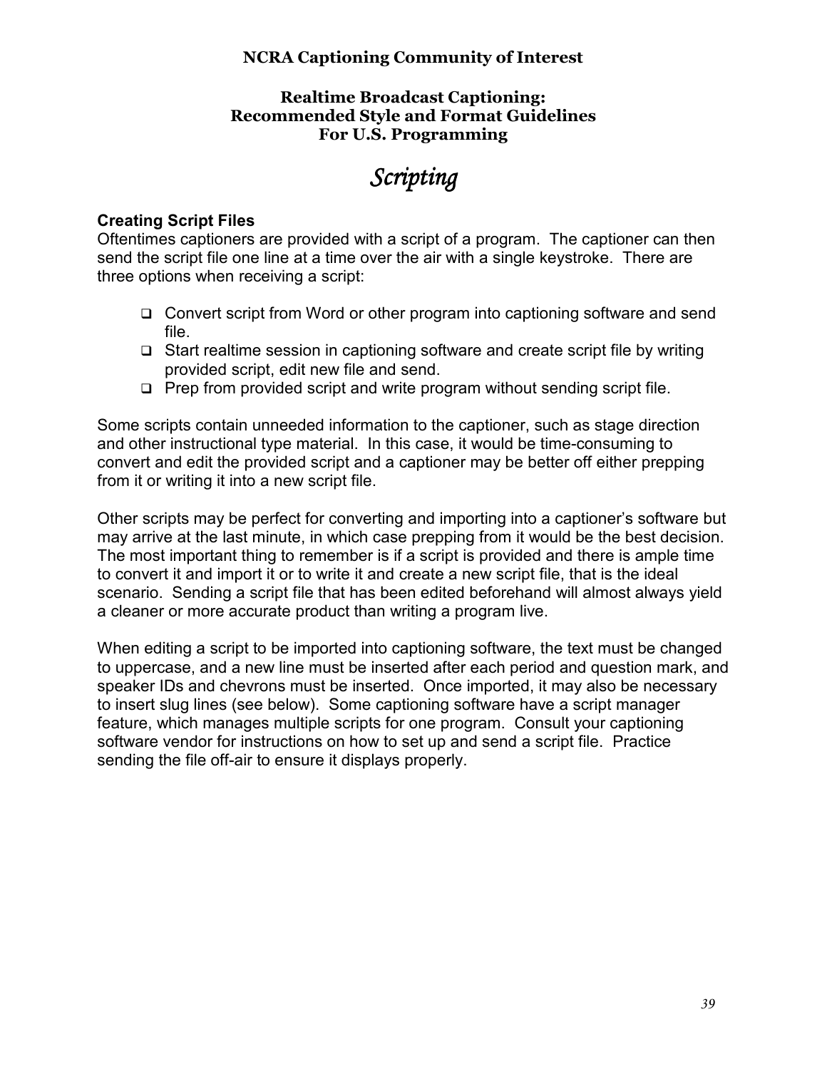**NCRA Captioning Community of Interest**

**Realtime Broadcast Captioning:**
**Recommended Style and Format Guidelines**
**For U.S. Programming**

# *Scripting*

### Creating Script Files

Oftentimes captioners are provided with a script of a program. The captioner can then send the script file one line at a time over the air with a single keystroke. There are three options when receiving a script:

- Convert script from Word or other program into captioning software and send file.
- Start realtime session in captioning software and create script file by writing provided script, edit new file and send.
- Prep from provided script and write program without sending script file.

Some scripts contain unneeded information to the captioner, such as stage direction and other instructional type material. In this case, it would be time-consuming to convert and edit the provided script and a captioner may be better off either prepping from it or writing it into a new script file.

Other scripts may be perfect for converting and importing into a captioner's software but may arrive at the last minute, in which case prepping from it would be the best decision. The most important thing to remember is if a script is provided and there is ample time to convert it and import it or to write it and create a new script file, that is the ideal scenario. Sending a script file that has been edited beforehand will almost always yield a cleaner or more accurate product than writing a program live.

When editing a script to be imported into captioning software, the text must be changed to uppercase, and a new line must be inserted after each period and question mark, and speaker IDs and chevrons must be inserted. Once imported, it may also be necessary to insert slug lines (see below). Some captioning software have a script manager feature, which manages multiple scripts for one program. Consult your captioning software vendor for instructions on how to set up and send a script file. Practice sending the file off-air to ensure it displays properly.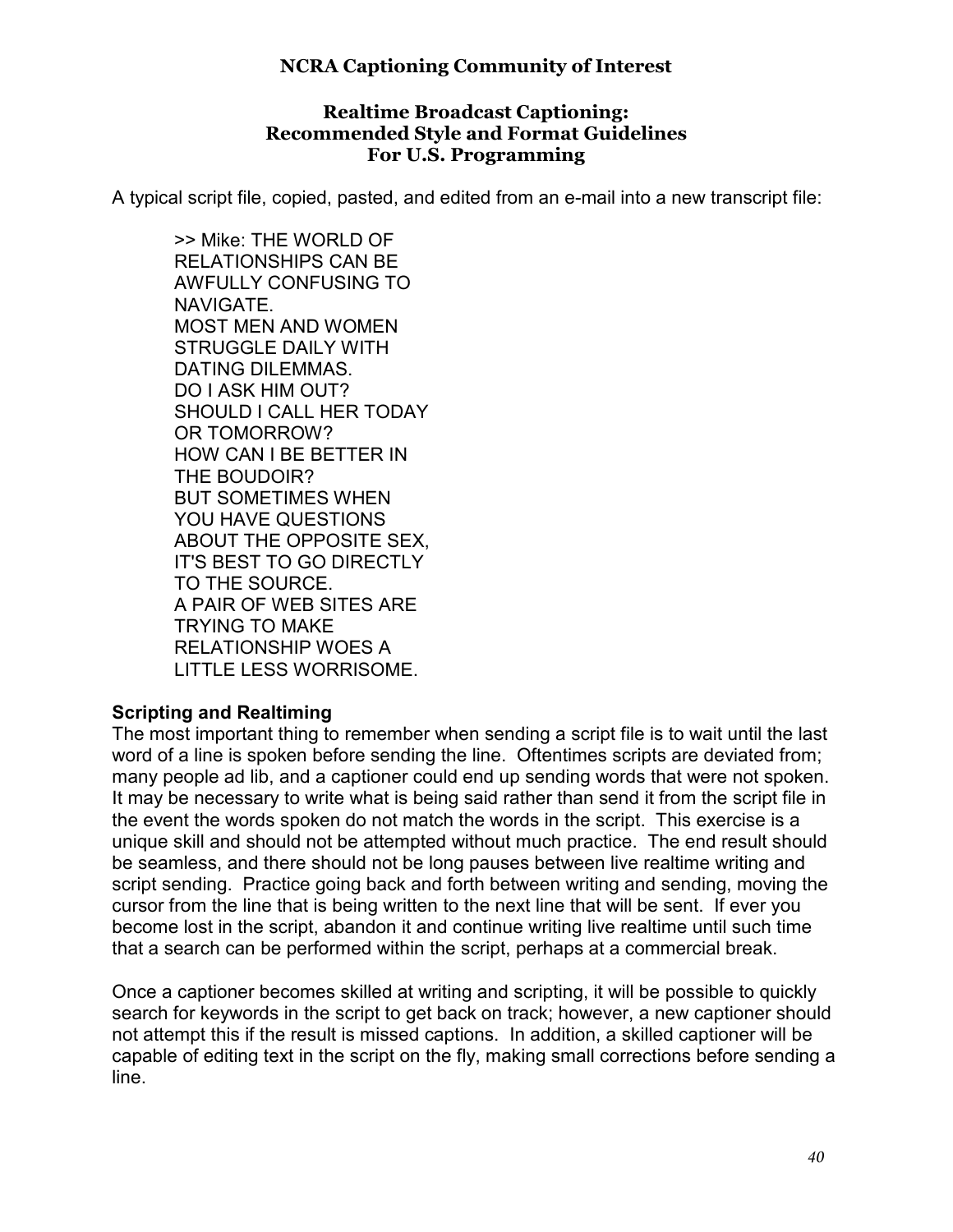A typical script file, copied, pasted, and edited from an e-mail into a new transcript file:

```
>> Mike: THE WORLD OF
RELATIONSHIPS CAN BE
AWFULLY CONFUSING TO
NAVIGATE.
MOST MEN AND WOMEN
STRUGGLE DAILY WITH
DATING DILEMMAS.
DO I ASK HIM OUT?
SHOULD I CALL HER TODAY
OR TOMORROW?
HOW CAN I BE BETTER IN
THE BOUDOIR?
BUT SOMETIMES WHEN
YOU HAVE QUESTIONS
ABOUT THE OPPOSITE SEX,
IT'S BEST TO GO DIRECTLY
TO THE SOURCE.
A PAIR OF WEB SITES ARE
TRYING TO MAKE
RELATIONSHIP WOES A
LITTLE LESS WORRISOME.
```

### Scripting and Realtiming

The most important thing to remember when sending a script file is to wait until the last word of a line is spoken before sending the line. Oftentimes scripts are deviated from; many people ad lib, and a captioner could end up sending words that were not spoken. It may be necessary to write what is being said rather than send it from the script file in the event the words spoken do not match the words in the script. This exercise is a unique skill and should not be attempted without much practice. The end result should be seamless, and there should not be long pauses between live realtime writing and script sending. Practice going back and forth between writing and sending, moving the cursor from the line that is being written to the next line that will be sent. If ever you become lost in the script, abandon it and continue writing live realtime until such time that a search can be performed within the script, perhaps at a commercial break.

Once a captioner becomes skilled at writing and scripting, it will be possible to quickly search for keywords in the script to get back on track; however, a new captioner should not attempt this if the result is missed captions. In addition, a skilled captioner will be capable of editing text in the script on the fly, making small corrections before sending a line.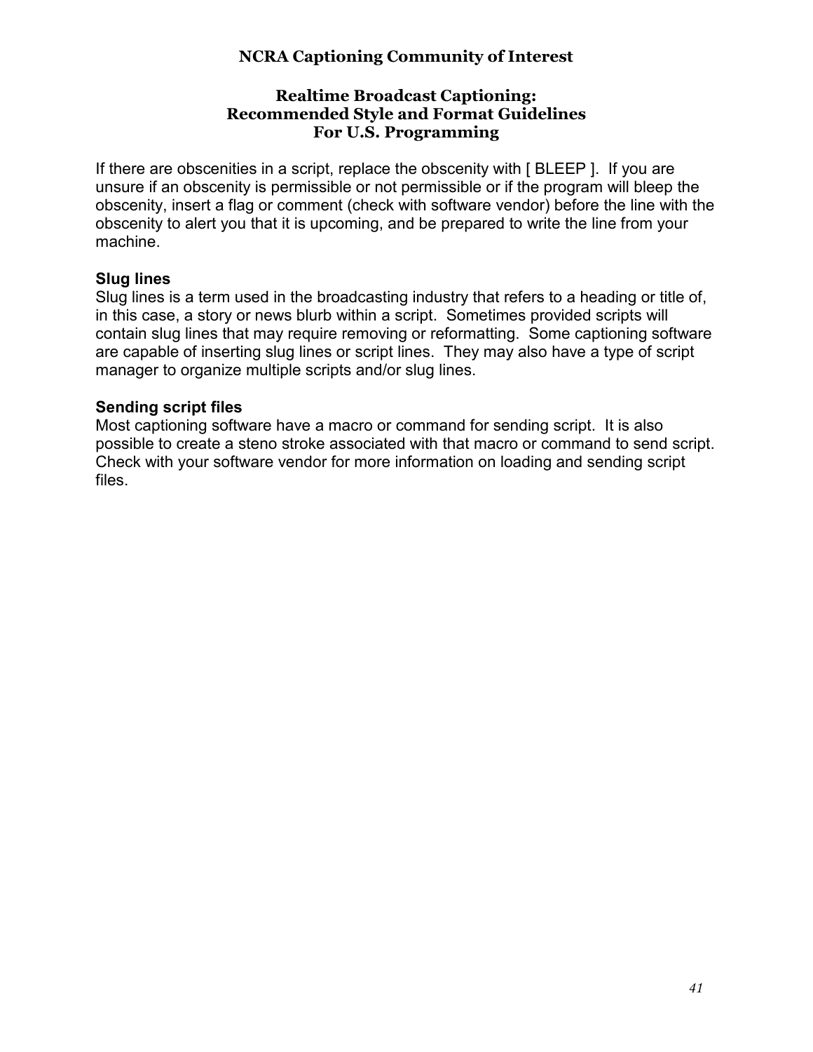If there are obscenities in a script, replace the obscenity with [ BLEEP ]. If you are unsure if an obscenity is permissible or not permissible or if the program will bleep the obscenity, insert a flag or comment (check with software vendor) before the line with the obscenity to alert you that it is upcoming, and be prepared to write the line from your machine.

**Slug lines**

Slug lines is a term used in the broadcasting industry that refers to a heading or title of, in this case, a story or news blurb within a script. Sometimes provided scripts will contain slug lines that may require removing or reformatting. Some captioning software are capable of inserting slug lines or script lines. They may also have a type of script manager to organize multiple scripts and/or slug lines.

**Sending script files**

Most captioning software have a macro or command for sending script. It is also possible to create a steno stroke associated with that macro or command to send script. Check with your software vendor for more information on loading and sending script files.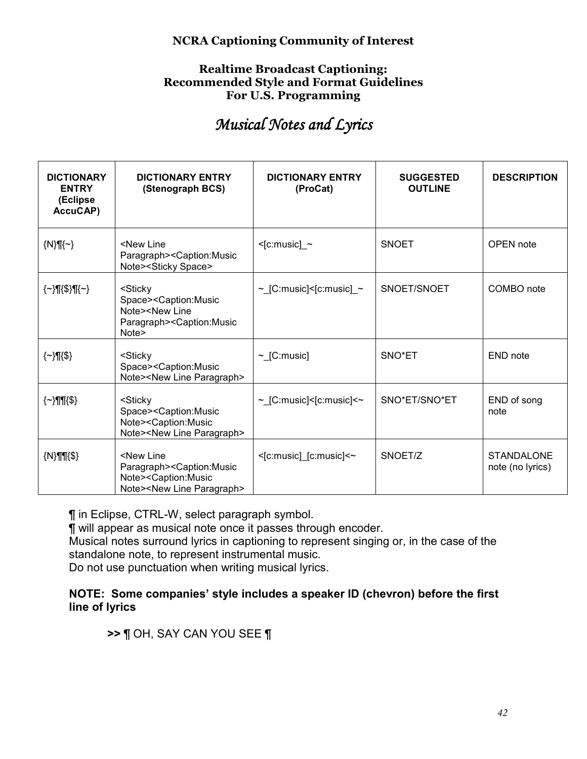**NCRA Captioning Community of Interest**

**Realtime Broadcast Captioning:**
**Recommended Style and Format Guidelines**
**For U.S. Programming**

# *Musical Notes and Lyrics*

| DICTIONARY ENTRY (Eclipse AccuCAP) | DICTIONARY ENTRY (Stenograph BCS) | DICTIONARY ENTRY (ProCat) | SUGGESTED OUTLINE | DESCRIPTION |
|---|---|---|---|---|
| {N}¶{~} | <New Line Paragraph><Caption:Music Note><Sticky Space> | <[c:music]_~ | SNOET | OPEN note |
| {~}¶{$}¶{~} | <Sticky Space><Caption:Music Note><New Line Paragraph><Caption:Music Note> | ~_[C:music]<[c:music]_~ | SNOET/SNOET | COMBO note |
| {~}¶{$} | <Sticky Space><Caption:Music Note><New Line Paragraph> | ~_[C:music] | SNO*ET | END note |
| {~}¶¶{$} | <Sticky Space><Caption:Music Note><Caption:Music Note><New Line Paragraph> | ~_[C:music]<[c:music]<~ | SNO*ET/SNO*ET | END of song note |
| {N}¶¶{$} | <New Line Paragraph><Caption:Music Note><Caption:Music Note><New Line Paragraph> | <[c:music]_[c:music]<~ | SNOET/Z | STANDALONE note (no lyrics) |

¶ in Eclipse, CTRL-W, select paragraph symbol.
¶ will appear as musical note once it passes through encoder.
Musical notes surround lyrics in captioning to represent singing or, in the case of the standalone note, to represent instrumental music.
Do not use punctuation when writing musical lyrics.

**NOTE: Some companies' style includes a speaker ID (chevron) before the first line of lyrics**

**>>** ¶ OH, SAY CAN YOU SEE ¶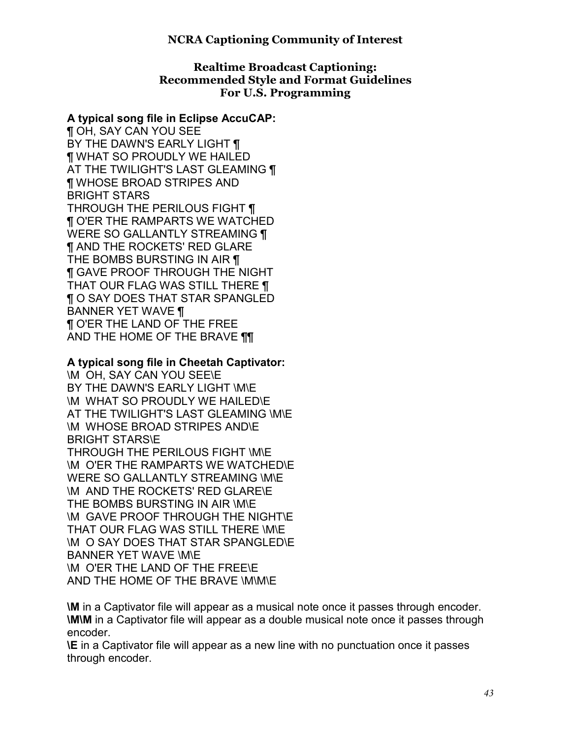**A typical song file in Eclipse AccuCAP:**

¶ OH, SAY CAN YOU SEE
BY THE DAWN'S EARLY LIGHT ¶
¶ WHAT SO PROUDLY WE HAILED
AT THE TWILIGHT'S LAST GLEAMING ¶
¶ WHOSE BROAD STRIPES AND
BRIGHT STARS
THROUGH THE PERILOUS FIGHT ¶
¶ O'ER THE RAMPARTS WE WATCHED
WERE SO GALLANTLY STREAMING ¶
¶ AND THE ROCKETS' RED GLARE
THE BOMBS BURSTING IN AIR ¶
¶ GAVE PROOF THROUGH THE NIGHT
THAT OUR FLAG WAS STILL THERE ¶
¶ O SAY DOES THAT STAR SPANGLED
BANNER YET WAVE ¶
¶ O'ER THE LAND OF THE FREE
AND THE HOME OF THE BRAVE ¶¶

**A typical song file in Cheetah Captivator:**

```
\M  OH, SAY CAN YOU SEE\E
BY THE DAWN'S EARLY LIGHT \M\E
\M  WHAT SO PROUDLY WE HAILED\E
AT THE TWILIGHT'S LAST GLEAMING \M\E
\M  WHOSE BROAD STRIPES AND\E
BRIGHT STARS\E
THROUGH THE PERILOUS FIGHT \M\E
\M  O'ER THE RAMPARTS WE WATCHED\E
WERE SO GALLANTLY STREAMING \M\E
\M  AND THE ROCKETS' RED GLARE\E
THE BOMBS BURSTING IN AIR \M\E
\M  GAVE PROOF THROUGH THE NIGHT\E
THAT OUR FLAG WAS STILL THERE \M\E
\M  O SAY DOES THAT STAR SPANGLED\E
BANNER YET WAVE \M\E
\M  O'ER THE LAND OF THE FREE\E
AND THE HOME OF THE BRAVE \M\M\E
```

**\M** in a Captivator file will appear as a musical note once it passes through encoder.
**\M\M** in a Captivator file will appear as a double musical note once it passes through encoder.
**\E** in a Captivator file will appear as a new line with no punctuation once it passes through encoder.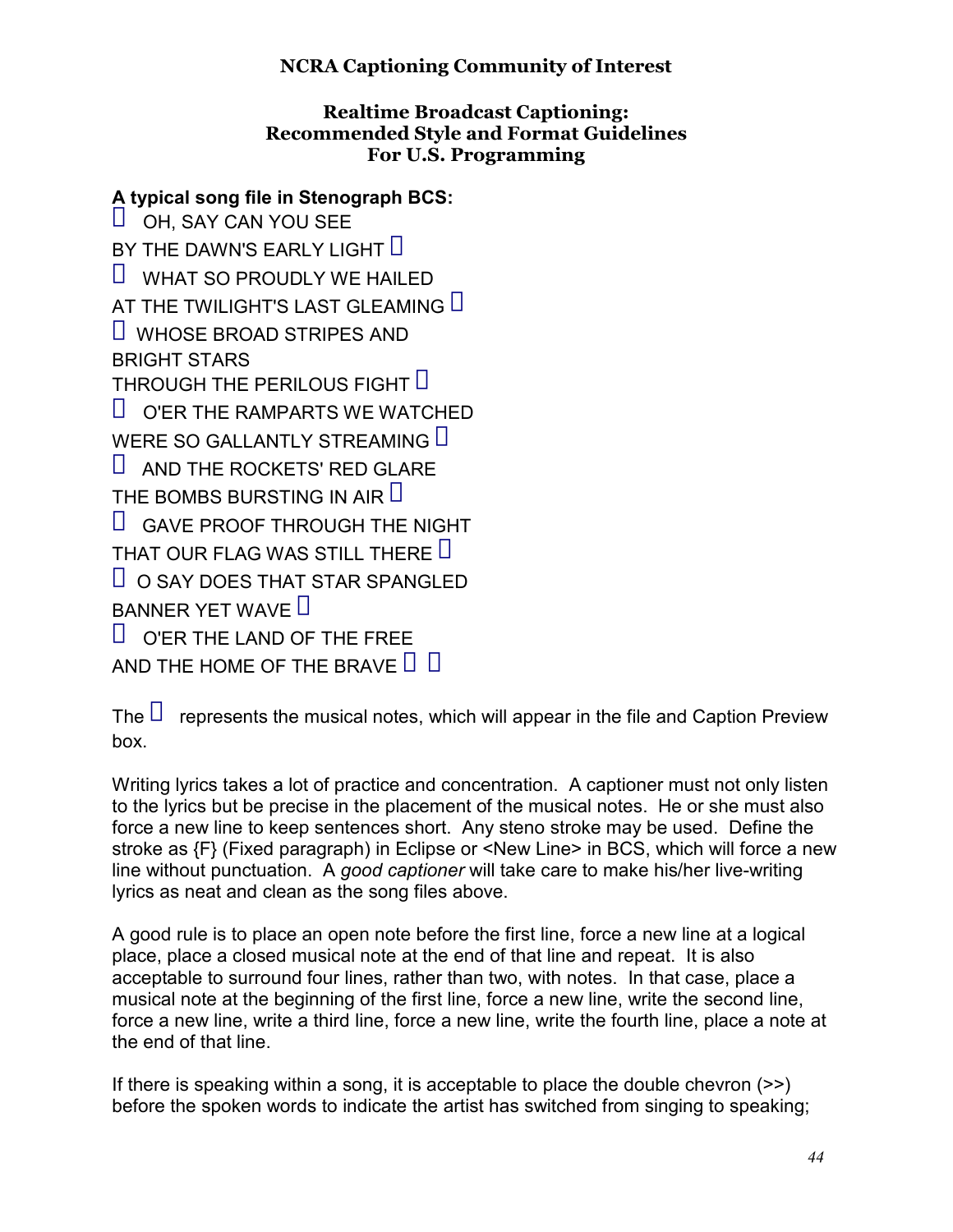**NCRA Captioning Community of Interest**

**Realtime Broadcast Captioning:**
**Recommended Style and Format Guidelines**
**For U.S. Programming**

**A typical song file in Stenograph BCS:**

 OH, SAY CAN YOU SEE
BY THE DAWN'S EARLY LIGHT 
 WHAT SO PROUDLY WE HAILED
AT THE TWILIGHT'S LAST GLEAMING 
 WHOSE BROAD STRIPES AND
BRIGHT STARS
THROUGH THE PERILOUS FIGHT 
 O'ER THE RAMPARTS WE WATCHED
WERE SO GALLANTLY STREAMING 
 AND THE ROCKETS' RED GLARE
THE BOMBS BURSTING IN AIR 
 GAVE PROOF THROUGH THE NIGHT
THAT OUR FLAG WAS STILL THERE 
 O SAY DOES THAT STAR SPANGLED
BANNER YET WAVE 
 O'ER THE LAND OF THE FREE
AND THE HOME OF THE BRAVE  

The  represents the musical notes, which will appear in the file and Caption Preview box.

Writing lyrics takes a lot of practice and concentration. A captioner must not only listen to the lyrics but be precise in the placement of the musical notes. He or she must also force a new line to keep sentences short. Any steno stroke may be used. Define the stroke as {F} (Fixed paragraph) in Eclipse or <New Line> in BCS, which will force a new line without punctuation. A *good captioner* will take care to make his/her live-writing lyrics as neat and clean as the song files above.

A good rule is to place an open note before the first line, force a new line at a logical place, place a closed musical note at the end of that line and repeat. It is also acceptable to surround four lines, rather than two, with notes. In that case, place a musical note at the beginning of the first line, force a new line, write the second line, force a new line, write a third line, force a new line, write the fourth line, place a note at the end of that line.

If there is speaking within a song, it is acceptable to place the double chevron (>>) before the spoken words to indicate the artist has switched from singing to speaking;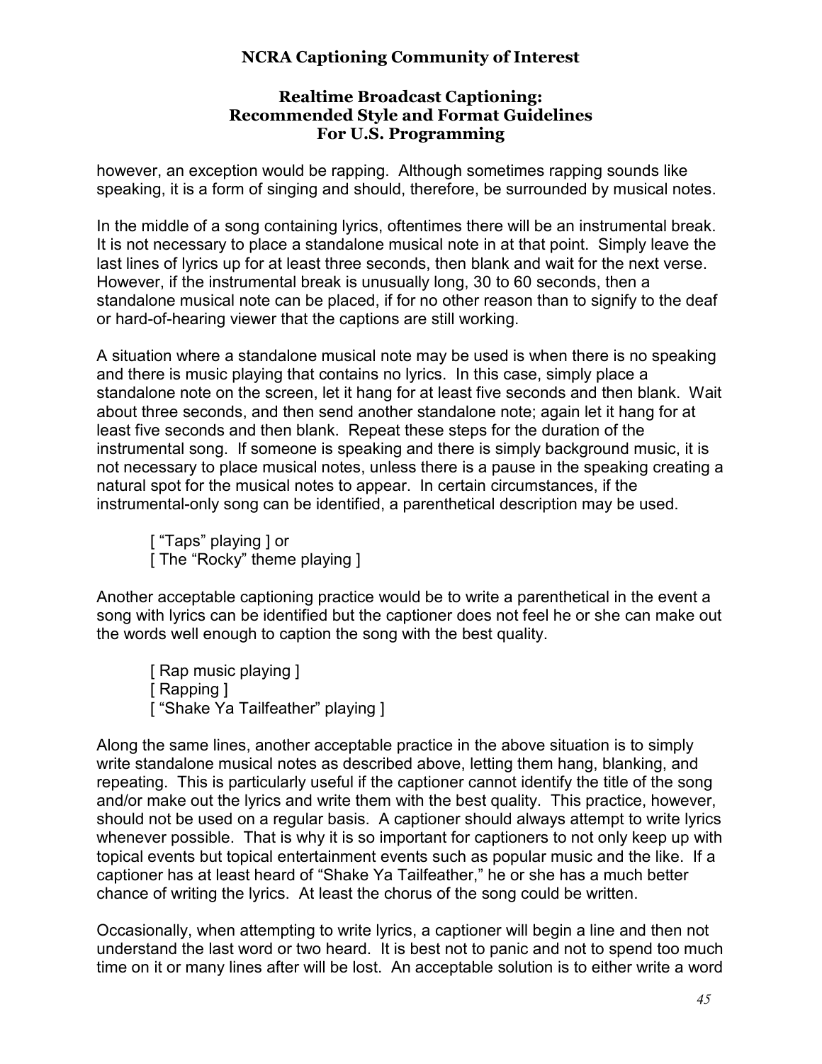however, an exception would be rapping. Although sometimes rapping sounds like speaking, it is a form of singing and should, therefore, be surrounded by musical notes.

In the middle of a song containing lyrics, oftentimes there will be an instrumental break. It is not necessary to place a standalone musical note in at that point. Simply leave the last lines of lyrics up for at least three seconds, then blank and wait for the next verse. However, if the instrumental break is unusually long, 30 to 60 seconds, then a standalone musical note can be placed, if for no other reason than to signify to the deaf or hard-of-hearing viewer that the captions are still working.

A situation where a standalone musical note may be used is when there is no speaking and there is music playing that contains no lyrics. In this case, simply place a standalone note on the screen, let it hang for at least five seconds and then blank. Wait about three seconds, and then send another standalone note; again let it hang for at least five seconds and then blank. Repeat these steps for the duration of the instrumental song. If someone is speaking and there is simply background music, it is not necessary to place musical notes, unless there is a pause in the speaking creating a natural spot for the musical notes to appear. In certain circumstances, if the instrumental-only song can be identified, a parenthetical description may be used.

> [ "Taps" playing ] or
> [ The "Rocky" theme playing ]

Another acceptable captioning practice would be to write a parenthetical in the event a song with lyrics can be identified but the captioner does not feel he or she can make out the words well enough to caption the song with the best quality.

> [ Rap music playing ]
> [ Rapping ]
> [ "Shake Ya Tailfeather" playing ]

Along the same lines, another acceptable practice in the above situation is to simply write standalone musical notes as described above, letting them hang, blanking, and repeating. This is particularly useful if the captioner cannot identify the title of the song and/or make out the lyrics and write them with the best quality. This practice, however, should not be used on a regular basis. A captioner should always attempt to write lyrics whenever possible. That is why it is so important for captioners to not only keep up with topical events but topical entertainment events such as popular music and the like. If a captioner has at least heard of "Shake Ya Tailfeather," he or she has a much better chance of writing the lyrics. At least the chorus of the song could be written.

Occasionally, when attempting to write lyrics, a captioner will begin a line and then not understand the last word or two heard. It is best not to panic and not to spend too much time on it or many lines after will be lost. An acceptable solution is to either write a word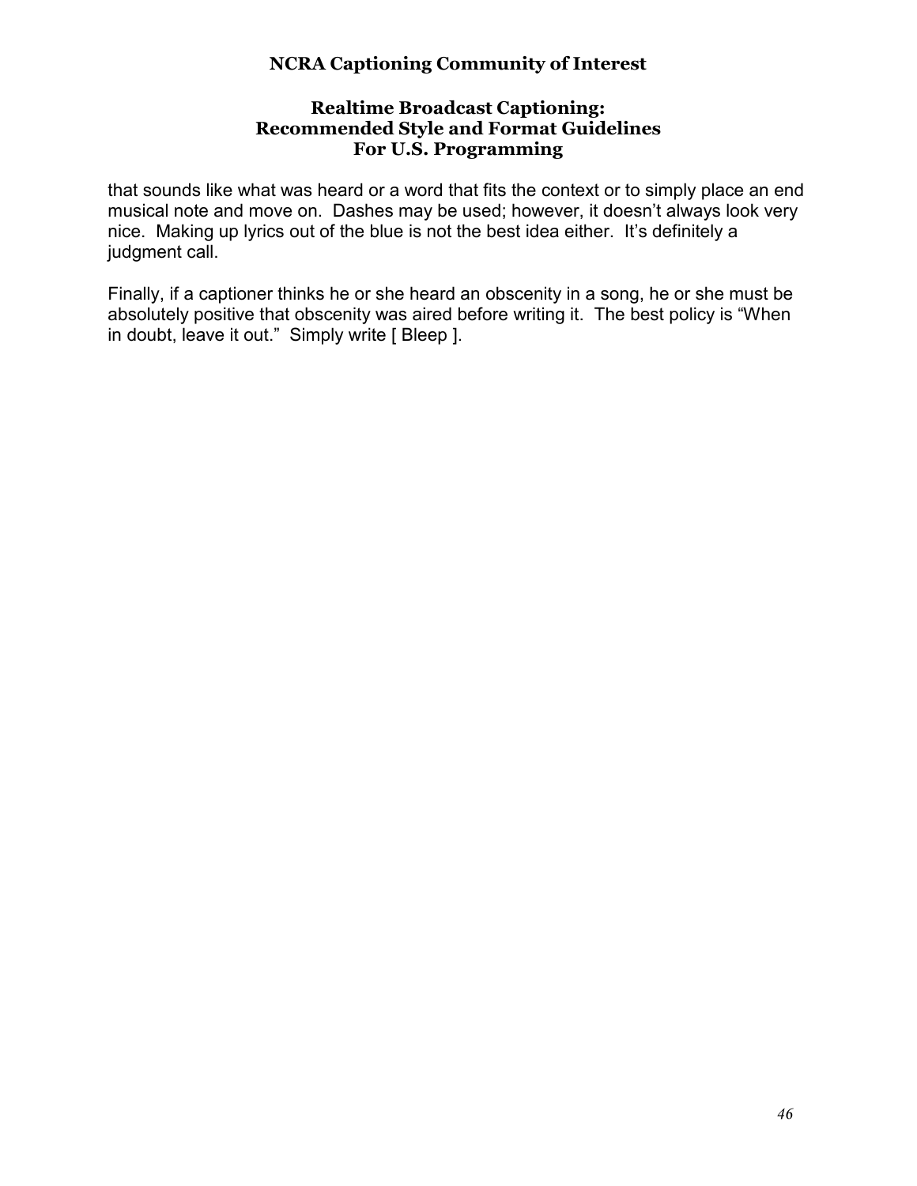that sounds like what was heard or a word that fits the context or to simply place an end musical note and move on. Dashes may be used; however, it doesn't always look very nice. Making up lyrics out of the blue is not the best idea either. It's definitely a judgment call.

Finally, if a captioner thinks he or she heard an obscenity in a song, he or she must be absolutely positive that obscenity was aired before writing it. The best policy is "When in doubt, leave it out." Simply write [ Bleep ].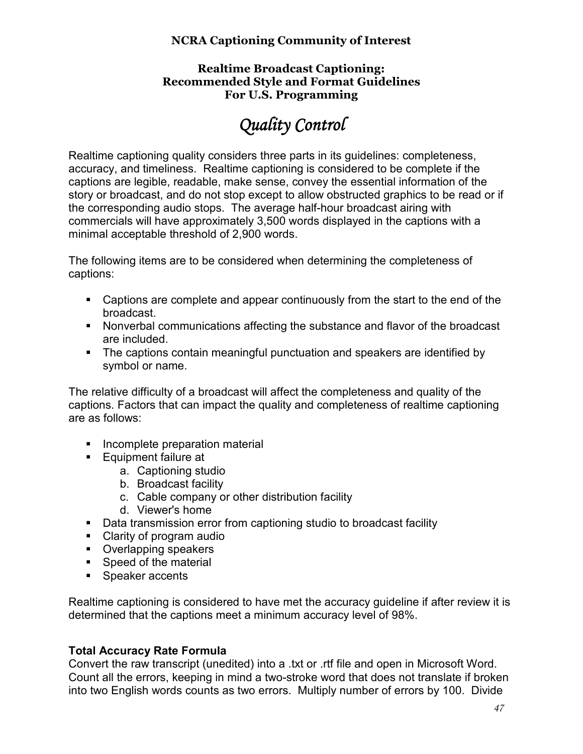**NCRA Captioning Community of Interest**

**Realtime Broadcast Captioning:**
**Recommended Style and Format Guidelines**
**For U.S. Programming**

# *Quality Control*

Realtime captioning quality considers three parts in its guidelines: completeness, accuracy, and timeliness. Realtime captioning is considered to be complete if the captions are legible, readable, make sense, convey the essential information of the story or broadcast, and do not stop except to allow obstructed graphics to be read or if the corresponding audio stops. The average half-hour broadcast airing with commercials will have approximately 3,500 words displayed in the captions with a minimal acceptable threshold of 2,900 words.

The following items are to be considered when determining the completeness of captions:

- Captions are complete and appear continuously from the start to the end of the broadcast.
- Nonverbal communications affecting the substance and flavor of the broadcast are included.
- The captions contain meaningful punctuation and speakers are identified by symbol or name.

The relative difficulty of a broadcast will affect the completeness and quality of the captions. Factors that can impact the quality and completeness of realtime captioning are as follows:

- Incomplete preparation material
- Equipment failure at
    a. Captioning studio
    b. Broadcast facility
    c. Cable company or other distribution facility
    d. Viewer's home
- Data transmission error from captioning studio to broadcast facility
- Clarity of program audio
- Overlapping speakers
- Speed of the material
- Speaker accents

Realtime captioning is considered to have met the accuracy guideline if after review it is determined that the captions meet a minimum accuracy level of 98%.

**Total Accuracy Rate Formula**

Convert the raw transcript (unedited) into a .txt or .rtf file and open in Microsoft Word. Count all the errors, keeping in mind a two-stroke word that does not translate if broken into two English words counts as two errors. Multiply number of errors by 100. Divide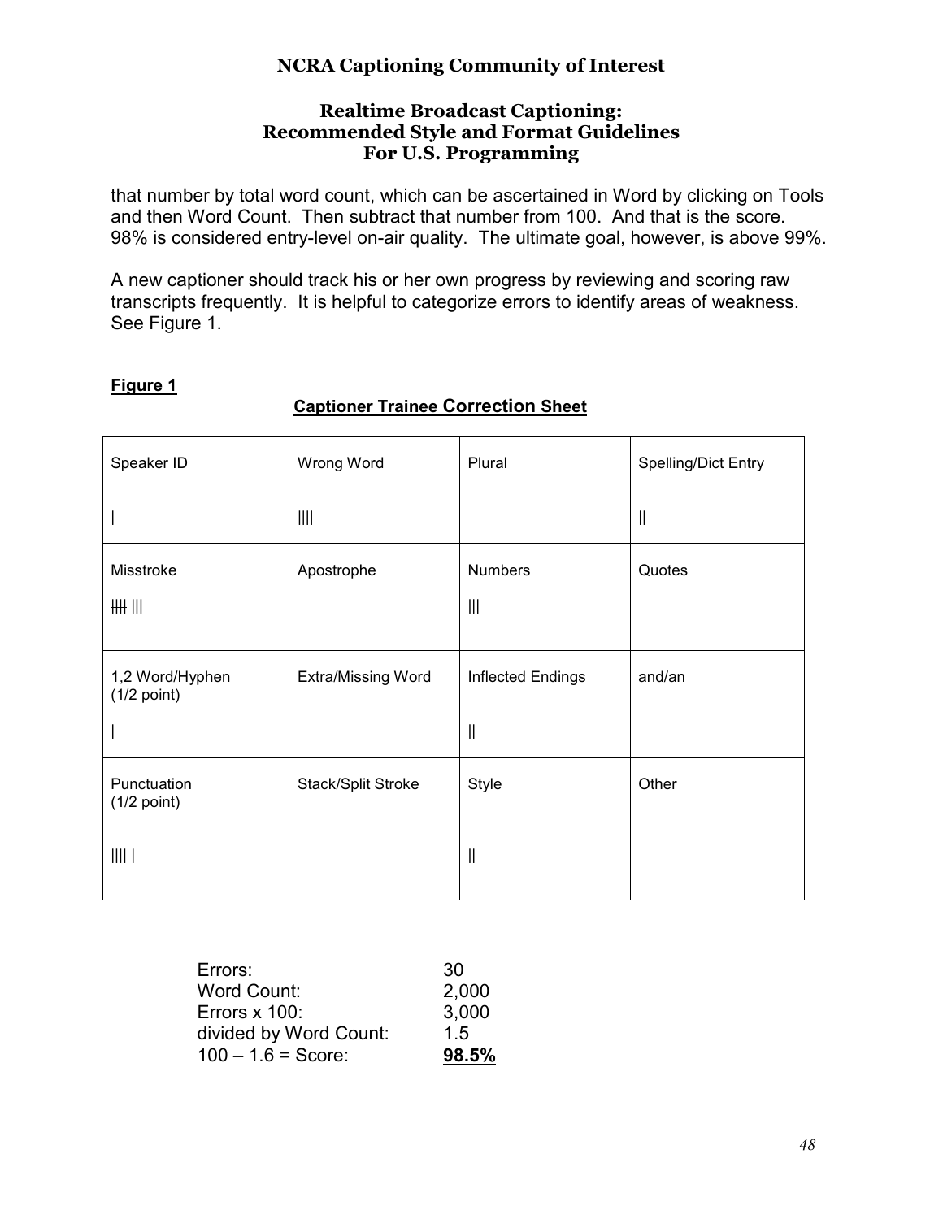that number by total word count, which can be ascertained in Word by clicking on Tools and then Word Count. Then subtract that number from 100. And that is the score. 98% is considered entry-level on-air quality. The ultimate goal, however, is above 99%.

A new captioner should track his or her own progress by reviewing and scoring raw transcripts frequently. It is helpful to categorize errors to identify areas of weakness. See Figure 1.

**Figure 1**

**Captioner Trainee Correction Sheet**

| Speaker ID | Wrong Word | Plural | Spelling/Dict Entry |
|---|---|---|---|
| \| | ~~\|\|\|\|~~ | | \|\| |
| **Misstroke** | **Apostrophe** | **Numbers** | **Quotes** |
| ~~\|\|\|\|~~ \|\|\| | | \|\|\| | |
| **1,2 Word/Hyphen (1/2 point)** | **Extra/Missing Word** | **Inflected Endings** | **and/an** |
| \| | | \|\| | |
| **Punctuation (1/2 point)** | **Stack/Split Stroke** | **Style** | **Other** |
| ~~\|\|\|\|~~ \| | | \|\| | |

| | |
|---|---|
| Errors: | 30 |
| Word Count: | 2,000 |
| Errors x 100: | 3,000 |
| divided by Word Count: | 1.5 |
| 100 – 1.6 = Score: | **98.5%** |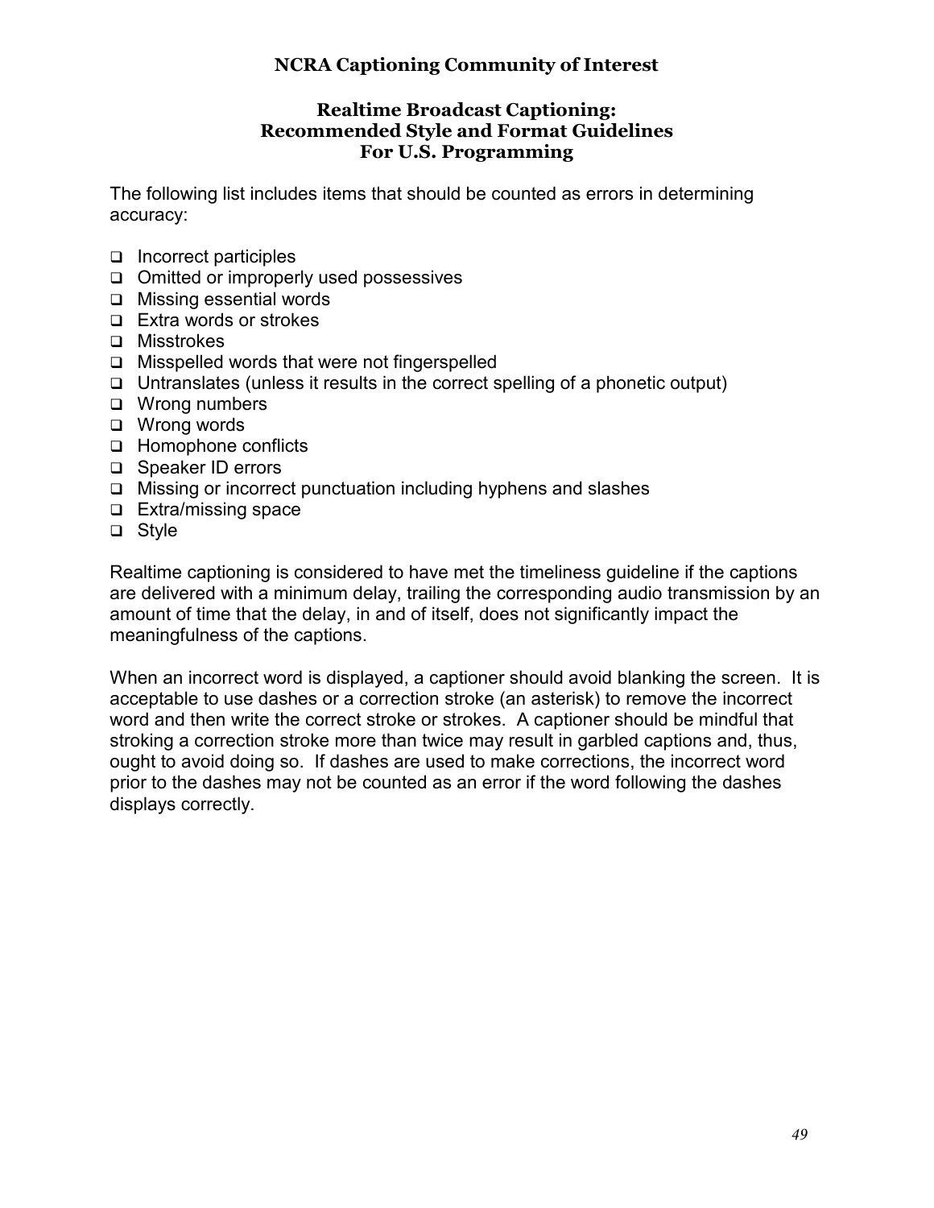**NCRA Captioning Community of Interest**

**Realtime Broadcast Captioning:**
**Recommended Style and Format Guidelines**
**For U.S. Programming**

The following list includes items that should be counted as errors in determining accuracy:

- Incorrect participles
- Omitted or improperly used possessives
- Missing essential words
- Extra words or strokes
- Misstrokes
- Misspelled words that were not fingerspelled
- Untranslates (unless it results in the correct spelling of a phonetic output)
- Wrong numbers
- Wrong words
- Homophone conflicts
- Speaker ID errors
- Missing or incorrect punctuation including hyphens and slashes
- Extra/missing space
- Style

Realtime captioning is considered to have met the timeliness guideline if the captions are delivered with a minimum delay, trailing the corresponding audio transmission by an amount of time that the delay, in and of itself, does not significantly impact the meaningfulness of the captions.

When an incorrect word is displayed, a captioner should avoid blanking the screen. It is acceptable to use dashes or a correction stroke (an asterisk) to remove the incorrect word and then write the correct stroke or strokes. A captioner should be mindful that stroking a correction stroke more than twice may result in garbled captions and, thus, ought to avoid doing so. If dashes are used to make corrections, the incorrect word prior to the dashes may not be counted as an error if the word following the dashes displays correctly.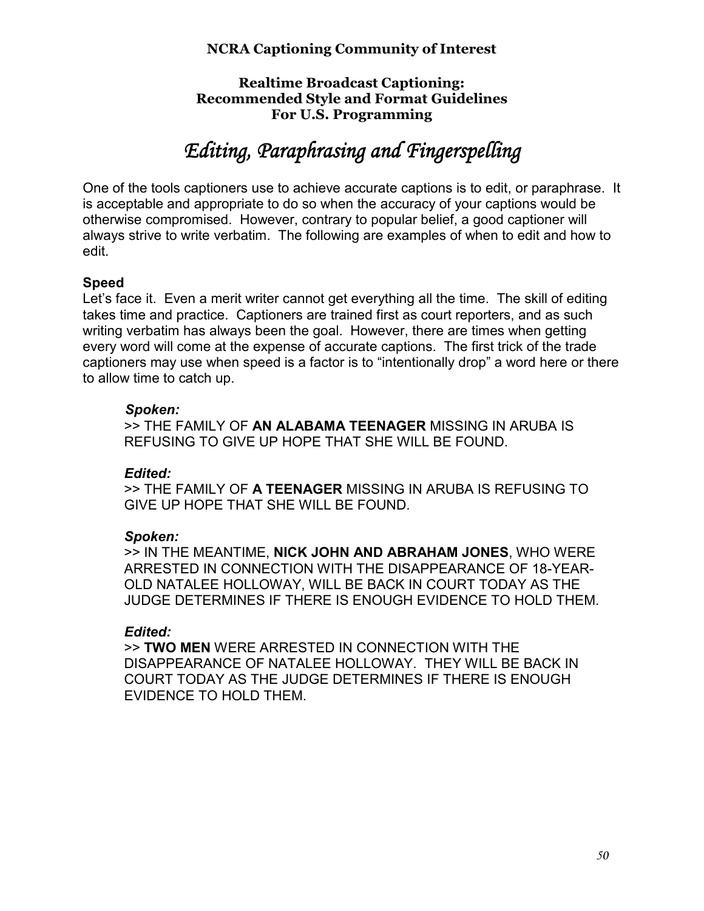**NCRA Captioning Community of Interest**

**Realtime Broadcast Captioning:**
**Recommended Style and Format Guidelines**
**For U.S. Programming**

# *Editing, Paraphrasing and Fingerspelling*

One of the tools captioners use to achieve accurate captions is to edit, or paraphrase. It is acceptable and appropriate to do so when the accuracy of your captions would be otherwise compromised. However, contrary to popular belief, a good captioner will always strive to write verbatim. The following are examples of when to edit and how to edit.

**Speed**

Let's face it. Even a merit writer cannot get everything all the time. The skill of editing takes time and practice. Captioners are trained first as court reporters, and as such writing verbatim has always been the goal. However, there are times when getting every word will come at the expense of accurate captions. The first trick of the trade captioners may use when speed is a factor is to "intentionally drop" a word here or there to allow time to catch up.

> ***Spoken:***
> >> THE FAMILY OF **AN ALABAMA TEENAGER** MISSING IN ARUBA IS REFUSING TO GIVE UP HOPE THAT SHE WILL BE FOUND.
>
> ***Edited:***
> >> THE FAMILY OF **A TEENAGER** MISSING IN ARUBA IS REFUSING TO GIVE UP HOPE THAT SHE WILL BE FOUND.
>
> ***Spoken:***
> >> IN THE MEANTIME, **NICK JOHN AND ABRAHAM JONES**, WHO WERE ARRESTED IN CONNECTION WITH THE DISAPPEARANCE OF 18-YEAR-OLD NATALEE HOLLOWAY, WILL BE BACK IN COURT TODAY AS THE JUDGE DETERMINES IF THERE IS ENOUGH EVIDENCE TO HOLD THEM.
>
> ***Edited:***
> >> **TWO MEN** WERE ARRESTED IN CONNECTION WITH THE DISAPPEARANCE OF NATALEE HOLLOWAY. THEY WILL BE BACK IN COURT TODAY AS THE JUDGE DETERMINES IF THERE IS ENOUGH EVIDENCE TO HOLD THEM.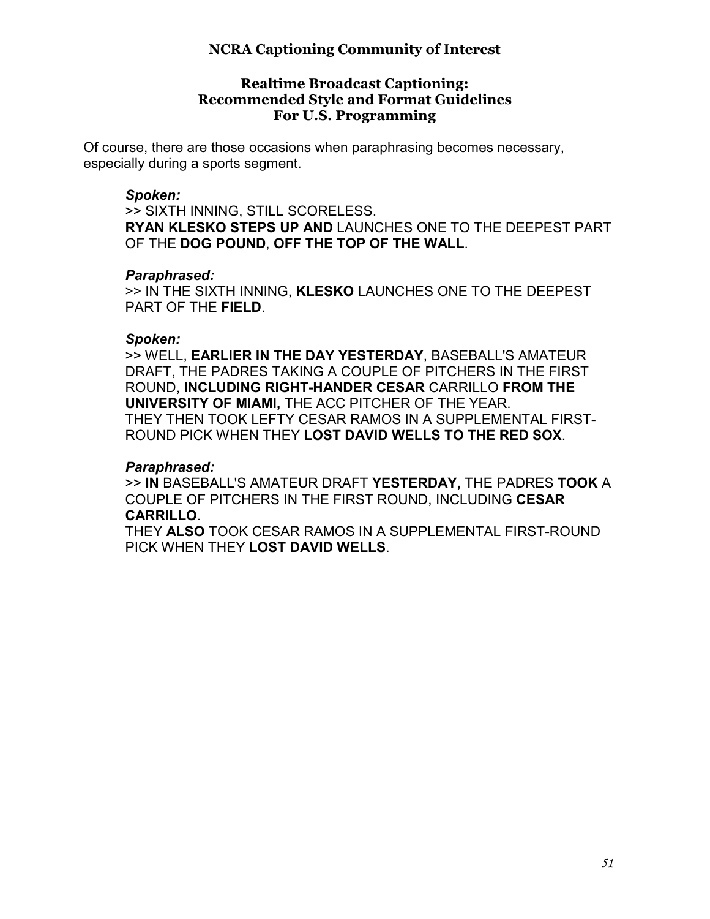Of course, there are those occasions when paraphrasing becomes necessary, especially during a sports segment.

***Spoken:***

>> SIXTH INNING, STILL SCORELESS.
**RYAN KLESKO STEPS UP AND** LAUNCHES ONE TO THE DEEPEST PART OF THE **DOG POUND**, **OFF THE TOP OF THE WALL**.

***Paraphrased:***

>> IN THE SIXTH INNING, **KLESKO** LAUNCHES ONE TO THE DEEPEST PART OF THE **FIELD**.

***Spoken:***

>> WELL, **EARLIER IN THE DAY YESTERDAY**, BASEBALL'S AMATEUR DRAFT, THE PADRES TAKING A COUPLE OF PITCHERS IN THE FIRST ROUND, **INCLUDING RIGHT-HANDER CESAR** CARRILLO **FROM THE UNIVERSITY OF MIAMI,** THE ACC PITCHER OF THE YEAR.
THEY THEN TOOK LEFTY CESAR RAMOS IN A SUPPLEMENTAL FIRST-ROUND PICK WHEN THEY **LOST DAVID WELLS TO THE RED SOX**.

***Paraphrased:***

>> **IN** BASEBALL'S AMATEUR DRAFT **YESTERDAY,** THE PADRES **TOOK** A COUPLE OF PITCHERS IN THE FIRST ROUND, INCLUDING **CESAR CARRILLO**.
THEY **ALSO** TOOK CESAR RAMOS IN A SUPPLEMENTAL FIRST-ROUND PICK WHEN THEY **LOST DAVID WELLS**.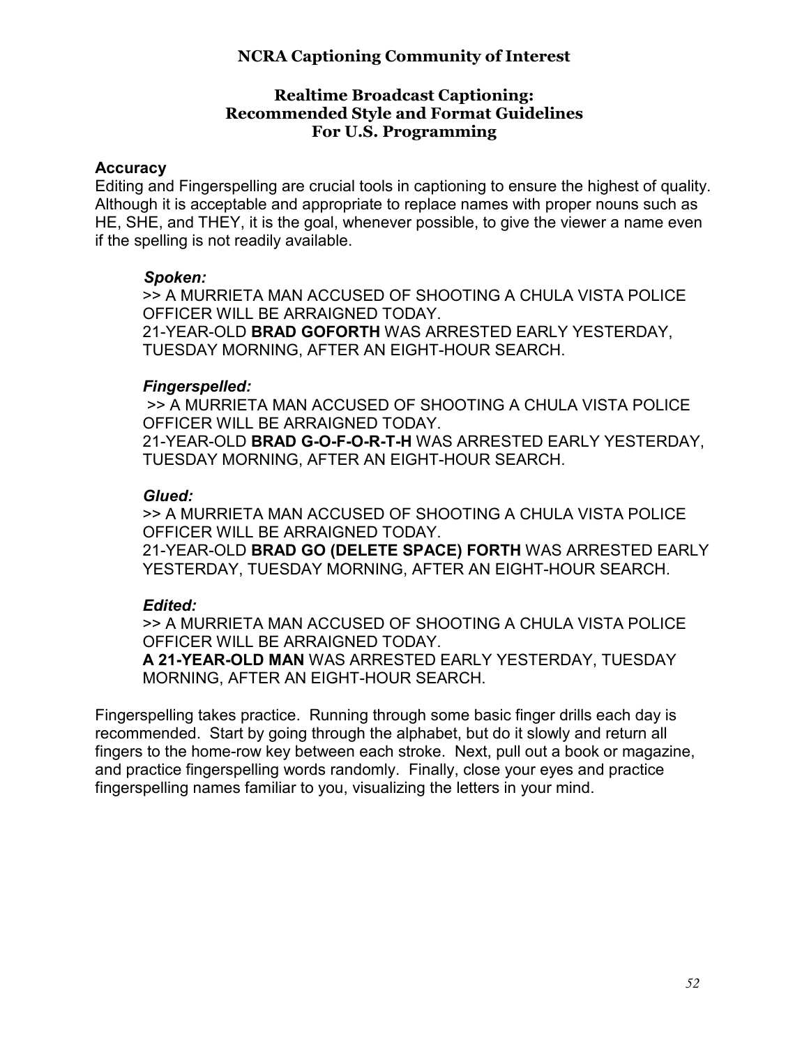**NCRA Captioning Community of Interest**

**Realtime Broadcast Captioning:**
**Recommended Style and Format Guidelines**
**For U.S. Programming**

**Accuracy**

Editing and Fingerspelling are crucial tools in captioning to ensure the highest of quality. Although it is acceptable and appropriate to replace names with proper nouns such as HE, SHE, and THEY, it is the goal, whenever possible, to give the viewer a name even if the spelling is not readily available.

***Spoken:***

>> A MURRIETA MAN ACCUSED OF SHOOTING A CHULA VISTA POLICE OFFICER WILL BE ARRAIGNED TODAY.
21-YEAR-OLD **BRAD GOFORTH** WAS ARRESTED EARLY YESTERDAY, TUESDAY MORNING, AFTER AN EIGHT-HOUR SEARCH.

***Fingerspelled:***

>> A MURRIETA MAN ACCUSED OF SHOOTING A CHULA VISTA POLICE OFFICER WILL BE ARRAIGNED TODAY.
21-YEAR-OLD **BRAD G-O-F-O-R-T-H** WAS ARRESTED EARLY YESTERDAY, TUESDAY MORNING, AFTER AN EIGHT-HOUR SEARCH.

***Glued:***

>> A MURRIETA MAN ACCUSED OF SHOOTING A CHULA VISTA POLICE OFFICER WILL BE ARRAIGNED TODAY.
21-YEAR-OLD **BRAD GO (DELETE SPACE) FORTH** WAS ARRESTED EARLY YESTERDAY, TUESDAY MORNING, AFTER AN EIGHT-HOUR SEARCH.

***Edited:***

>> A MURRIETA MAN ACCUSED OF SHOOTING A CHULA VISTA POLICE OFFICER WILL BE ARRAIGNED TODAY.
**A 21-YEAR-OLD MAN** WAS ARRESTED EARLY YESTERDAY, TUESDAY MORNING, AFTER AN EIGHT-HOUR SEARCH.

Fingerspelling takes practice. Running through some basic finger drills each day is recommended. Start by going through the alphabet, but do it slowly and return all fingers to the home-row key between each stroke. Next, pull out a book or magazine, and practice fingerspelling words randomly. Finally, close your eyes and practice fingerspelling names familiar to you, visualizing the letters in your mind.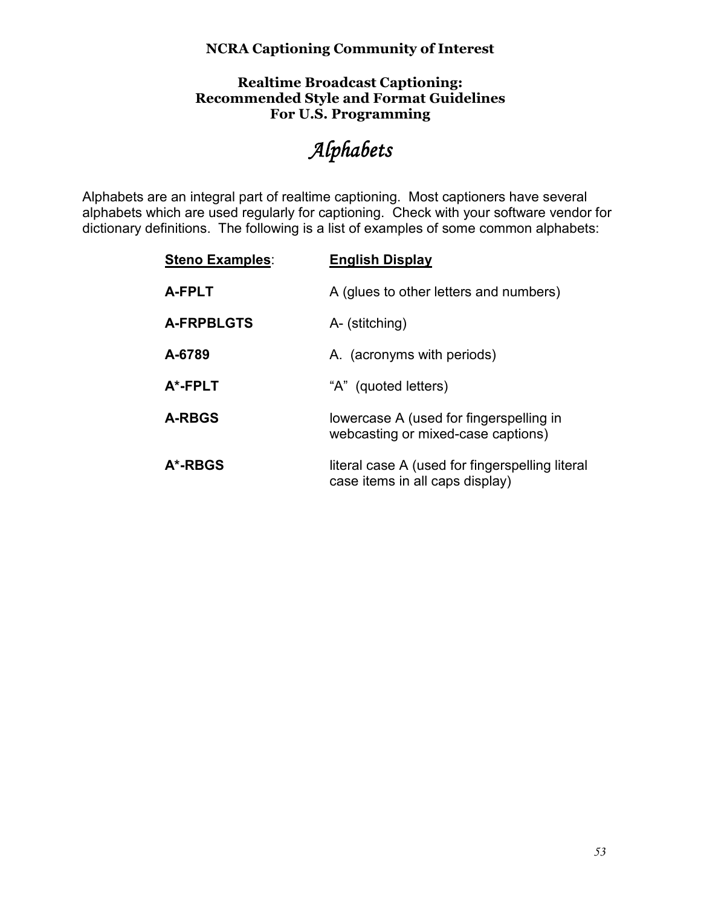**NCRA Captioning Community of Interest**

**Realtime Broadcast Captioning:
Recommended Style and Format Guidelines
For U.S. Programming**

# *Alphabets*

Alphabets are an integral part of realtime captioning. Most captioners have several alphabets which are used regularly for captioning. Check with your software vendor for dictionary definitions. The following is a list of examples of some common alphabets:

| **Steno Examples**: | **English Display** |
| --- | --- |
| **A-FPLT** | A (glues to other letters and numbers) |
| **A-FRPBLGTS** | A- (stitching) |
| **A-6789** | A. (acronyms with periods) |
| **A*-FPLT** | "A" (quoted letters) |
| **A-RBGS** | lowercase A (used for fingerspelling in webcasting or mixed-case captions) |
| **A*-RBGS** | literal case A (used for fingerspelling literal case items in all caps display) |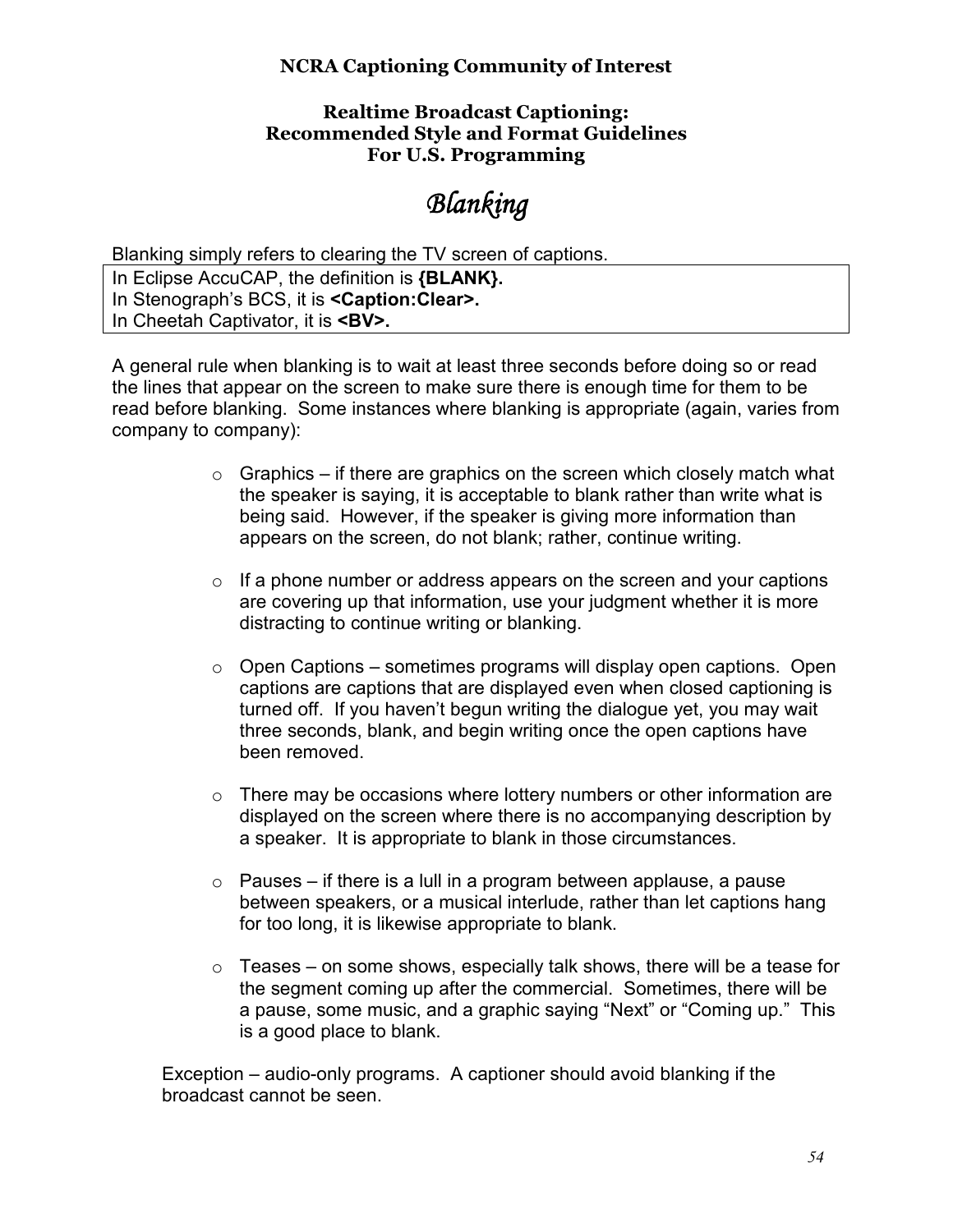**NCRA Captioning Community of Interest**

**Realtime Broadcast Captioning:**
**Recommended Style and Format Guidelines**
**For U.S. Programming**

# *Blanking*

Blanking simply refers to clearing the TV screen of captions.

| In Eclipse AccuCAP, the definition is **{BLANK}.**<br>In Stenograph's BCS, it is **<Caption:Clear>.**<br>In Cheetah Captivator, it is **<BV>.** |
|---|

A general rule when blanking is to wait at least three seconds before doing so or read the lines that appear on the screen to make sure there is enough time for them to be read before blanking. Some instances where blanking is appropriate (again, varies from company to company):

- Graphics – if there are graphics on the screen which closely match what the speaker is saying, it is acceptable to blank rather than write what is being said. However, if the speaker is giving more information than appears on the screen, do not blank; rather, continue writing.

- If a phone number or address appears on the screen and your captions are covering up that information, use your judgment whether it is more distracting to continue writing or blanking.

- Open Captions – sometimes programs will display open captions. Open captions are captions that are displayed even when closed captioning is turned off. If you haven't begun writing the dialogue yet, you may wait three seconds, blank, and begin writing once the open captions have been removed.

- There may be occasions where lottery numbers or other information are displayed on the screen where there is no accompanying description by a speaker. It is appropriate to blank in those circumstances.

- Pauses – if there is a lull in a program between applause, a pause between speakers, or a musical interlude, rather than let captions hang for too long, it is likewise appropriate to blank.

- Teases – on some shows, especially talk shows, there will be a tease for the segment coming up after the commercial. Sometimes, there will be a pause, some music, and a graphic saying "Next" or "Coming up." This is a good place to blank.

Exception – audio-only programs. A captioner should avoid blanking if the broadcast cannot be seen.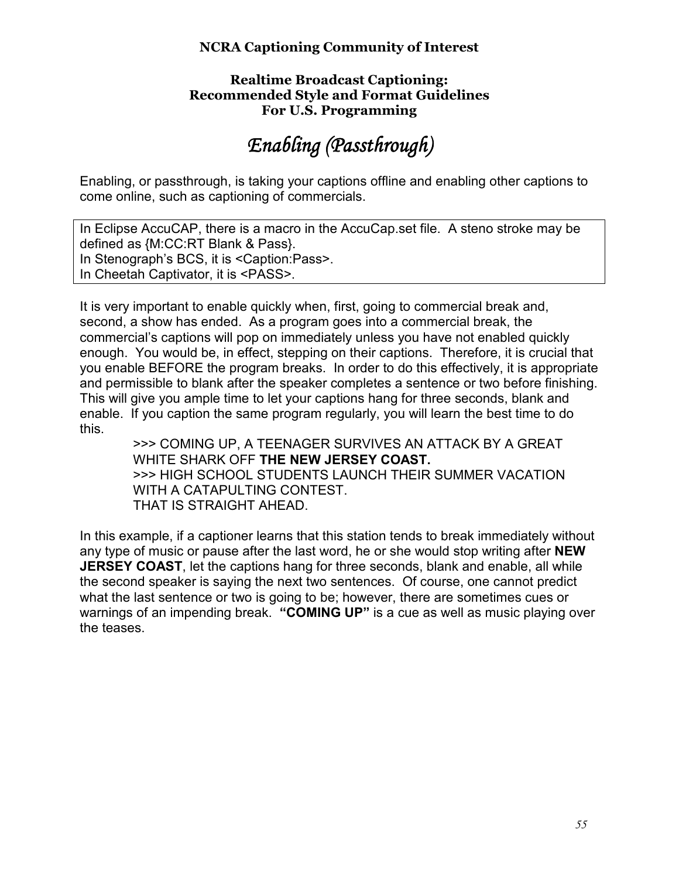**NCRA Captioning Community of Interest**

**Realtime Broadcast Captioning:**
**Recommended Style and Format Guidelines**
**For U.S. Programming**

# *Enabling (Passthrough)*

Enabling, or passthrough, is taking your captions offline and enabling other captions to come online, such as captioning of commercials.

| In Eclipse AccuCAP, there is a macro in the AccuCap.set file. A steno stroke may be defined as {M:CC:RT Blank & Pass}.<br>In Stenograph's BCS, it is <Caption:Pass>.<br>In Cheetah Captivator, it is <PASS>. |
|---|

It is very important to enable quickly when, first, going to commercial break and, second, a show has ended. As a program goes into a commercial break, the commercial's captions will pop on immediately unless you have not enabled quickly enough. You would be, in effect, stepping on their captions. Therefore, it is crucial that you enable BEFORE the program breaks. In order to do this effectively, it is appropriate and permissible to blank after the speaker completes a sentence or two before finishing. This will give you ample time to let your captions hang for three seconds, blank and enable. If you caption the same program regularly, you will learn the best time to do this.

> \>>> COMING UP, A TEENAGER SURVIVES AN ATTACK BY A GREAT WHITE SHARK OFF **THE NEW JERSEY COAST.**
> \>>> HIGH SCHOOL STUDENTS LAUNCH THEIR SUMMER VACATION WITH A CATAPULTING CONTEST.
> THAT IS STRAIGHT AHEAD.

In this example, if a captioner learns that this station tends to break immediately without any type of music or pause after the last word, he or she would stop writing after **NEW JERSEY COAST**, let the captions hang for three seconds, blank and enable, all while the second speaker is saying the next two sentences. Of course, one cannot predict what the last sentence or two is going to be; however, there are sometimes cues or warnings of an impending break. **"COMING UP"** is a cue as well as music playing over the teases.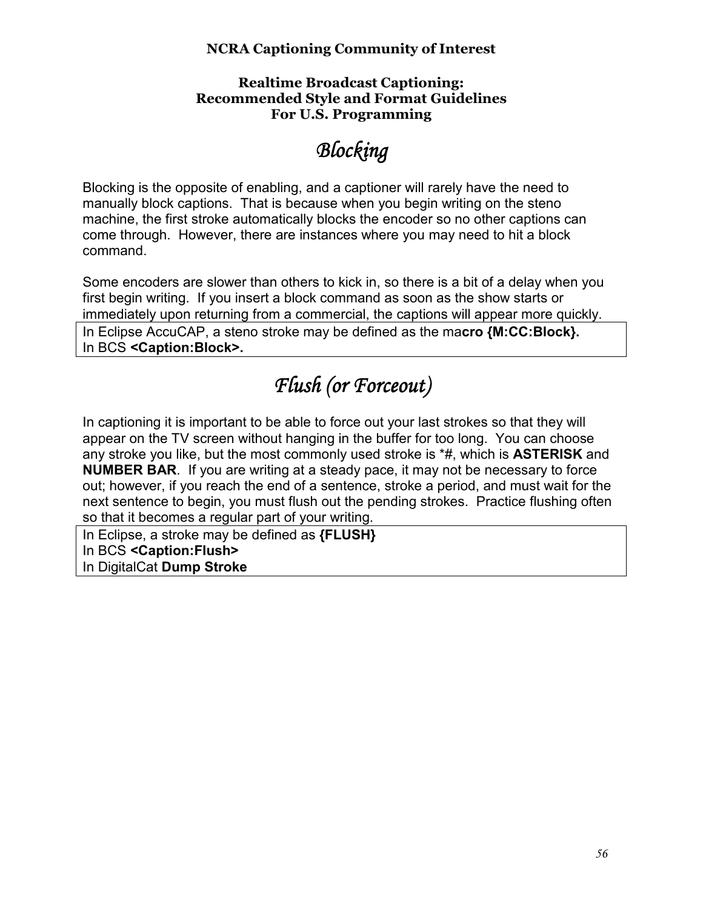**NCRA Captioning Community of Interest**

**Realtime Broadcast Captioning:**
**Recommended Style and Format Guidelines**
**For U.S. Programming**

# *Blocking*

Blocking is the opposite of enabling, and a captioner will rarely have the need to manually block captions. That is because when you begin writing on the steno machine, the first stroke automatically blocks the encoder so no other captions can come through. However, there are instances where you may need to hit a block command.

Some encoders are slower than others to kick in, so there is a bit of a delay when you first begin writing. If you insert a block command as soon as the show starts or immediately upon returning from a commercial, the captions will appear more quickly.

In Eclipse AccuCAP, a steno stroke may be defined as the ma**cro {M:CC:Block}.**
In BCS **<Caption:Block>.**

# *Flush (or Forceout)*

In captioning it is important to be able to force out your last strokes so that they will appear on the TV screen without hanging in the buffer for too long. You can choose any stroke you like, but the most commonly used stroke is *#, which is **ASTERISK** and **NUMBER BAR**. If you are writing at a steady pace, it may not be necessary to force out; however, if you reach the end of a sentence, stroke a period, and must wait for the next sentence to begin, you must flush out the pending strokes. Practice flushing often so that it becomes a regular part of your writing.

In Eclipse, a stroke may be defined as **{FLUSH}**
In BCS **<Caption:Flush>**
In DigitalCat **Dump Stroke**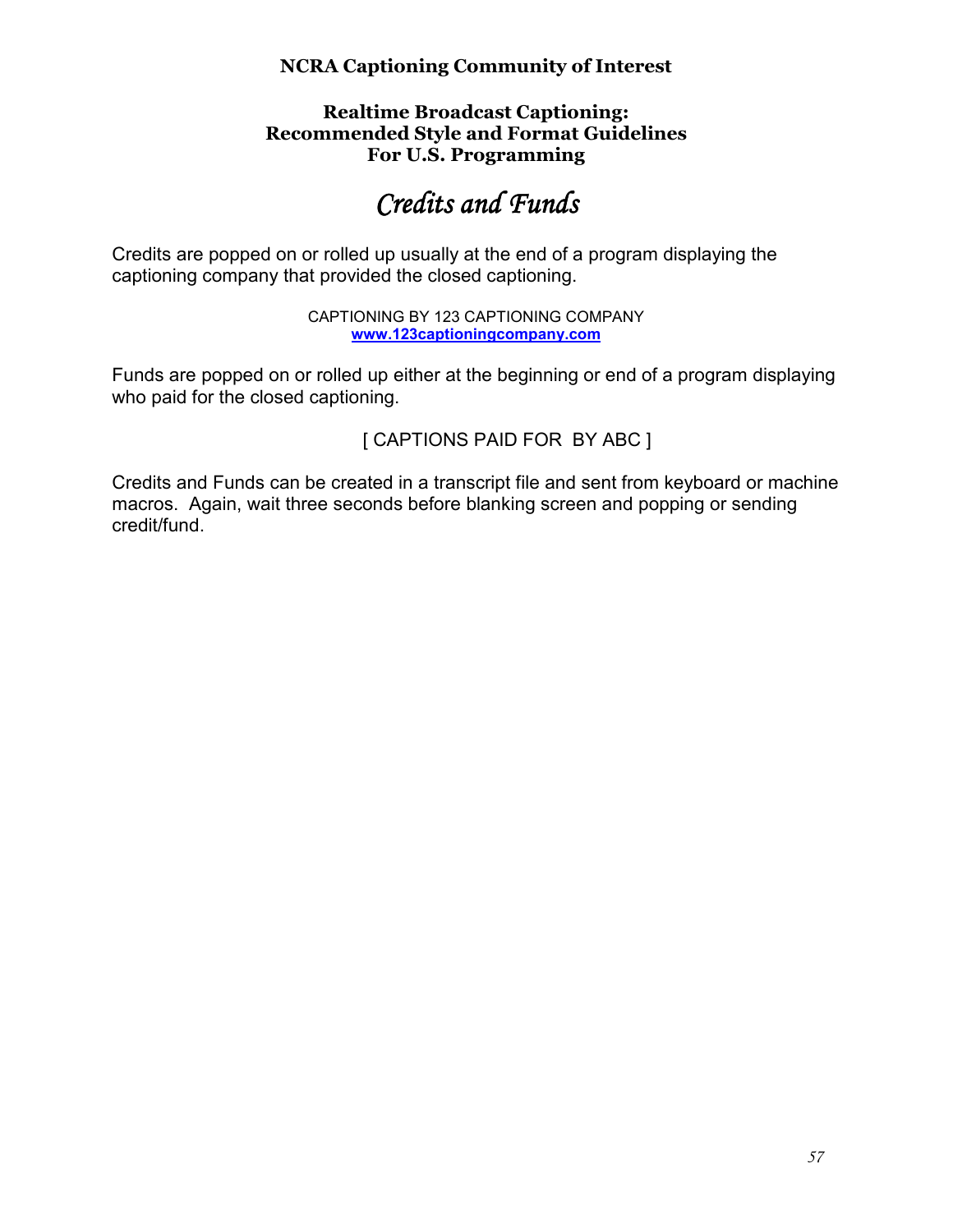# Credits and Funds

Credits are popped on or rolled up usually at the end of a program displaying the captioning company that provided the closed captioning.

CAPTIONING BY 123 CAPTIONING COMPANY
**www.123captioningcompany.com**

Funds are popped on or rolled up either at the beginning or end of a program displaying who paid for the closed captioning.

[ CAPTIONS PAID FOR BY ABC ]

Credits and Funds can be created in a transcript file and sent from keyboard or machine macros. Again, wait three seconds before blanking screen and popping or sending credit/fund.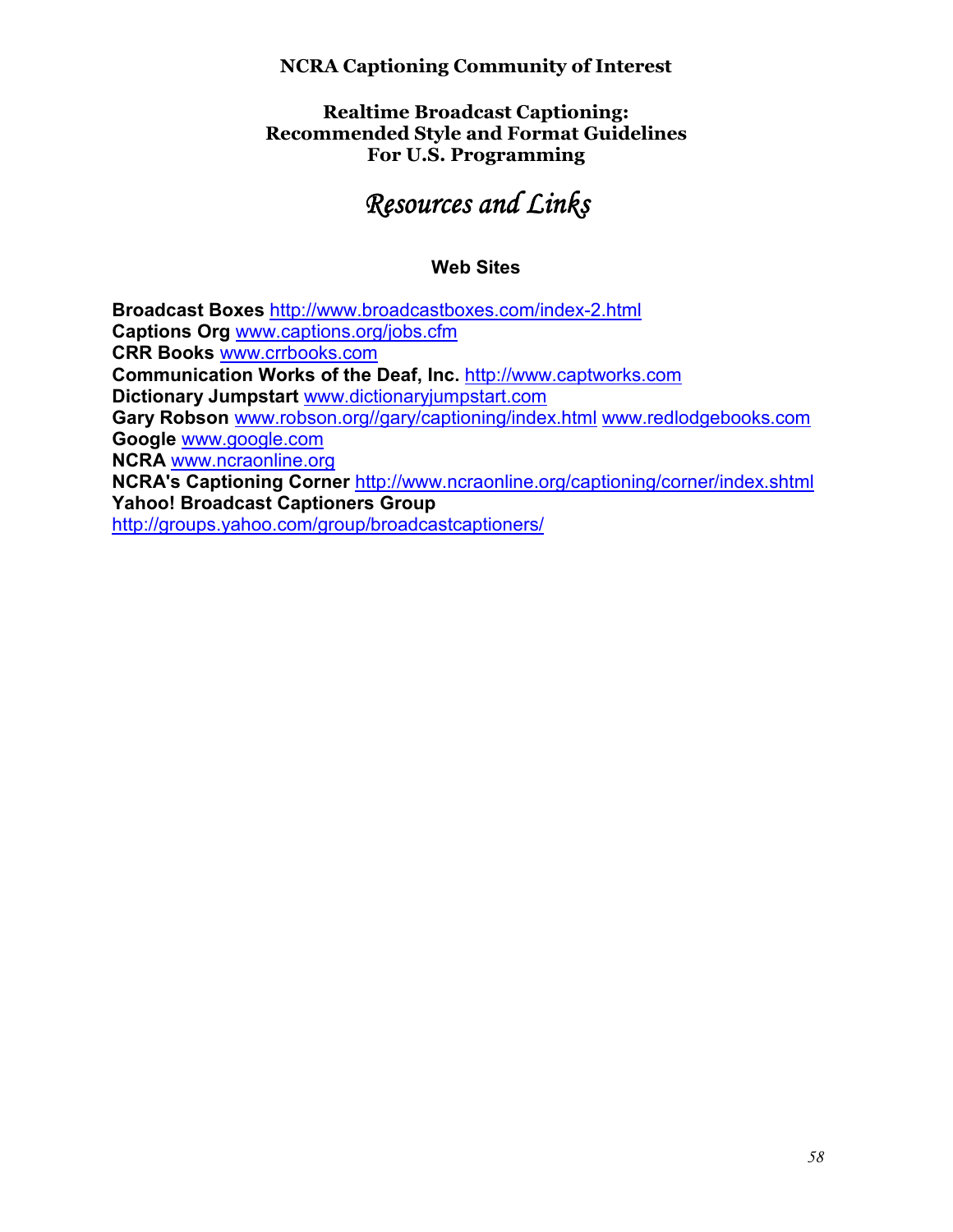**NCRA Captioning Community of Interest**

**Realtime Broadcast Captioning:**
**Recommended Style and Format Guidelines**
**For U.S. Programming**

# *Resources and Links*

## Web Sites

**Broadcast Boxes** http://www.broadcastboxes.com/index-2.html
**Captions Org** www.captions.org/jobs.cfm
**CRR Books** www.crrbooks.com
**Communication Works of the Deaf, Inc.** http://www.captworks.com
**Dictionary Jumpstart** www.dictionaryjumpstart.com
**Gary Robson** www.robson.org//gary/captioning/index.html www.redlodgebooks.com
**Google** www.google.com
**NCRA** www.ncraonline.org
**NCRA's Captioning Corner** http://www.ncraonline.org/captioning/corner/index.shtml
**Yahoo! Broadcast Captioners Group**
http://groups.yahoo.com/group/broadcastcaptioners/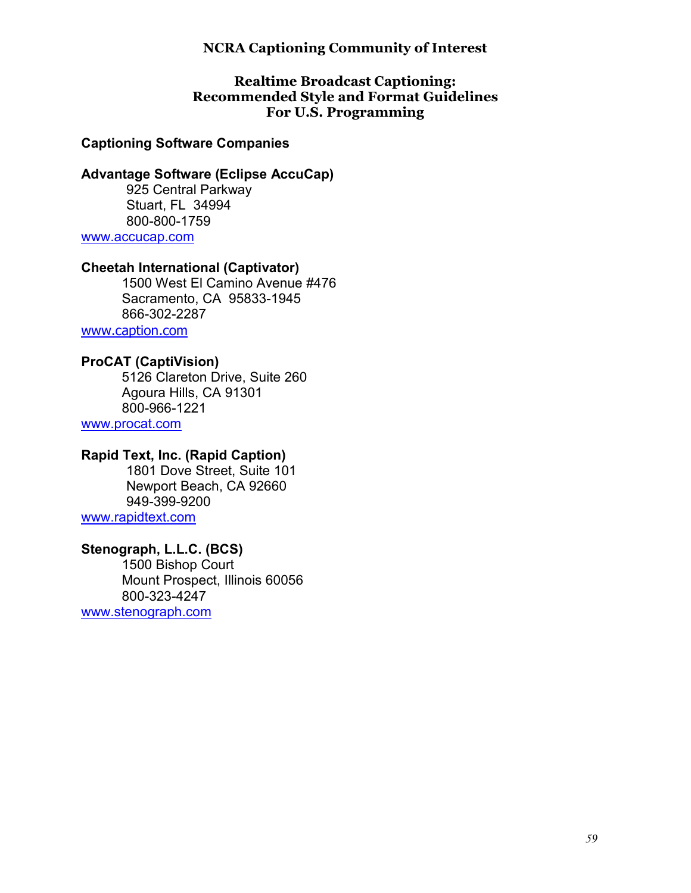**NCRA Captioning Community of Interest**

**Realtime Broadcast Captioning:
Recommended Style and Format Guidelines
For U.S. Programming**

## Captioning Software Companies

**Advantage Software (Eclipse AccuCap)**
925 Central Parkway
Stuart, FL 34994
800-800-1759
www.accucap.com

**Cheetah International (Captivator)**
1500 West El Camino Avenue #476
Sacramento, CA 95833-1945
866-302-2287
www.caption.com

**ProCAT (CaptiVision)**
5126 Clareton Drive, Suite 260
Agoura Hills, CA 91301
800-966-1221
www.procat.com

**Rapid Text, Inc. (Rapid Caption)**
1801 Dove Street, Suite 101
Newport Beach, CA 92660
949-399-9200
www.rapidtext.com

**Stenograph, L.L.C. (BCS)**
1500 Bishop Court
Mount Prospect, Illinois 60056
800-323-4247
www.stenograph.com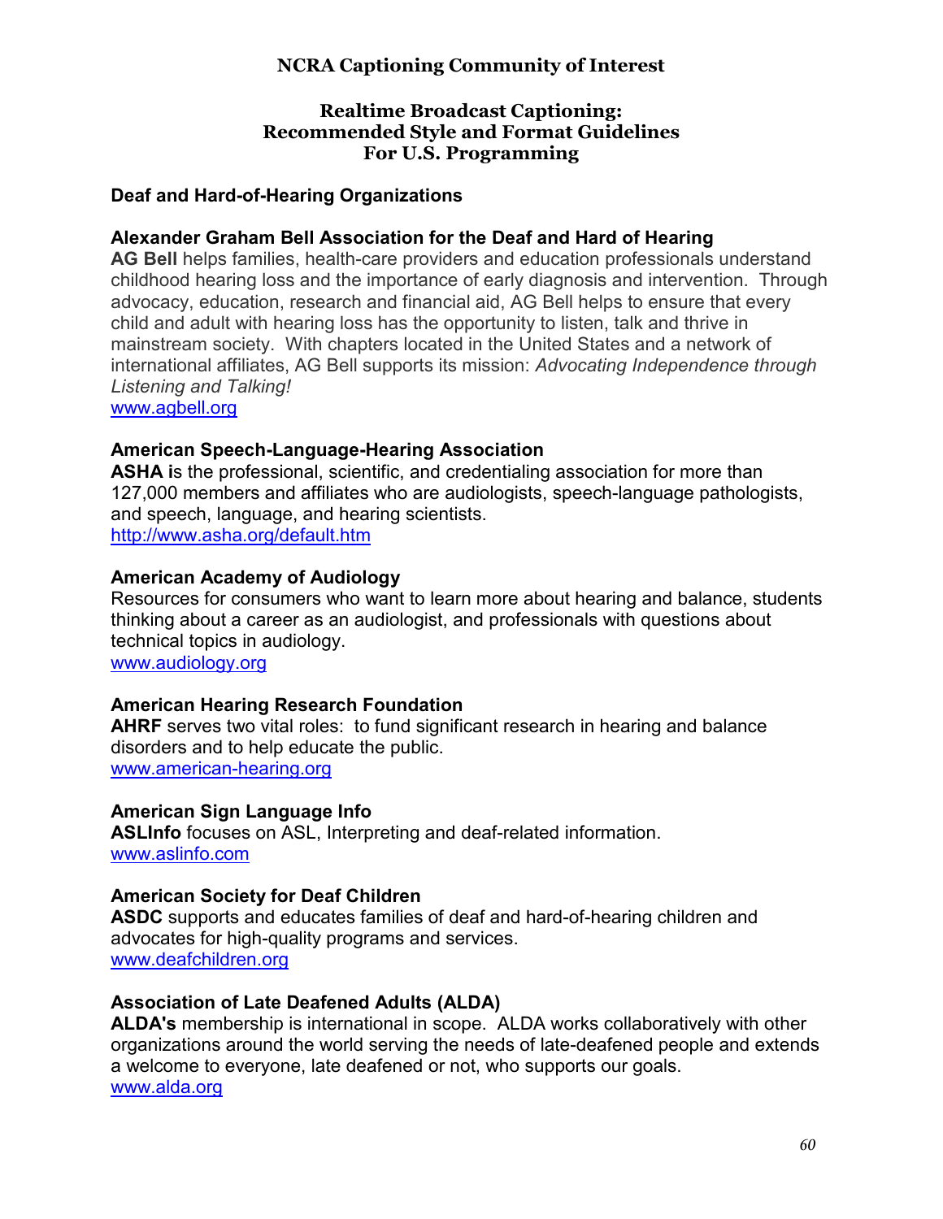**NCRA Captioning Community of Interest**

**Realtime Broadcast Captioning:**
**Recommended Style and Format Guidelines**
**For U.S. Programming**

## Deaf and Hard-of-Hearing Organizations

### Alexander Graham Bell Association for the Deaf and Hard of Hearing

**AG Bell** helps families, health-care providers and education professionals understand childhood hearing loss and the importance of early diagnosis and intervention. Through advocacy, education, research and financial aid, AG Bell helps to ensure that every child and adult with hearing loss has the opportunity to listen, talk and thrive in mainstream society. With chapters located in the United States and a network of international affiliates, AG Bell supports its mission: *Advocating Independence through Listening and Talking!*
www.agbell.org

### American Speech-Language-Hearing Association

**ASHA i**s the professional, scientific, and credentialing association for more than 127,000 members and affiliates who are audiologists, speech-language pathologists, and speech, language, and hearing scientists.
http://www.asha.org/default.htm

### American Academy of Audiology

Resources for consumers who want to learn more about hearing and balance, students thinking about a career as an audiologist, and professionals with questions about technical topics in audiology.
www.audiology.org

### American Hearing Research Foundation

**AHRF** serves two vital roles: to fund significant research in hearing and balance disorders and to help educate the public.
www.american-hearing.org

### American Sign Language Info

**ASLInfo** focuses on ASL, Interpreting and deaf-related information.
www.aslinfo.com

### American Society for Deaf Children

**ASDC** supports and educates families of deaf and hard-of-hearing children and advocates for high-quality programs and services.
www.deafchildren.org

### Association of Late Deafened Adults (ALDA)

**ALDA's** membership is international in scope. ALDA works collaboratively with other organizations around the world serving the needs of late-deafened people and extends a welcome to everyone, late deafened or not, who supports our goals.
www.alda.org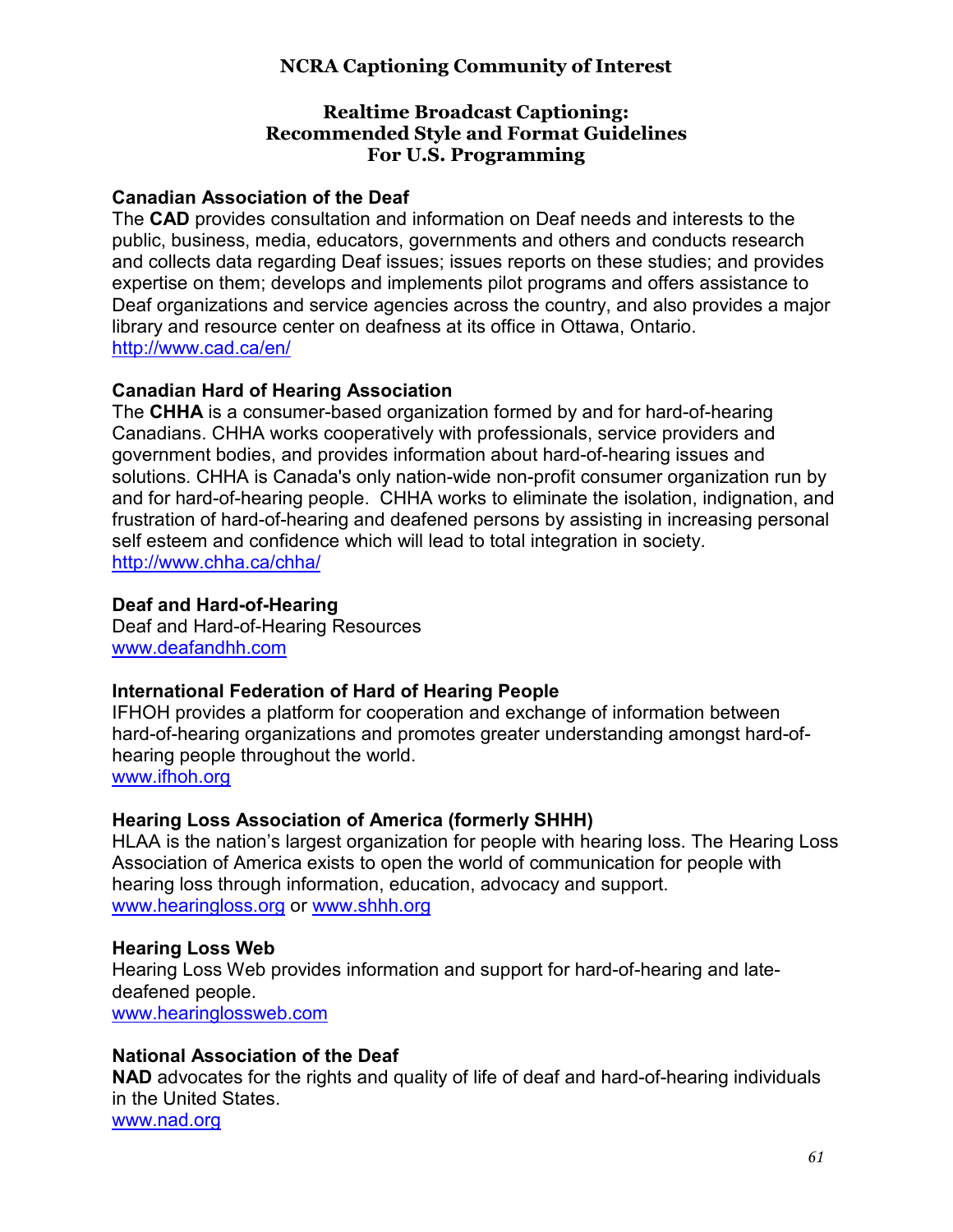**Canadian Association of the Deaf**
The **CAD** provides consultation and information on Deaf needs and interests to the public, business, media, educators, governments and others and conducts research and collects data regarding Deaf issues; issues reports on these studies; and provides expertise on them; develops and implements pilot programs and offers assistance to Deaf organizations and service agencies across the country, and also provides a major library and resource center on deafness at its office in Ottawa, Ontario.
http://www.cad.ca/en/

**Canadian Hard of Hearing Association**
The **CHHA** is a consumer-based organization formed by and for hard-of-hearing Canadians. CHHA works cooperatively with professionals, service providers and government bodies, and provides information about hard-of-hearing issues and solutions. CHHA is Canada's only nation-wide non-profit consumer organization run by and for hard-of-hearing people. CHHA works to eliminate the isolation, indignation, and frustration of hard-of-hearing and deafened persons by assisting in increasing personal self esteem and confidence which will lead to total integration in society.
http://www.chha.ca/chha/

**Deaf and Hard-of-Hearing**
Deaf and Hard-of-Hearing Resources
www.deafandhh.com

**International Federation of Hard of Hearing People**
IFHOH provides a platform for cooperation and exchange of information between hard-of-hearing organizations and promotes greater understanding amongst hard-of-hearing people throughout the world.
www.ifhoh.org

**Hearing Loss Association of America (formerly SHHH)**
HLAA is the nation's largest organization for people with hearing loss. The Hearing Loss Association of America exists to open the world of communication for people with hearing loss through information, education, advocacy and support.
www.hearingloss.org or www.shhh.org

**Hearing Loss Web**
Hearing Loss Web provides information and support for hard-of-hearing and late-deafened people.
www.hearinglossweb.com

**National Association of the Deaf**
**NAD** advocates for the rights and quality of life of deaf and hard-of-hearing individuals in the United States.
www.nad.org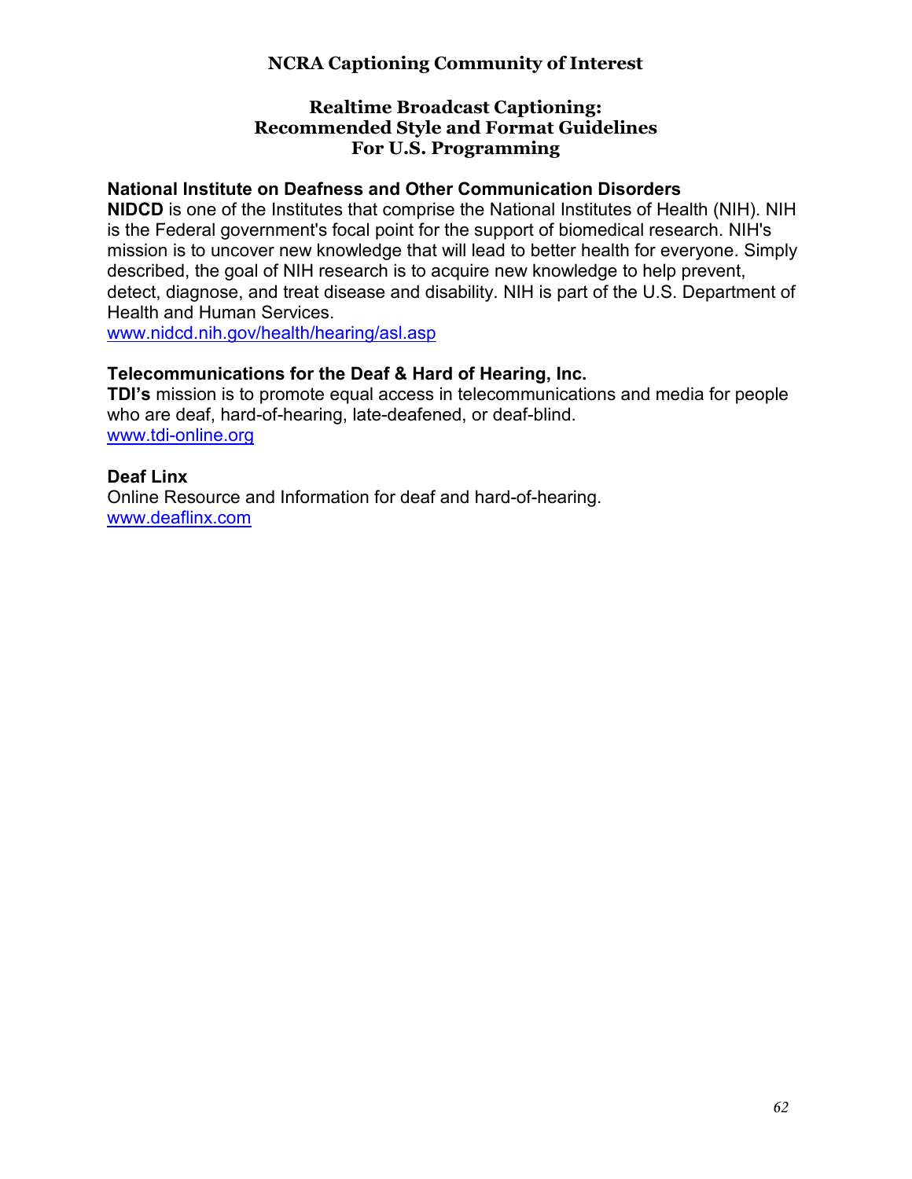**National Institute on Deafness and Other Communication Disorders**
**NIDCD** is one of the Institutes that comprise the National Institutes of Health (NIH). NIH is the Federal government's focal point for the support of biomedical research. NIH's mission is to uncover new knowledge that will lead to better health for everyone. Simply described, the goal of NIH research is to acquire new knowledge to help prevent, detect, diagnose, and treat disease and disability. NIH is part of the U.S. Department of Health and Human Services.
www.nidcd.nih.gov/health/hearing/asl.asp

**Telecommunications for the Deaf & Hard of Hearing, Inc.**
**TDI's** mission is to promote equal access in telecommunications and media for people who are deaf, hard-of-hearing, late-deafened, or deaf-blind.
www.tdi-online.org

**Deaf Linx**
Online Resource and Information for deaf and hard-of-hearing.
www.deaflinx.com